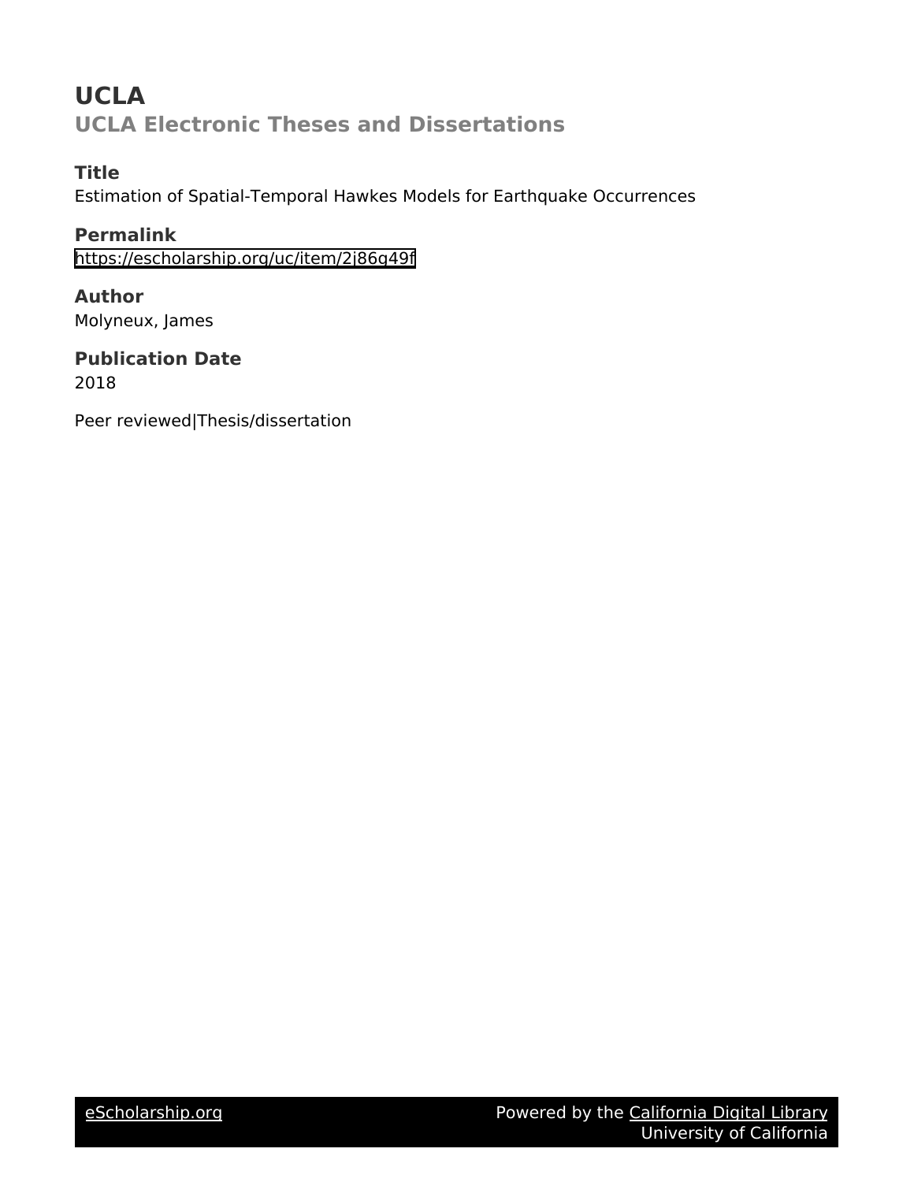# UCLA

## UCLA Electronic Theses and Dissertations

### Title

Estimation of Spatial-Temporal Hawkes Models for Earthquake Occurrences

### Permalink

https://escholarship.org/uc/item/2j86g49f

### Author

Molyneux, James

### Publication Date

2018

Peer reviewed|Thesis/dissertation

eScholarship.org Powered by the California Digital Library University of California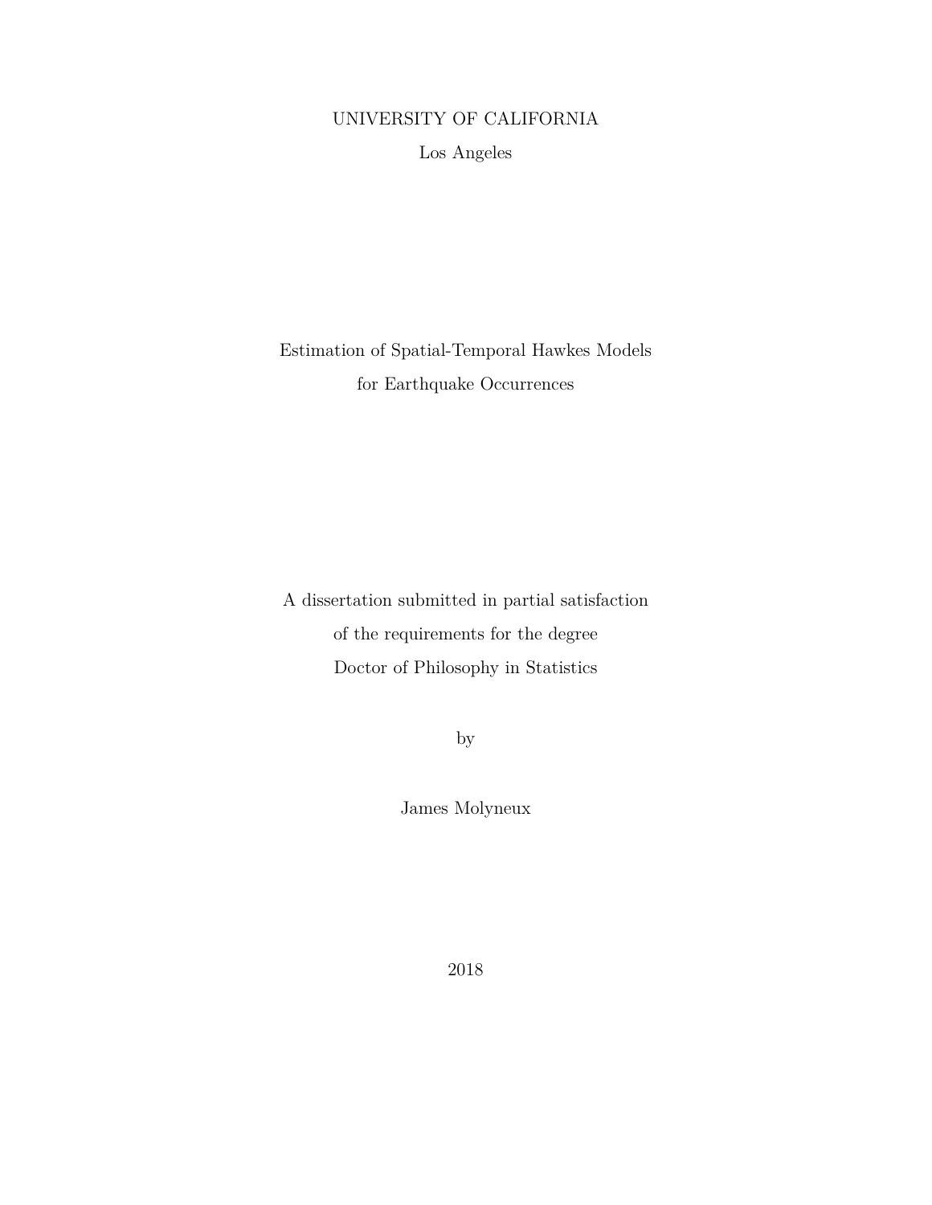UNIVERSITY OF CALIFORNIA

Los Angeles

# Estimation of Spatial-Temporal Hawkes Models for Earthquake Occurrences

A dissertation submitted in partial satisfaction of the requirements for the degree Doctor of Philosophy in Statistics

by

James Molyneux

2018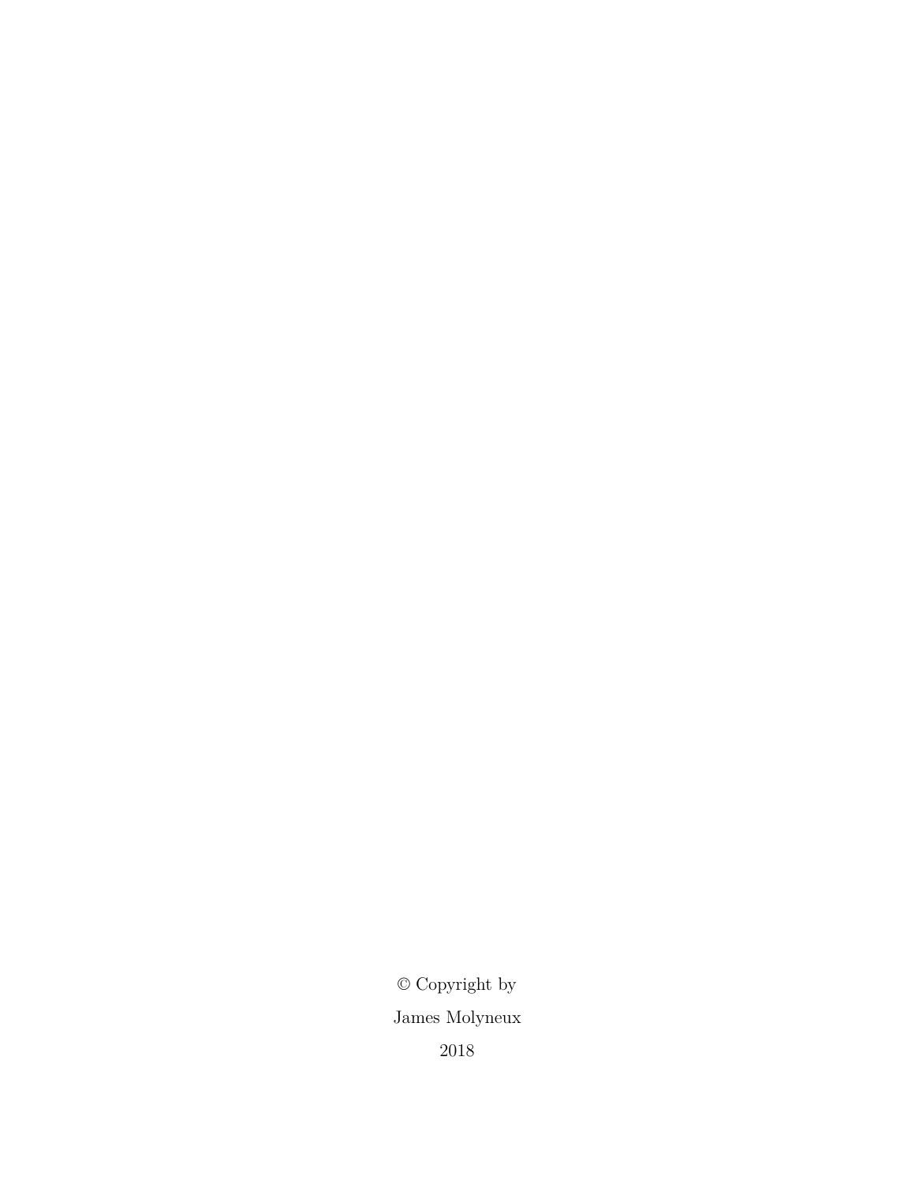© Copyright by

James Molyneux

2018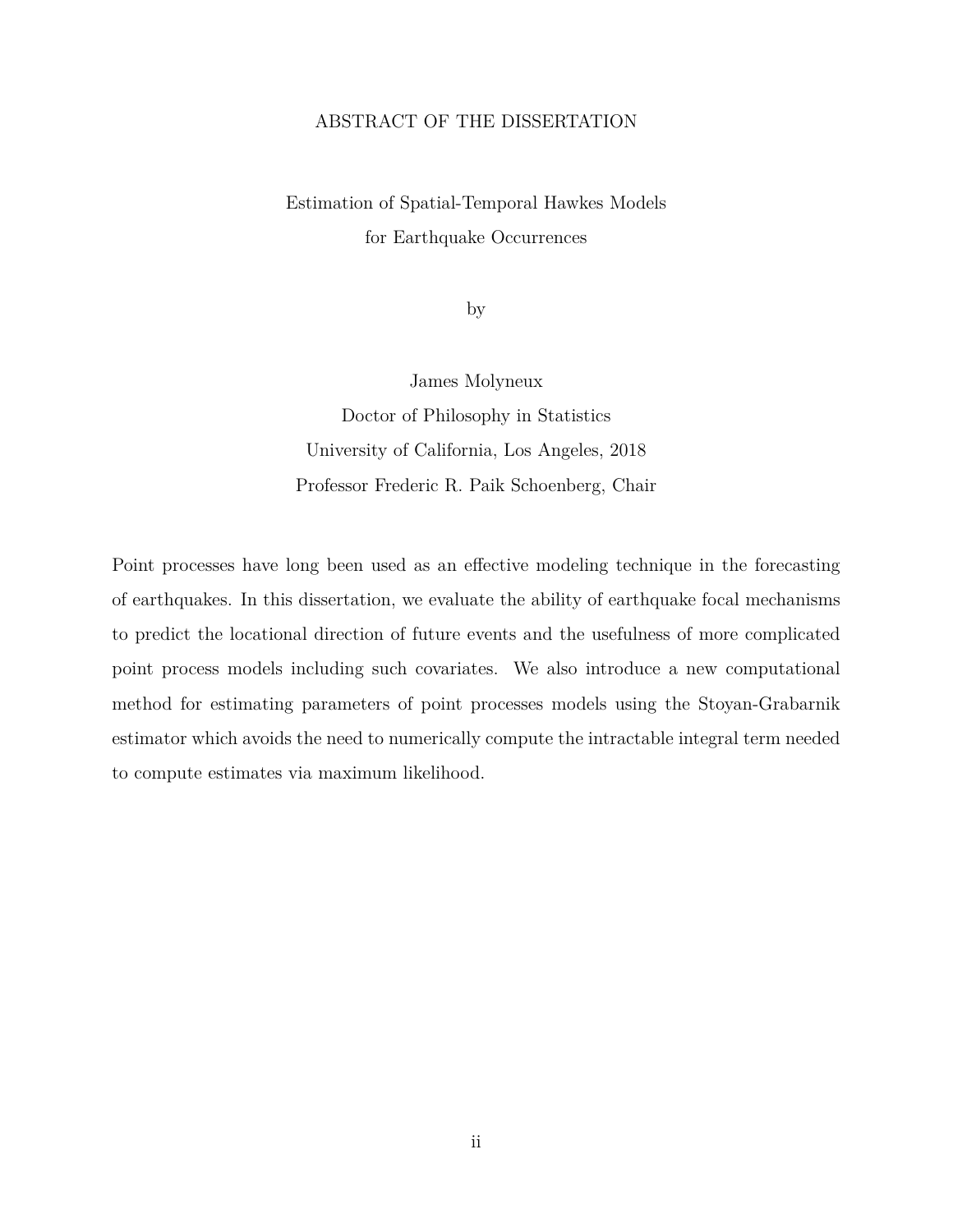# ABSTRACT OF THE DISSERTATION

## Estimation of Spatial-Temporal Hawkes Models for Earthquake Occurrences

by

James Molyneux

Doctor of Philosophy in Statistics

University of California, Los Angeles, 2018

Professor Frederic R. Paik Schoenberg, Chair

Point processes have long been used as an effective modeling technique in the forecasting of earthquakes. In this dissertation, we evaluate the ability of earthquake focal mechanisms to predict the locational direction of future events and the usefulness of more complicated point process models including such covariates. We also introduce a new computational method for estimating parameters of point processes models using the Stoyan-Grabarnik estimator which avoids the need to numerically compute the intractable integral term needed to compute estimates via maximum likelihood.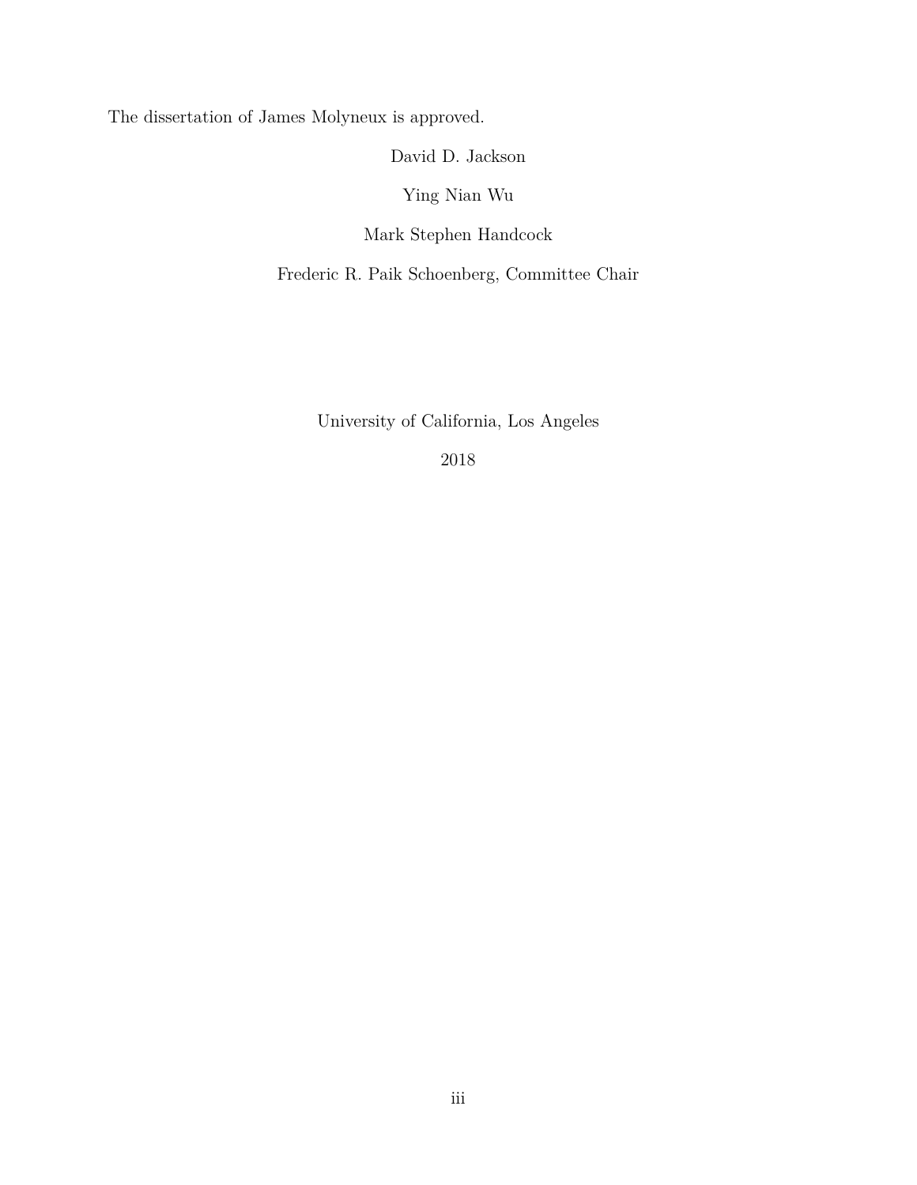The dissertation of James Molyneux is approved.

David D. Jackson

Ying Nian Wu

Mark Stephen Handcock

Frederic R. Paik Schoenberg, Committee Chair

University of California, Los Angeles

2018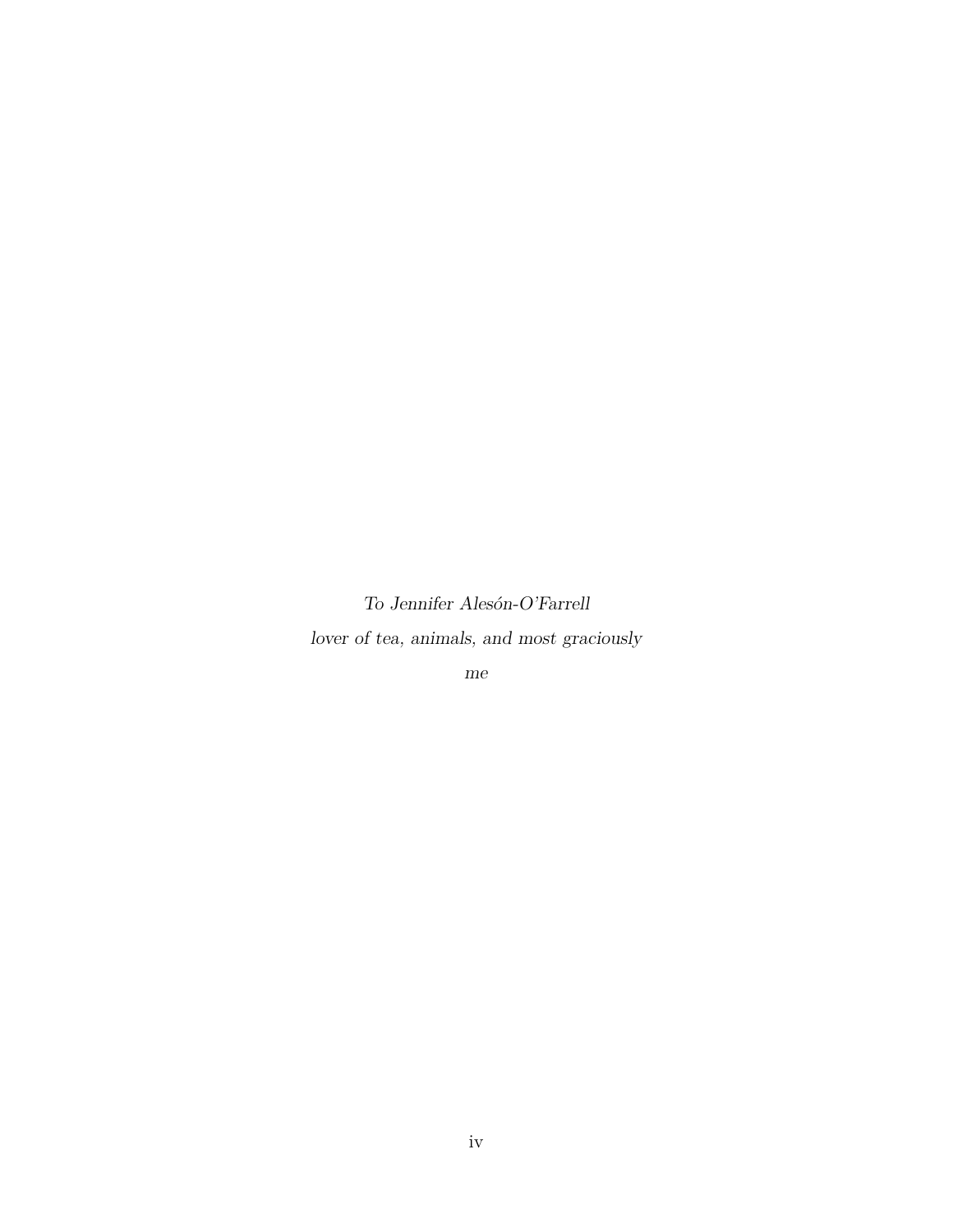*To Jennifer Alesón-O'Farrell*

*lover of tea, animals, and most graciously*

*me*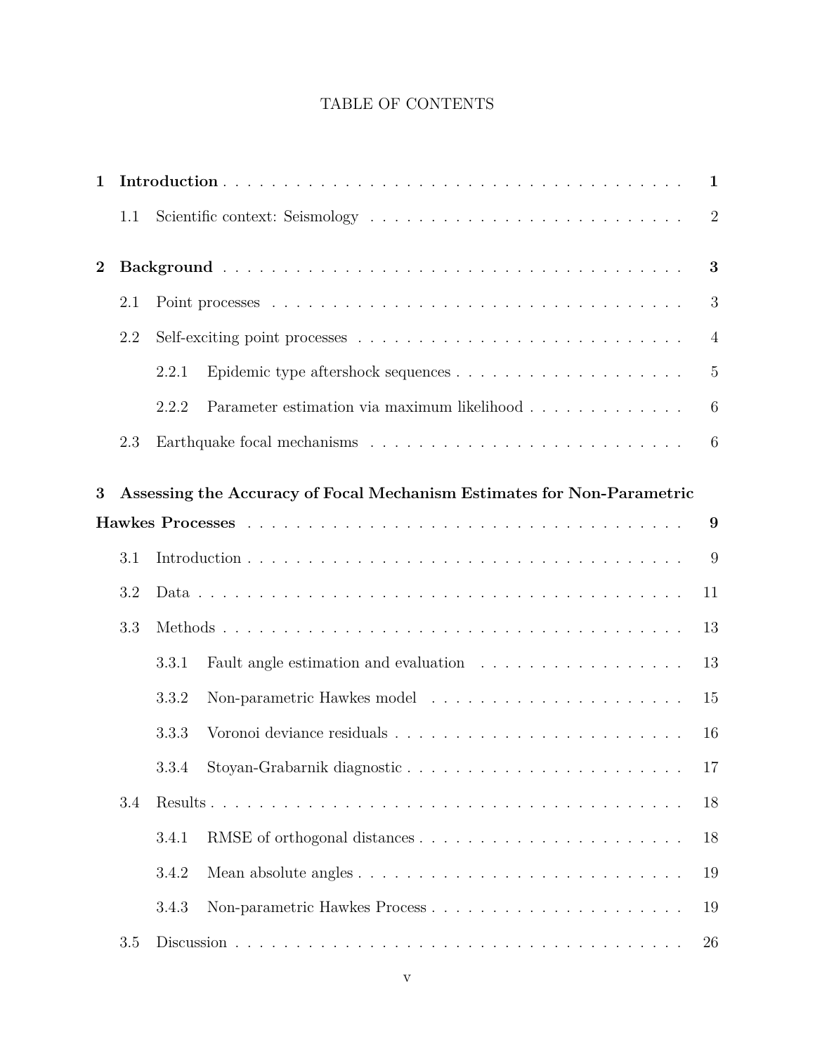TABLE OF CONTENTS

**1 Introduction** . . . . . . . . . . . . . . . . . . . . . . . . . . . . . . . . . . . . . . . . **1**

1.1 Scientific context: Seismology . . . . . . . . . . . . . . . . . . . . . . . . . . . . . 2

**2 Background** . . . . . . . . . . . . . . . . . . . . . . . . . . . . . . . . . . . . . . . . **3**

2.1 Point processes . . . . . . . . . . . . . . . . . . . . . . . . . . . . . . . . . . . . 3

2.2 Self-exciting point processes . . . . . . . . . . . . . . . . . . . . . . . . . . . . . 4

2.2.1 Epidemic type aftershock sequences . . . . . . . . . . . . . . . . . . . . 5

2.2.2 Parameter estimation via maximum likelihood . . . . . . . . . . . . . 6

2.3 Earthquake focal mechanisms . . . . . . . . . . . . . . . . . . . . . . . . . . . 6

**3 Assessing the Accuracy of Focal Mechanism Estimates for Non-Parametric Hawkes Processes** . . . . . . . . . . . . . . . . . . . . . . . . . . . . . . . . . . . . . **9**

3.1 Introduction . . . . . . . . . . . . . . . . . . . . . . . . . . . . . . . . . . . . . . 9

3.2 Data . . . . . . . . . . . . . . . . . . . . . . . . . . . . . . . . . . . . . . . . . . 11

3.3 Methods . . . . . . . . . . . . . . . . . . . . . . . . . . . . . . . . . . . . . . . . 13

3.3.1 Fault angle estimation and evaluation . . . . . . . . . . . . . . . . . . 13

3.3.2 Non-parametric Hawkes model . . . . . . . . . . . . . . . . . . . . . . 15

3.3.3 Voronoi deviance residuals . . . . . . . . . . . . . . . . . . . . . . . . . 16

3.3.4 Stoyan-Grabarnik diagnostic . . . . . . . . . . . . . . . . . . . . . . . . 17

3.4 Results . . . . . . . . . . . . . . . . . . . . . . . . . . . . . . . . . . . . . . . . 18

3.4.1 RMSE of orthogonal distances . . . . . . . . . . . . . . . . . . . . . . . 18

3.4.2 Mean absolute angles . . . . . . . . . . . . . . . . . . . . . . . . . . . . 19

3.4.3 Non-parametric Hawkes Process . . . . . . . . . . . . . . . . . . . . . . 19

3.5 Discussion . . . . . . . . . . . . . . . . . . . . . . . . . . . . . . . . . . . . . . . 26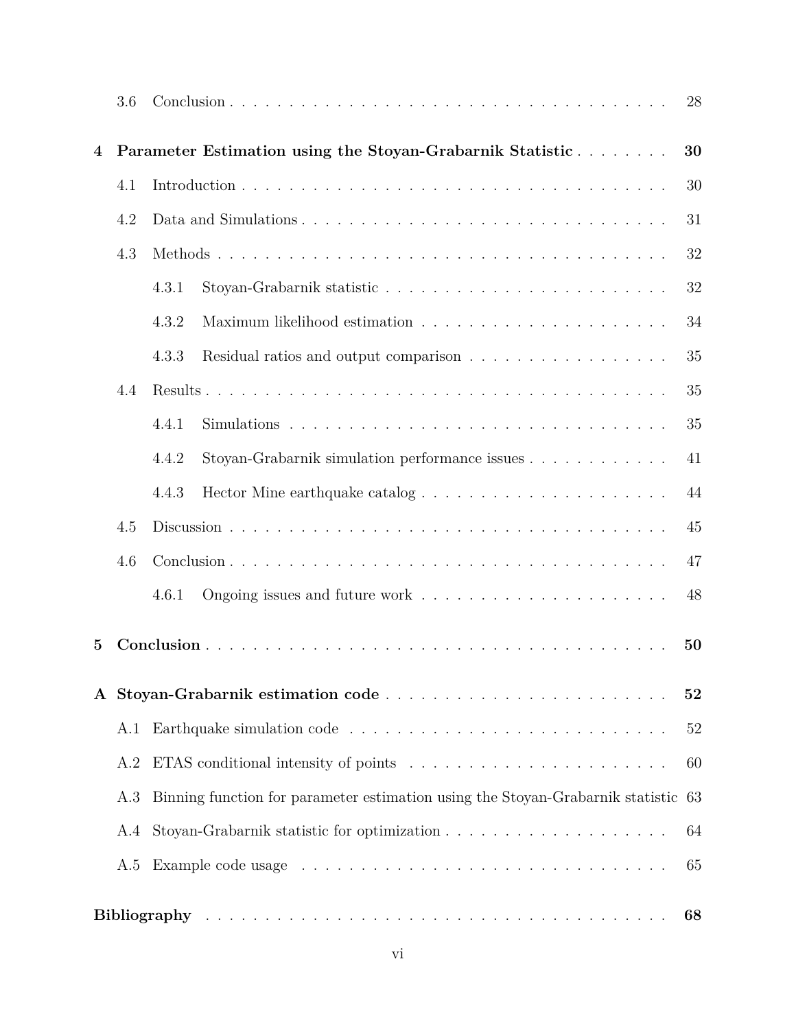3.6 Conclusion . . . . . . . . . . . . . . . . . . . . . . . . . . . . . . . . . . . . . . 28

**4 Parameter Estimation using the Stoyan-Grabarnik Statistic . . . . . . . . 30**

4.1 Introduction . . . . . . . . . . . . . . . . . . . . . . . . . . . . . . . . . . . . . 30

4.2 Data and Simulations . . . . . . . . . . . . . . . . . . . . . . . . . . . . . . . 31

4.3 Methods . . . . . . . . . . . . . . . . . . . . . . . . . . . . . . . . . . . . . . . 32

4.3.1 Stoyan-Grabarnik statistic . . . . . . . . . . . . . . . . . . . . . . . . . 32

4.3.2 Maximum likelihood estimation . . . . . . . . . . . . . . . . . . . . . 34

4.3.3 Residual ratios and output comparison . . . . . . . . . . . . . . . . . 35

4.4 Results . . . . . . . . . . . . . . . . . . . . . . . . . . . . . . . . . . . . . . . 35

4.4.1 Simulations . . . . . . . . . . . . . . . . . . . . . . . . . . . . . . . . . 35

4.4.2 Stoyan-Grabarnik simulation performance issues . . . . . . . . . . . . 41

4.4.3 Hector Mine earthquake catalog . . . . . . . . . . . . . . . . . . . . . 44

4.5 Discussion . . . . . . . . . . . . . . . . . . . . . . . . . . . . . . . . . . . . . 45

4.6 Conclusion . . . . . . . . . . . . . . . . . . . . . . . . . . . . . . . . . . . . . 47

4.6.1 Ongoing issues and future work . . . . . . . . . . . . . . . . . . . . . 48

**5 Conclusion . . . . . . . . . . . . . . . . . . . . . . . . . . . . . . . . . . . . . . 50**

**A Stoyan-Grabarnik estimation code . . . . . . . . . . . . . . . . . . . . . . . 52**

A.1 Earthquake simulation code . . . . . . . . . . . . . . . . . . . . . . . . . . . 52

A.2 ETAS conditional intensity of points . . . . . . . . . . . . . . . . . . . . . . 60

A.3 Binning function for parameter estimation using the Stoyan-Grabarnik statistic 63

A.4 Stoyan-Grabarnik statistic for optimization . . . . . . . . . . . . . . . . . . . 64

A.5 Example code usage . . . . . . . . . . . . . . . . . . . . . . . . . . . . . . . . 65

**Bibliography . . . . . . . . . . . . . . . . . . . . . . . . . . . . . . . . . . . . . . 68**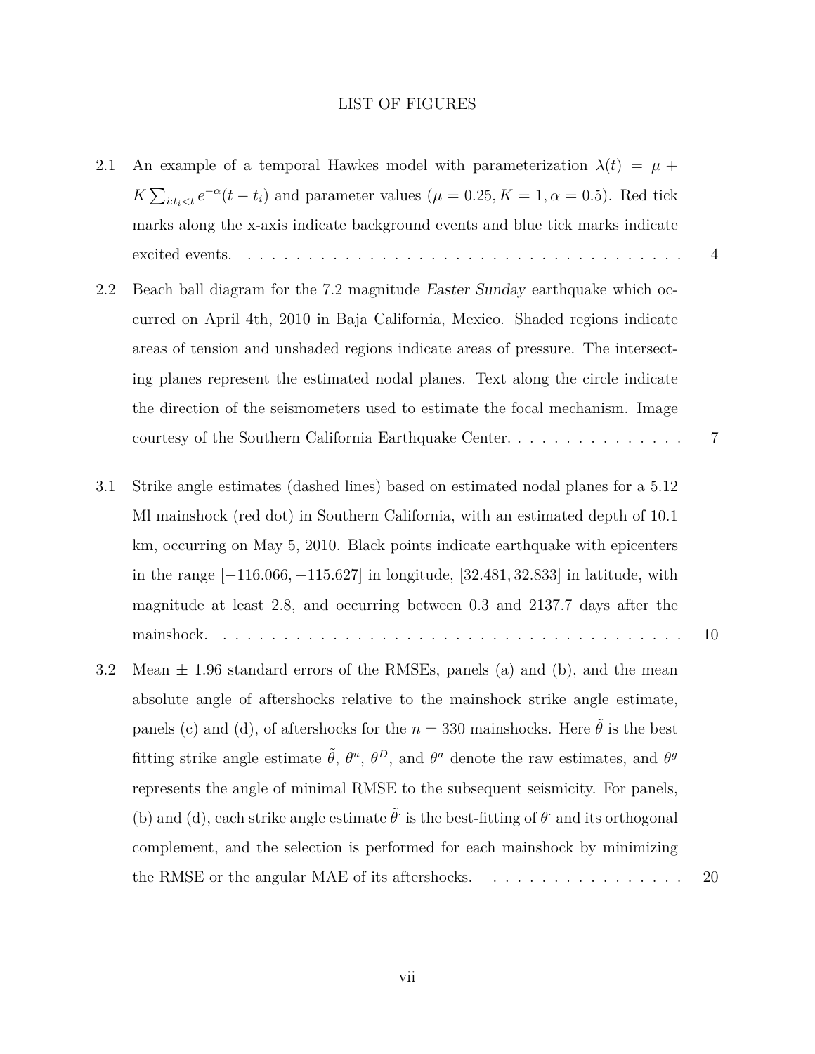# LIST OF FIGURES

2.1 An example of a temporal Hawkes model with parameterization $\lambda(t) = \mu + K\sum_{i:t_i<t} e^{-\alpha}(t - t_i)$ and parameter values ($\mu = 0.25, K = 1, \alpha = 0.5$). Red tick marks along the x-axis indicate background events and blue tick marks indicate excited events. . . . . . . . . . . . . . . . . . . . . . . . . . . . . . . . . . . . . . . 4

2.2 Beach ball diagram for the 7.2 magnitude *Easter Sunday* earthquake which occurred on April 4th, 2010 in Baja California, Mexico. Shaded regions indicate areas of tension and unshaded regions indicate areas of pressure. The intersecting planes represent the estimated nodal planes. Text along the circle indicate the direction of the seismometers used to estimate the focal mechanism. Image courtesy of the Southern California Earthquake Center. . . . . . . . . . . . . . . 7

3.1 Strike angle estimates (dashed lines) based on estimated nodal planes for a 5.12 Ml mainshock (red dot) in Southern California, with an estimated depth of 10.1 km, occurring on May 5, 2010. Black points indicate earthquake with epicenters in the range $[-116.066, -115.627]$ in longitude, $[32.481, 32.833]$ in latitude, with magnitude at least 2.8, and occurring between 0.3 and 2137.7 days after the mainshock. . . . . . . . . . . . . . . . . . . . . . . . . . . . . . . . . . . . . . . . 10

3.2 Mean $\pm$ 1.96 standard errors of the RMSEs, panels (a) and (b), and the mean absolute angle of aftershocks relative to the mainshock strike angle estimate, panels (c) and (d), of aftershocks for the $n = 330$ mainshocks. Here $\tilde{\theta}$ is the best fitting strike angle estimate $\tilde{\theta}$, $\theta^u$, $\theta^D$, and $\theta^a$ denote the raw estimates, and $\theta^g$ represents the angle of minimal RMSE to the subsequent seismicity. For panels, (b) and (d), each strike angle estimate $\tilde{\theta}^{\cdot}$ is the best-fitting of $\theta^{\cdot}$ and its orthogonal complement, and the selection is performed for each mainshock by minimizing the RMSE or the angular MAE of its aftershocks. . . . . . . . . . . . . . . . . 20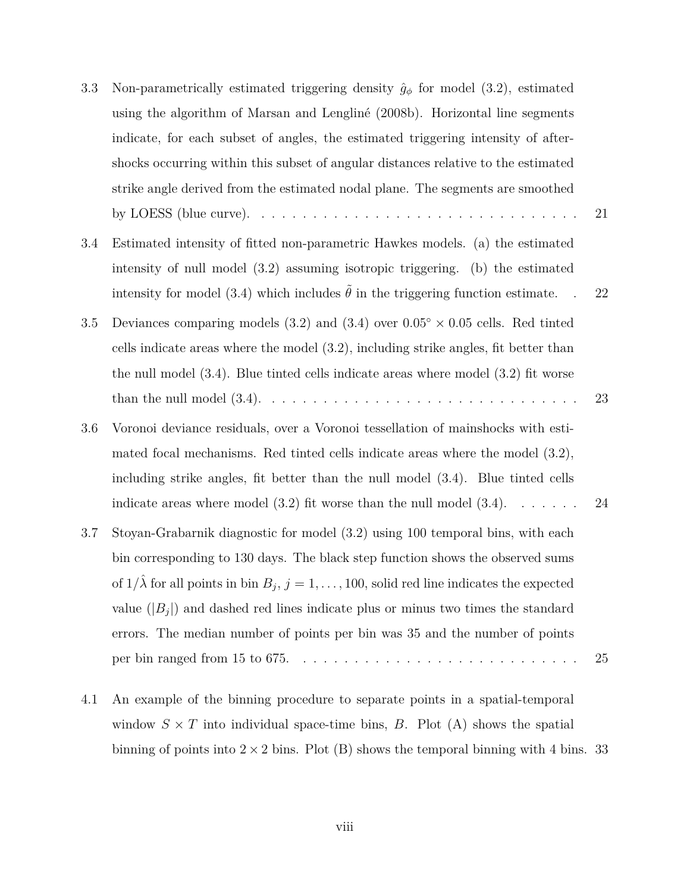3.3 Non-parametrically estimated triggering density $\hat{g}_\phi$ for model (3.2), estimated using the algorithm of Marsan and Lengliné (2008b). Horizontal line segments indicate, for each subset of angles, the estimated triggering intensity of aftershocks occurring within this subset of angular distances relative to the estimated strike angle derived from the estimated nodal plane. The segments are smoothed by LOESS (blue curve). . . . . . . . . . . . . . . . . . . . . . . . . . . . . . . . 21

3.4 Estimated intensity of fitted non-parametric Hawkes models. (a) the estimated intensity of null model (3.2) assuming isotropic triggering. (b) the estimated intensity for model (3.4) which includes $\tilde{\theta}$ in the triggering function estimate. . 22

3.5 Deviances comparing models (3.2) and (3.4) over $0.05^\circ \times 0.05$ cells. Red tinted cells indicate areas where the model (3.2), including strike angles, fit better than the null model (3.4). Blue tinted cells indicate areas where model (3.2) fit worse than the null model (3.4). . . . . . . . . . . . . . . . . . . . . . . . . . . . . . . 23

3.6 Voronoi deviance residuals, over a Voronoi tessellation of mainshocks with estimated focal mechanisms. Red tinted cells indicate areas where the model (3.2), including strike angles, fit better than the null model (3.4). Blue tinted cells indicate areas where model (3.2) fit worse than the null model (3.4). . . . . . . 24

3.7 Stoyan-Grabarnik diagnostic for model (3.2) using 100 temporal bins, with each bin corresponding to 130 days. The black step function shows the observed sums of $1/\hat{\lambda}$ for all points in bin $B_j$, $j = 1, \ldots, 100$, solid red line indicates the expected value ($|B_j|$) and dashed red lines indicate plus or minus two times the standard errors. The median number of points per bin was 35 and the number of points per bin ranged from 15 to 675. . . . . . . . . . . . . . . . . . . . . . . . . . . 25

4.1 An example of the binning procedure to separate points in a spatial-temporal window $S \times T$ into individual space-time bins, $B$. Plot (A) shows the spatial binning of points into $2 \times 2$ bins. Plot (B) shows the temporal binning with 4 bins. 33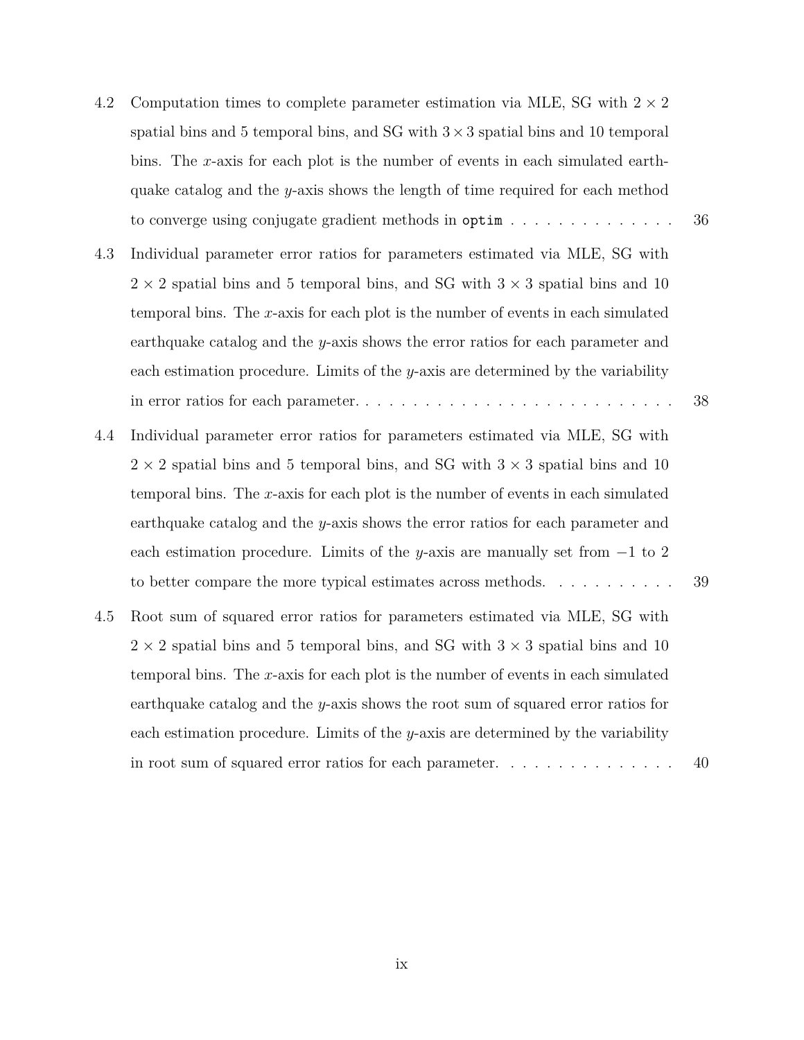4.2 Computation times to complete parameter estimation via MLE, SG with $2 \times 2$ spatial bins and 5 temporal bins, and SG with $3 \times 3$ spatial bins and 10 temporal bins. The $x$-axis for each plot is the number of events in each simulated earthquake catalog and the $y$-axis shows the length of time required for each method to converge using conjugate gradient methods in `optim` . . . . . . . . . . . . . . . 36

4.3 Individual parameter error ratios for parameters estimated via MLE, SG with $2 \times 2$ spatial bins and 5 temporal bins, and SG with $3 \times 3$ spatial bins and 10 temporal bins. The $x$-axis for each plot is the number of events in each simulated earthquake catalog and the $y$-axis shows the error ratios for each parameter and each estimation procedure. Limits of the $y$-axis are determined by the variability in error ratios for each parameter. . . . . . . . . . . . . . . . . . . . . . . . . . . . 38

4.4 Individual parameter error ratios for parameters estimated via MLE, SG with $2 \times 2$ spatial bins and 5 temporal bins, and SG with $3 \times 3$ spatial bins and 10 temporal bins. The $x$-axis for each plot is the number of events in each simulated earthquake catalog and the $y$-axis shows the error ratios for each parameter and each estimation procedure. Limits of the $y$-axis are manually set from $-1$ to 2 to better compare the more typical estimates across methods. . . . . . . . . . . 39

4.5 Root sum of squared error ratios for parameters estimated via MLE, SG with $2 \times 2$ spatial bins and 5 temporal bins, and SG with $3 \times 3$ spatial bins and 10 temporal bins. The $x$-axis for each plot is the number of events in each simulated earthquake catalog and the $y$-axis shows the root sum of squared error ratios for each estimation procedure. Limits of the $y$-axis are determined by the variability in root sum of squared error ratios for each parameter. . . . . . . . . . . . . . . . 40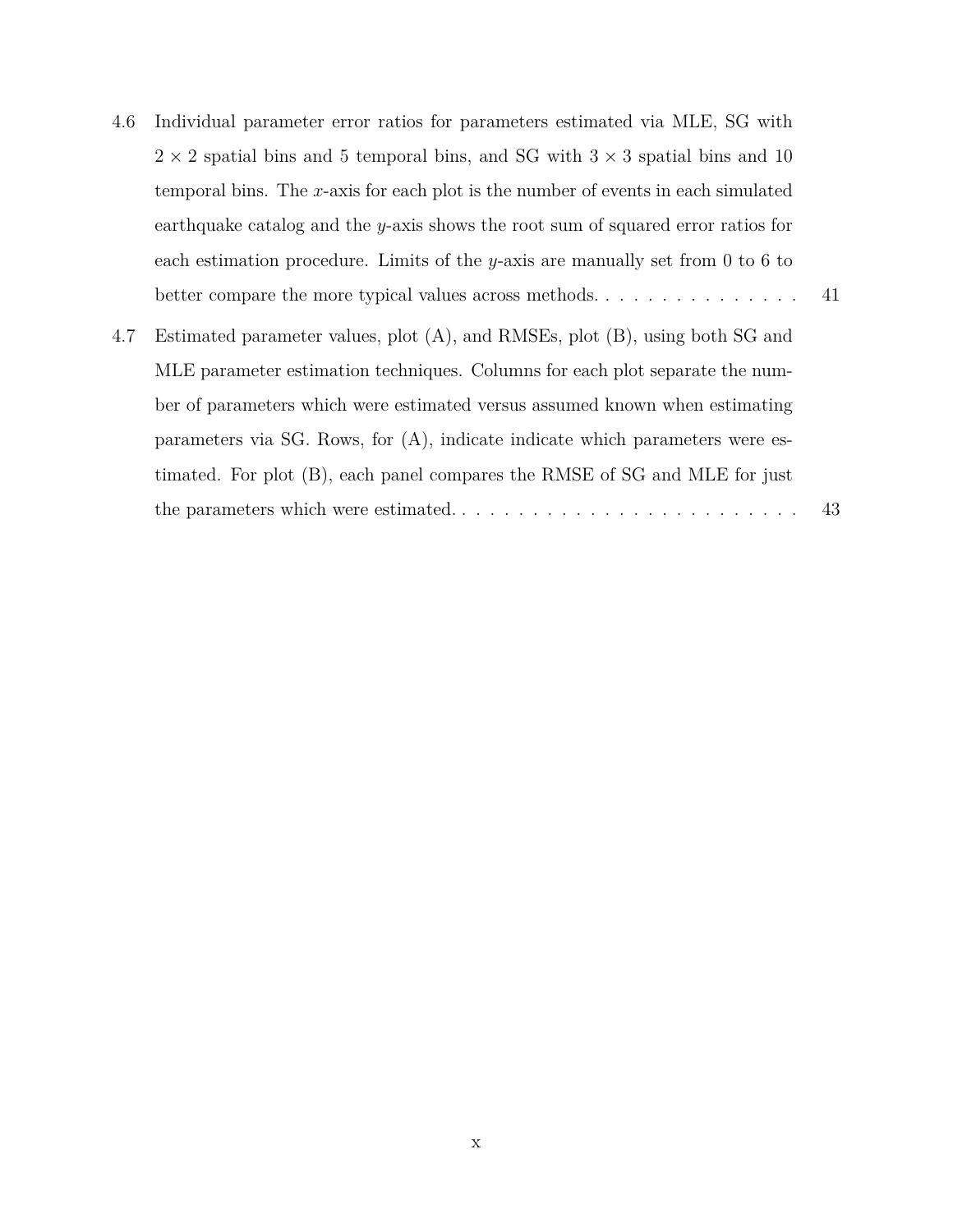4.6 Individual parameter error ratios for parameters estimated via MLE, SG with $2 \times 2$ spatial bins and 5 temporal bins, and SG with $3 \times 3$ spatial bins and 10 temporal bins. The $x$-axis for each plot is the number of events in each simulated earthquake catalog and the $y$-axis shows the root sum of squared error ratios for each estimation procedure. Limits of the $y$-axis are manually set from 0 to 6 to better compare the more typical values across methods. . . . . . . . . . . . . . . . 41

4.7 Estimated parameter values, plot (A), and RMSEs, plot (B), using both SG and MLE parameter estimation techniques. Columns for each plot separate the number of parameters which were estimated versus assumed known when estimating parameters via SG. Rows, for (A), indicate indicate which parameters were estimated. For plot (B), each panel compares the RMSE of SG and MLE for just the parameters which were estimated. . . . . . . . . . . . . . . . . . . . . . . . . . 43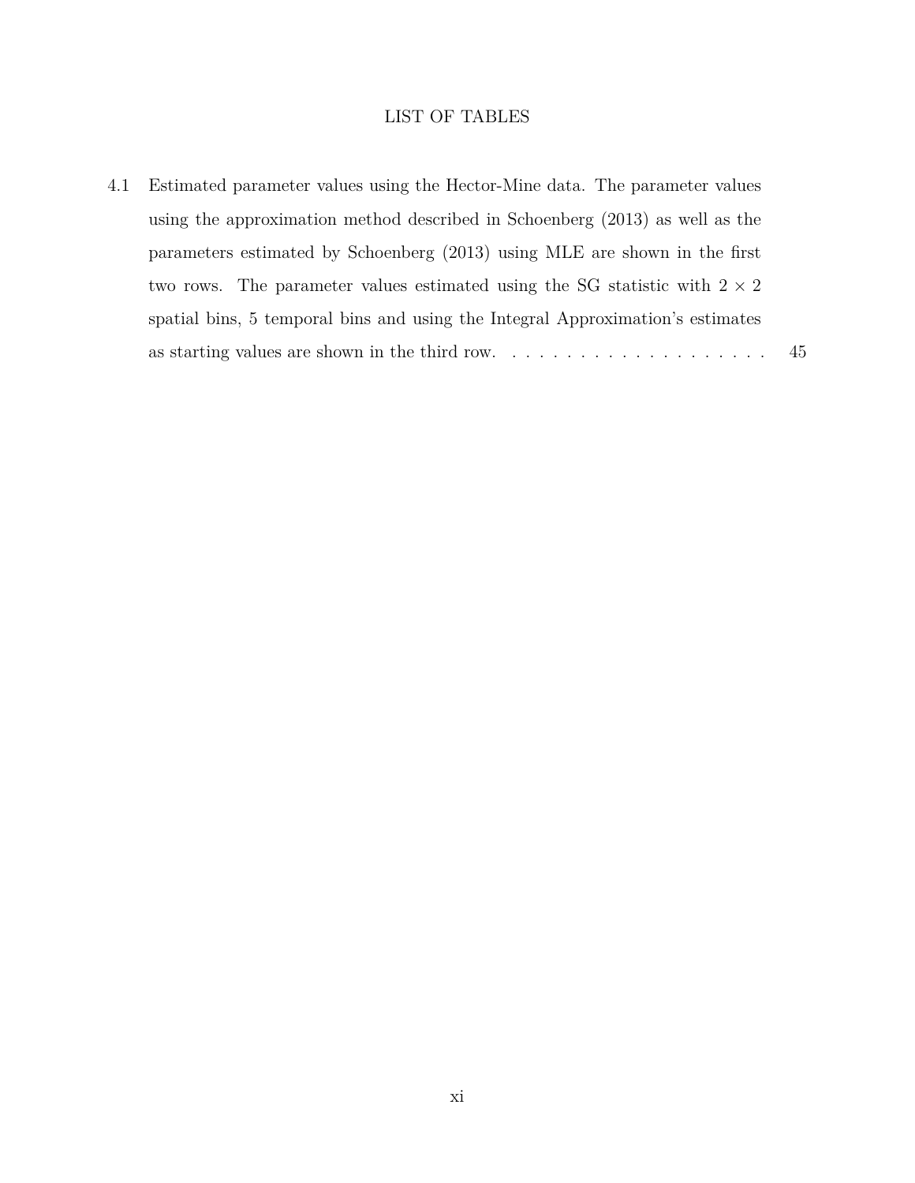# LIST OF TABLES

4.1 Estimated parameter values using the Hector-Mine data. The parameter values using the approximation method described in Schoenberg (2013) as well as the parameters estimated by Schoenberg (2013) using MLE are shown in the first two rows. The parameter values estimated using the SG statistic with $2 \times 2$ spatial bins, 5 temporal bins and using the Integral Approximation's estimates as starting values are shown in the third row. . . . . . . . . . . . . . . . . . . . 45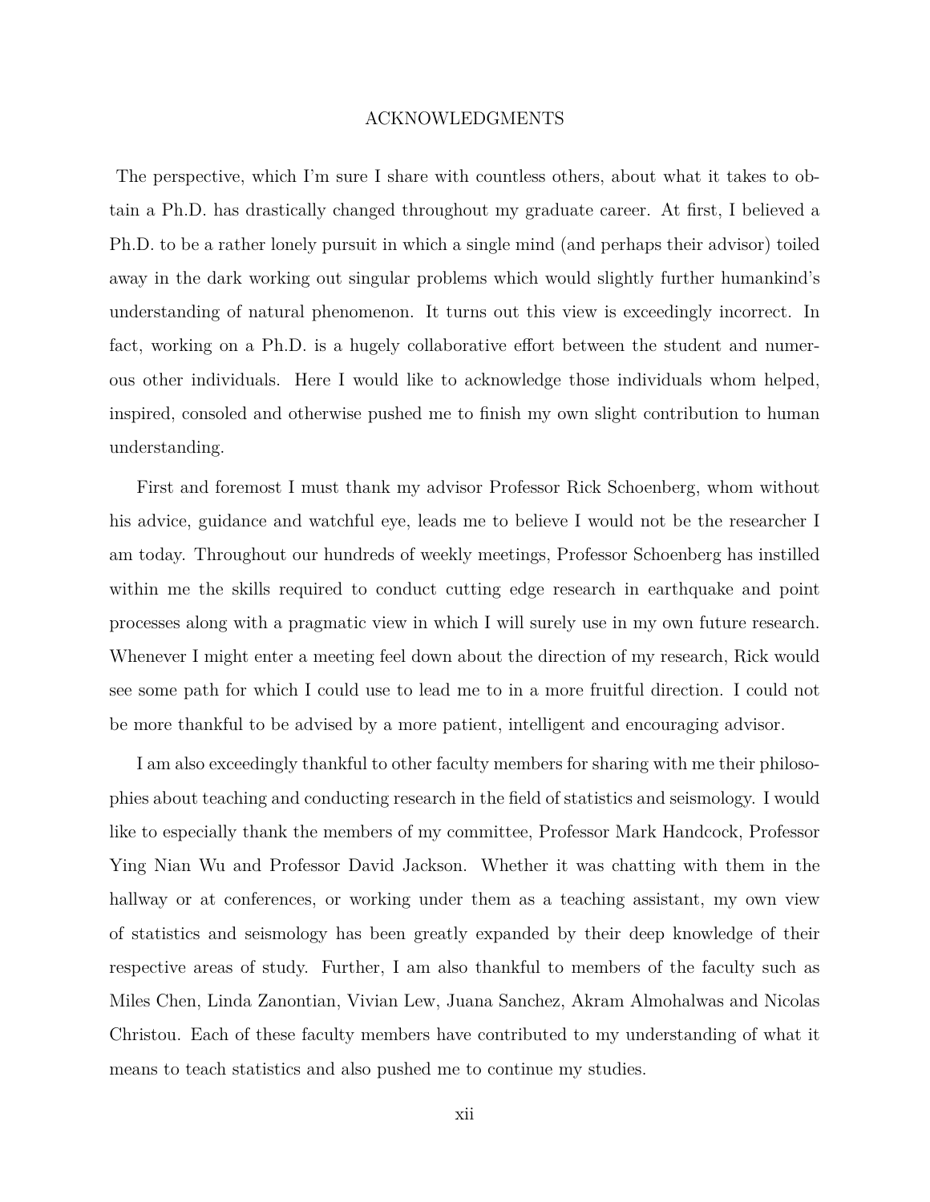# ACKNOWLEDGMENTS

The perspective, which I'm sure I share with countless others, about what it takes to obtain a Ph.D. has drastically changed throughout my graduate career. At first, I believed a Ph.D. to be a rather lonely pursuit in which a single mind (and perhaps their advisor) toiled away in the dark working out singular problems which would slightly further humankind's understanding of natural phenomenon. It turns out this view is exceedingly incorrect. In fact, working on a Ph.D. is a hugely collaborative effort between the student and numerous other individuals. Here I would like to acknowledge those individuals whom helped, inspired, consoled and otherwise pushed me to finish my own slight contribution to human understanding.

First and foremost I must thank my advisor Professor Rick Schoenberg, whom without his advice, guidance and watchful eye, leads me to believe I would not be the researcher I am today. Throughout our hundreds of weekly meetings, Professor Schoenberg has instilled within me the skills required to conduct cutting edge research in earthquake and point processes along with a pragmatic view in which I will surely use in my own future research. Whenever I might enter a meeting feel down about the direction of my research, Rick would see some path for which I could use to lead me to in a more fruitful direction. I could not be more thankful to be advised by a more patient, intelligent and encouraging advisor.

I am also exceedingly thankful to other faculty members for sharing with me their philosophies about teaching and conducting research in the field of statistics and seismology. I would like to especially thank the members of my committee, Professor Mark Handcock, Professor Ying Nian Wu and Professor David Jackson. Whether it was chatting with them in the hallway or at conferences, or working under them as a teaching assistant, my own view of statistics and seismology has been greatly expanded by their deep knowledge of their respective areas of study. Further, I am also thankful to members of the faculty such as Miles Chen, Linda Zanontian, Vivian Lew, Juana Sanchez, Akram Almohalwas and Nicolas Christou. Each of these faculty members have contributed to my understanding of what it means to teach statistics and also pushed me to continue my studies.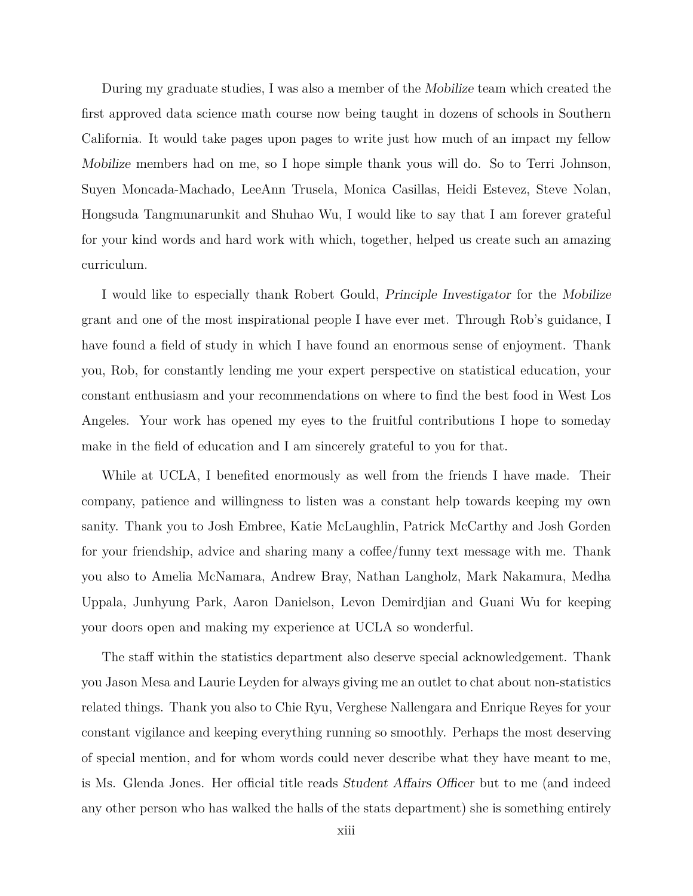During my graduate studies, I was also a member of the *Mobilize* team which created the first approved data science math course now being taught in dozens of schools in Southern California. It would take pages upon pages to write just how much of an impact my fellow *Mobilize* members had on me, so I hope simple thank yous will do. So to Terri Johnson, Suyen Moncada-Machado, LeeAnn Trusela, Monica Casillas, Heidi Estevez, Steve Nolan, Hongsuda Tangmunarunkit and Shuhao Wu, I would like to say that I am forever grateful for your kind words and hard work with which, together, helped us create such an amazing curriculum.

I would like to especially thank Robert Gould, *Principle Investigator* for the *Mobilize* grant and one of the most inspirational people I have ever met. Through Rob's guidance, I have found a field of study in which I have found an enormous sense of enjoyment. Thank you, Rob, for constantly lending me your expert perspective on statistical education, your constant enthusiasm and your recommendations on where to find the best food in West Los Angeles. Your work has opened my eyes to the fruitful contributions I hope to someday make in the field of education and I am sincerely grateful to you for that.

While at UCLA, I benefited enormously as well from the friends I have made. Their company, patience and willingness to listen was a constant help towards keeping my own sanity. Thank you to Josh Embree, Katie McLaughlin, Patrick McCarthy and Josh Gorden for your friendship, advice and sharing many a coffee/funny text message with me. Thank you also to Amelia McNamara, Andrew Bray, Nathan Langholz, Mark Nakamura, Medha Uppala, Junhyung Park, Aaron Danielson, Levon Demirdjian and Guani Wu for keeping your doors open and making my experience at UCLA so wonderful.

The staff within the statistics department also deserve special acknowledgement. Thank you Jason Mesa and Laurie Leyden for always giving me an outlet to chat about non-statistics related things. Thank you also to Chie Ryu, Verghese Nallengara and Enrique Reyes for your constant vigilance and keeping everything running so smoothly. Perhaps the most deserving of special mention, and for whom words could never describe what they have meant to me, is Ms. Glenda Jones. Her official title reads *Student Affairs Officer* but to me (and indeed any other person who has walked the halls of the stats department) she is something entirely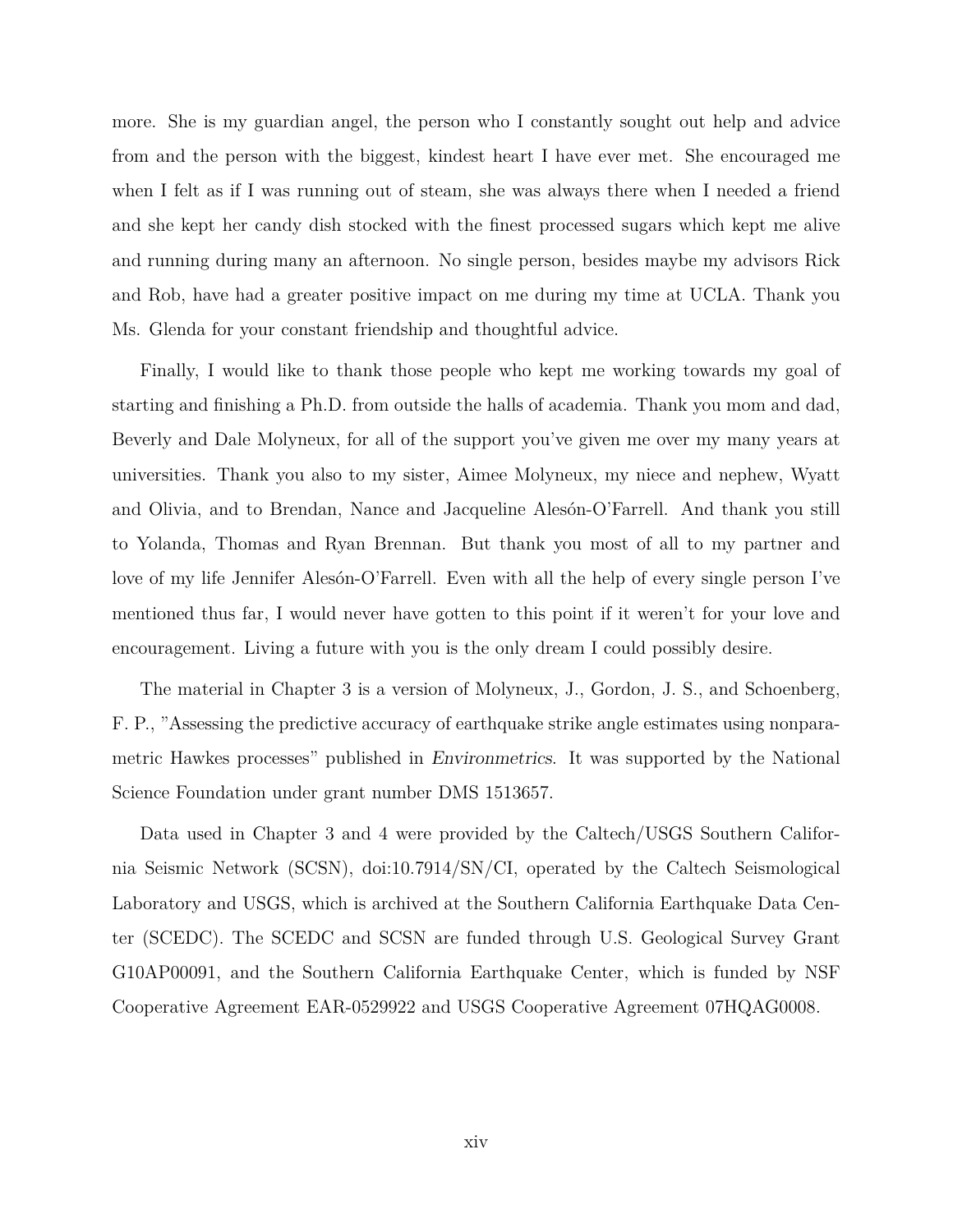more. She is my guardian angel, the person who I constantly sought out help and advice from and the person with the biggest, kindest heart I have ever met. She encouraged me when I felt as if I was running out of steam, she was always there when I needed a friend and she kept her candy dish stocked with the finest processed sugars which kept me alive and running during many an afternoon. No single person, besides maybe my advisors Rick and Rob, have had a greater positive impact on me during my time at UCLA. Thank you Ms. Glenda for your constant friendship and thoughtful advice.

Finally, I would like to thank those people who kept me working towards my goal of starting and finishing a Ph.D. from outside the halls of academia. Thank you mom and dad, Beverly and Dale Molyneux, for all of the support you've given me over my many years at universities. Thank you also to my sister, Aimee Molyneux, my niece and nephew, Wyatt and Olivia, and to Brendan, Nance and Jacqueline Alesón-O'Farrell. And thank you still to Yolanda, Thomas and Ryan Brennan. But thank you most of all to my partner and love of my life Jennifer Alesón-O'Farrell. Even with all the help of every single person I've mentioned thus far, I would never have gotten to this point if it weren't for your love and encouragement. Living a future with you is the only dream I could possibly desire.

The material in Chapter 3 is a version of Molyneux, J., Gordon, J. S., and Schoenberg, F. P., "Assessing the predictive accuracy of earthquake strike angle estimates using nonparametric Hawkes processes" published in *Environmetrics*. It was supported by the National Science Foundation under grant number DMS 1513657.

Data used in Chapter 3 and 4 were provided by the Caltech/USGS Southern California Seismic Network (SCSN), doi:10.7914/SN/CI, operated by the Caltech Seismological Laboratory and USGS, which is archived at the Southern California Earthquake Data Center (SCEDC). The SCEDC and SCSN are funded through U.S. Geological Survey Grant G10AP00091, and the Southern California Earthquake Center, which is funded by NSF Cooperative Agreement EAR-0529922 and USGS Cooperative Agreement 07HQAG0008.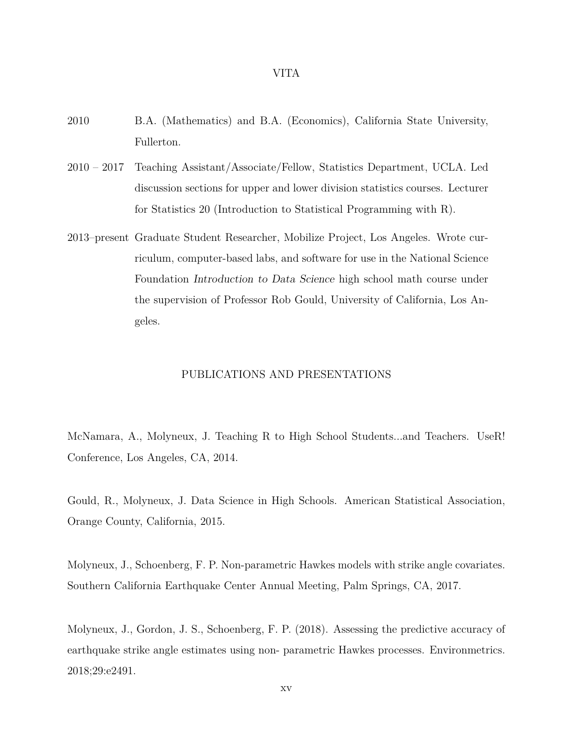## VITA

2010 — B.A. (Mathematics) and B.A. (Economics), California State University, Fullerton.

2010 – 2017 — Teaching Assistant/Associate/Fellow, Statistics Department, UCLA. Led discussion sections for upper and lower division statistics courses. Lecturer for Statistics 20 (Introduction to Statistical Programming with R).

2013–present — Graduate Student Researcher, Mobilize Project, Los Angeles. Wrote curriculum, computer-based labs, and software for use in the National Science Foundation *Introduction to Data Science* high school math course under the supervision of Professor Rob Gould, University of California, Los Angeles.

## PUBLICATIONS AND PRESENTATIONS

McNamara, A., Molyneux, J. Teaching R to High School Students...and Teachers. UseR! Conference, Los Angeles, CA, 2014.

Gould, R., Molyneux, J. Data Science in High Schools. American Statistical Association, Orange County, California, 2015.

Molyneux, J., Schoenberg, F. P. Non-parametric Hawkes models with strike angle covariates. Southern California Earthquake Center Annual Meeting, Palm Springs, CA, 2017.

Molyneux, J., Gordon, J. S., Schoenberg, F. P. (2018). Assessing the predictive accuracy of earthquake strike angle estimates using non- parametric Hawkes processes. Environmetrics. 2018;29:e2491.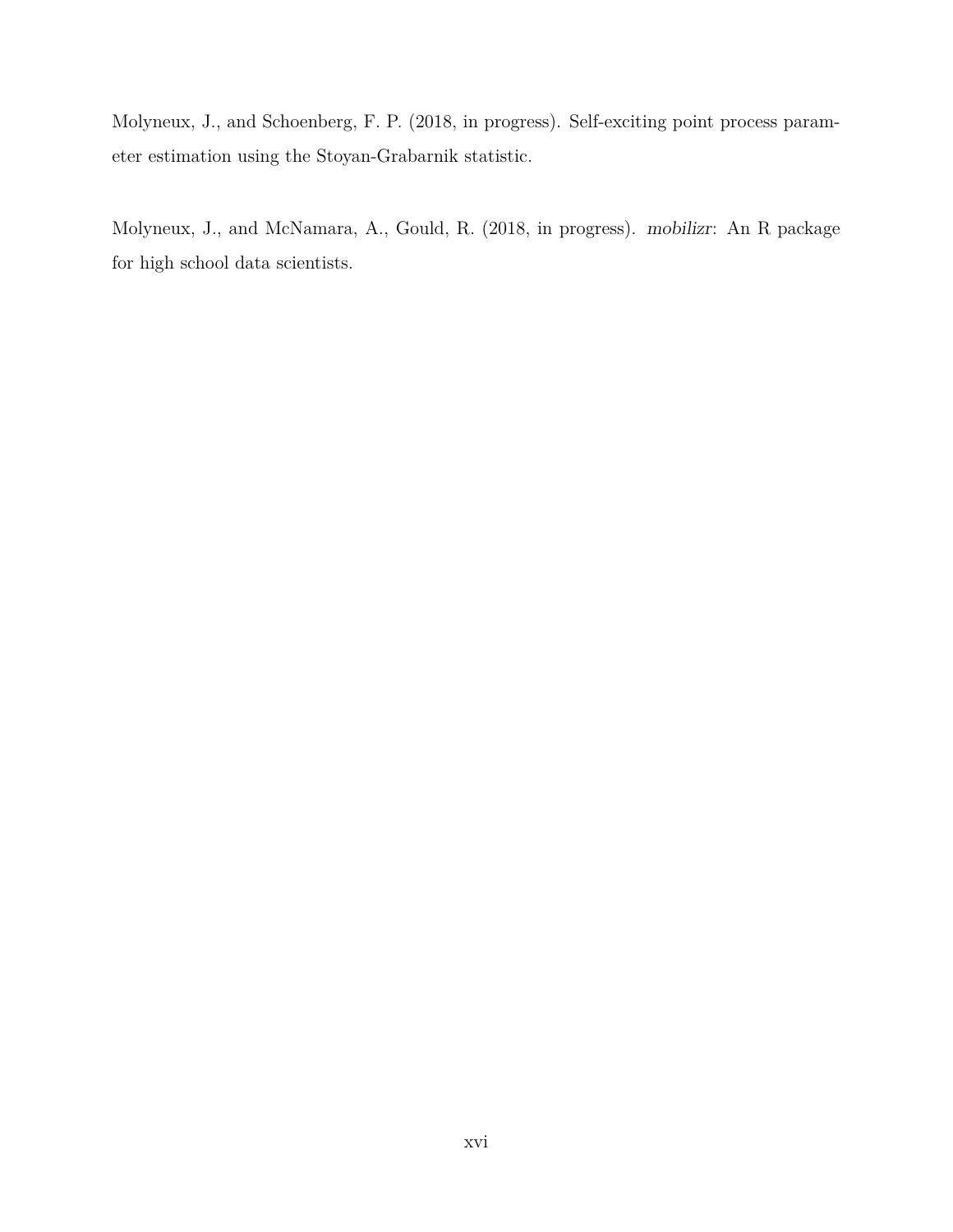Molyneux, J., and Schoenberg, F. P. (2018, in progress). Self-exciting point process parameter estimation using the Stoyan-Grabarnik statistic.

Molyneux, J., and McNamara, A., Gould, R. (2018, in progress). *mobilizr*: An R package for high school data scientists.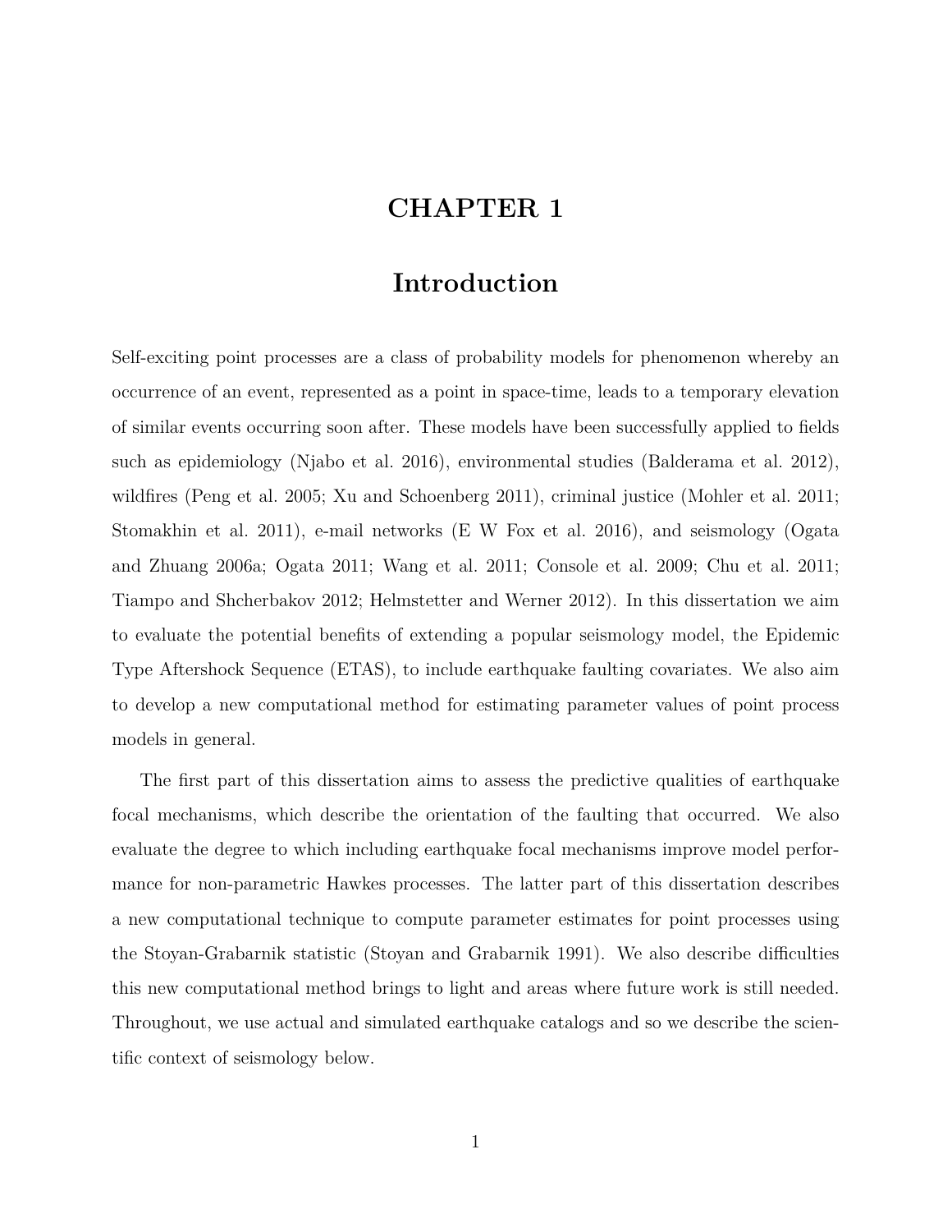# CHAPTER 1

## Introduction

Self-exciting point processes are a class of probability models for phenomenon whereby an occurrence of an event, represented as a point in space-time, leads to a temporary elevation of similar events occurring soon after. These models have been successfully applied to fields such as epidemiology (Njabo et al. 2016), environmental studies (Balderama et al. 2012), wildfires (Peng et al. 2005; Xu and Schoenberg 2011), criminal justice (Mohler et al. 2011; Stomakhin et al. 2011), e-mail networks (E W Fox et al. 2016), and seismology (Ogata and Zhuang 2006a; Ogata 2011; Wang et al. 2011; Console et al. 2009; Chu et al. 2011; Tiampo and Shcherbakov 2012; Helmstetter and Werner 2012). In this dissertation we aim to evaluate the potential benefits of extending a popular seismology model, the Epidemic Type Aftershock Sequence (ETAS), to include earthquake faulting covariates. We also aim to develop a new computational method for estimating parameter values of point process models in general.

The first part of this dissertation aims to assess the predictive qualities of earthquake focal mechanisms, which describe the orientation of the faulting that occurred. We also evaluate the degree to which including earthquake focal mechanisms improve model performance for non-parametric Hawkes processes. The latter part of this dissertation describes a new computational technique to compute parameter estimates for point processes using the Stoyan-Grabarnik statistic (Stoyan and Grabarnik 1991). We also describe difficulties this new computational method brings to light and areas where future work is still needed. Throughout, we use actual and simulated earthquake catalogs and so we describe the scientific context of seismology below.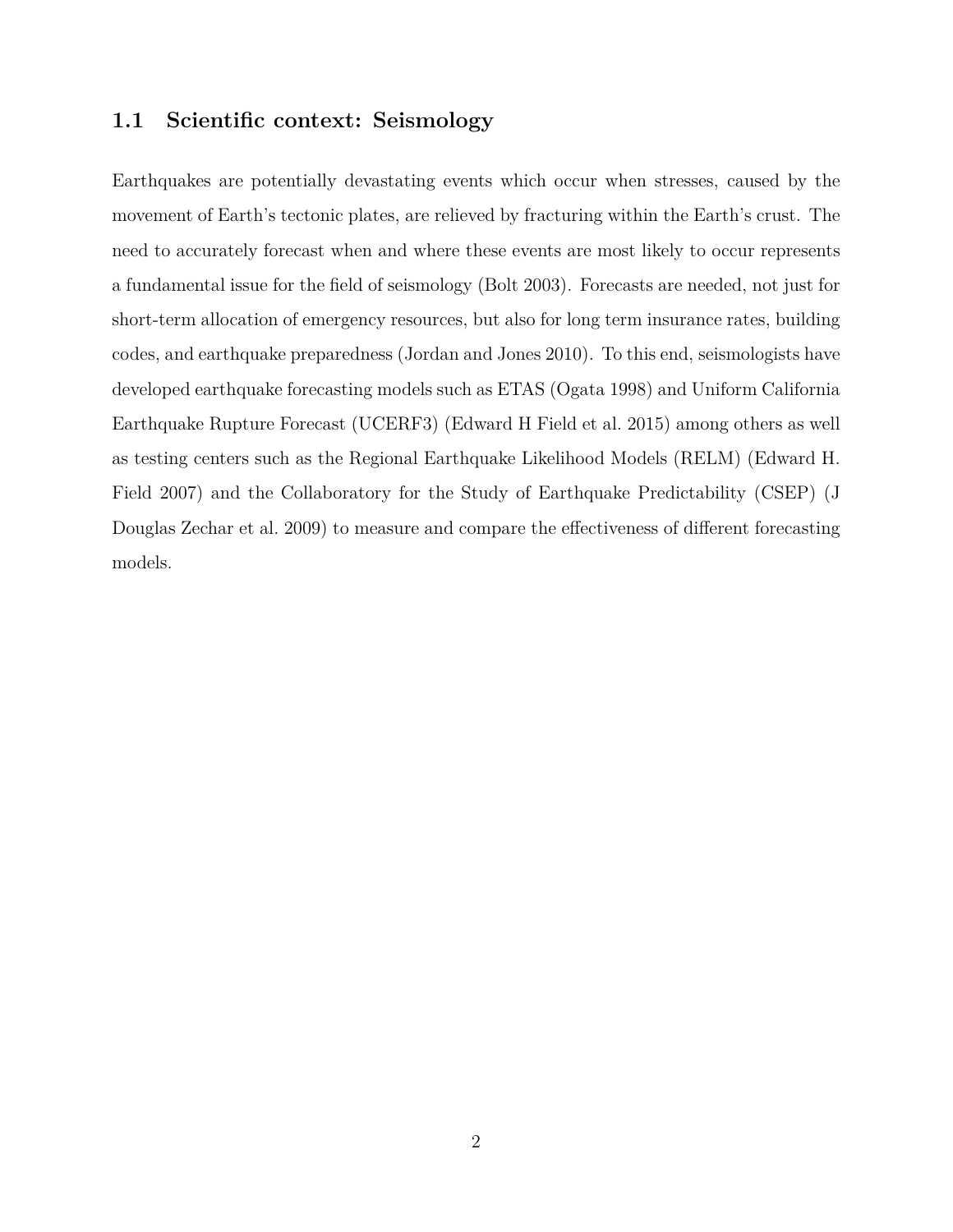## 1.1 Scientific context: Seismology

Earthquakes are potentially devastating events which occur when stresses, caused by the movement of Earth's tectonic plates, are relieved by fracturing within the Earth's crust. The need to accurately forecast when and where these events are most likely to occur represents a fundamental issue for the field of seismology (Bolt 2003). Forecasts are needed, not just for short-term allocation of emergency resources, but also for long term insurance rates, building codes, and earthquake preparedness (Jordan and Jones 2010). To this end, seismologists have developed earthquake forecasting models such as ETAS (Ogata 1998) and Uniform California Earthquake Rupture Forecast (UCERF3) (Edward H Field et al. 2015) among others as well as testing centers such as the Regional Earthquake Likelihood Models (RELM) (Edward H. Field 2007) and the Collaboratory for the Study of Earthquake Predictability (CSEP) (J Douglas Zechar et al. 2009) to measure and compare the effectiveness of different forecasting models.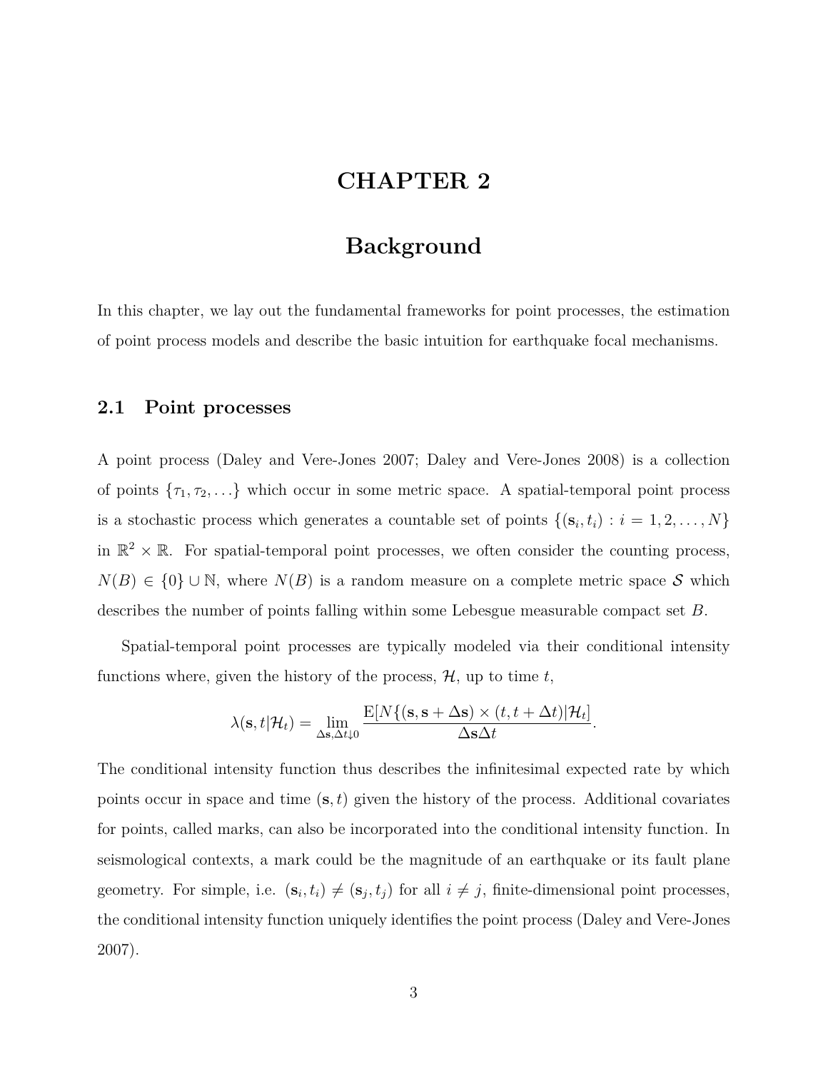# CHAPTER 2

# Background

In this chapter, we lay out the fundamental frameworks for point processes, the estimation of point process models and describe the basic intuition for earthquake focal mechanisms.

## 2.1 Point processes

A point process (Daley and Vere-Jones 2007; Daley and Vere-Jones 2008) is a collection of points $\{\tau_1, \tau_2, \ldots\}$ which occur in some metric space. A spatial-temporal point process is a stochastic process which generates a countable set of points $\{(\mathbf{s}_i, t_i) : i = 1, 2, \ldots, N\}$ in $\mathbb{R}^2 \times \mathbb{R}$. For spatial-temporal point processes, we often consider the counting process, $N(B) \in \{0\} \cup \mathbb{N}$, where $N(B)$ is a random measure on a complete metric space $\mathcal{S}$ which describes the number of points falling within some Lebesgue measurable compact set $B$.

Spatial-temporal point processes are typically modeled via their conditional intensity functions where, given the history of the process, $\mathcal{H}$, up to time $t$,

$$\lambda(\mathbf{s}, t|\mathcal{H}_t) = \lim_{\Delta\mathbf{s}, \Delta t \downarrow 0} \frac{\mathrm{E}[N\{(\mathbf{s}, \mathbf{s} + \Delta\mathbf{s}) \times (t, t + \Delta t)|\mathcal{H}_t]}{\Delta\mathbf{s}\Delta t}.$$

The conditional intensity function thus describes the infinitesimal expected rate by which points occur in space and time $(\mathbf{s}, t)$ given the history of the process. Additional covariates for points, called marks, can also be incorporated into the conditional intensity function. In seismological contexts, a mark could be the magnitude of an earthquake or its fault plane geometry. For simple, i.e. $(\mathbf{s}_i, t_i) \neq (\mathbf{s}_j, t_j)$ for all $i \neq j$, finite-dimensional point processes, the conditional intensity function uniquely identifies the point process (Daley and Vere-Jones 2007).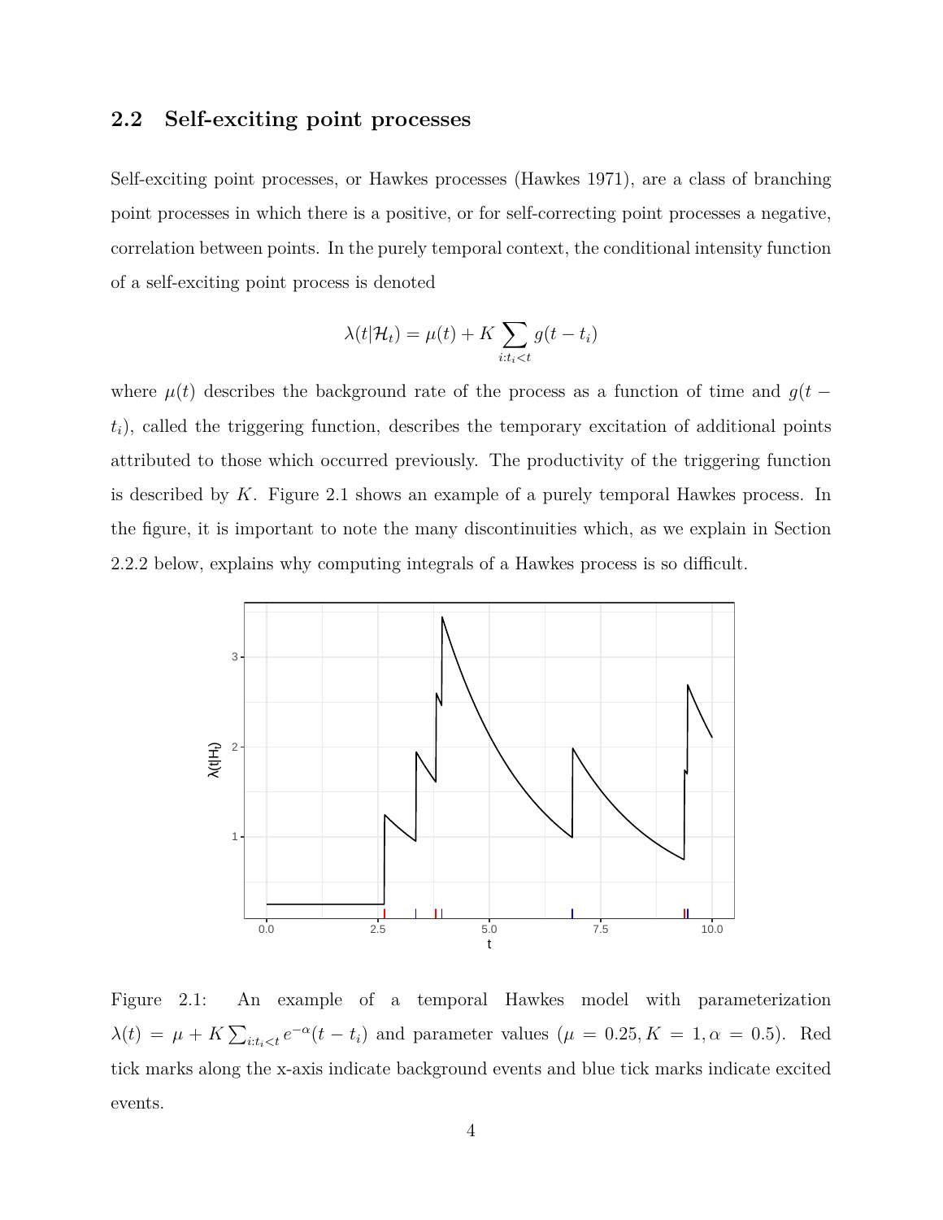## 2.2 Self-exciting point processes

Self-exciting point processes, or Hawkes processes (Hawkes 1971), are a class of branching point processes in which there is a positive, or for self-correcting point processes a negative, correlation between points. In the purely temporal context, the conditional intensity function of a self-exciting point process is denoted

$$\lambda(t|\mathcal{H}_t) = \mu(t) + K \sum_{i:t_i<t} g(t - t_i)$$

where $\mu(t)$ describes the background rate of the process as a function of time and $g(t - t_i)$, called the triggering function, describes the temporary excitation of additional points attributed to those which occurred previously. The productivity of the triggering function is described by $K$. Figure 2.1 shows an example of a purely temporal Hawkes process. In the figure, it is important to note the many discontinuities which, as we explain in Section 2.2.2 below, explains why computing integrals of a Hawkes process is so difficult.

Figure 2.1: An example of a temporal Hawkes model with parameterization $\lambda(t) = \mu + K \sum_{i:t_i<t} e^{-\alpha}(t - t_i)$ and parameter values ($\mu = 0.25, K = 1, \alpha = 0.5$). Red tick marks along the x-axis indicate background events and blue tick marks indicate excited events.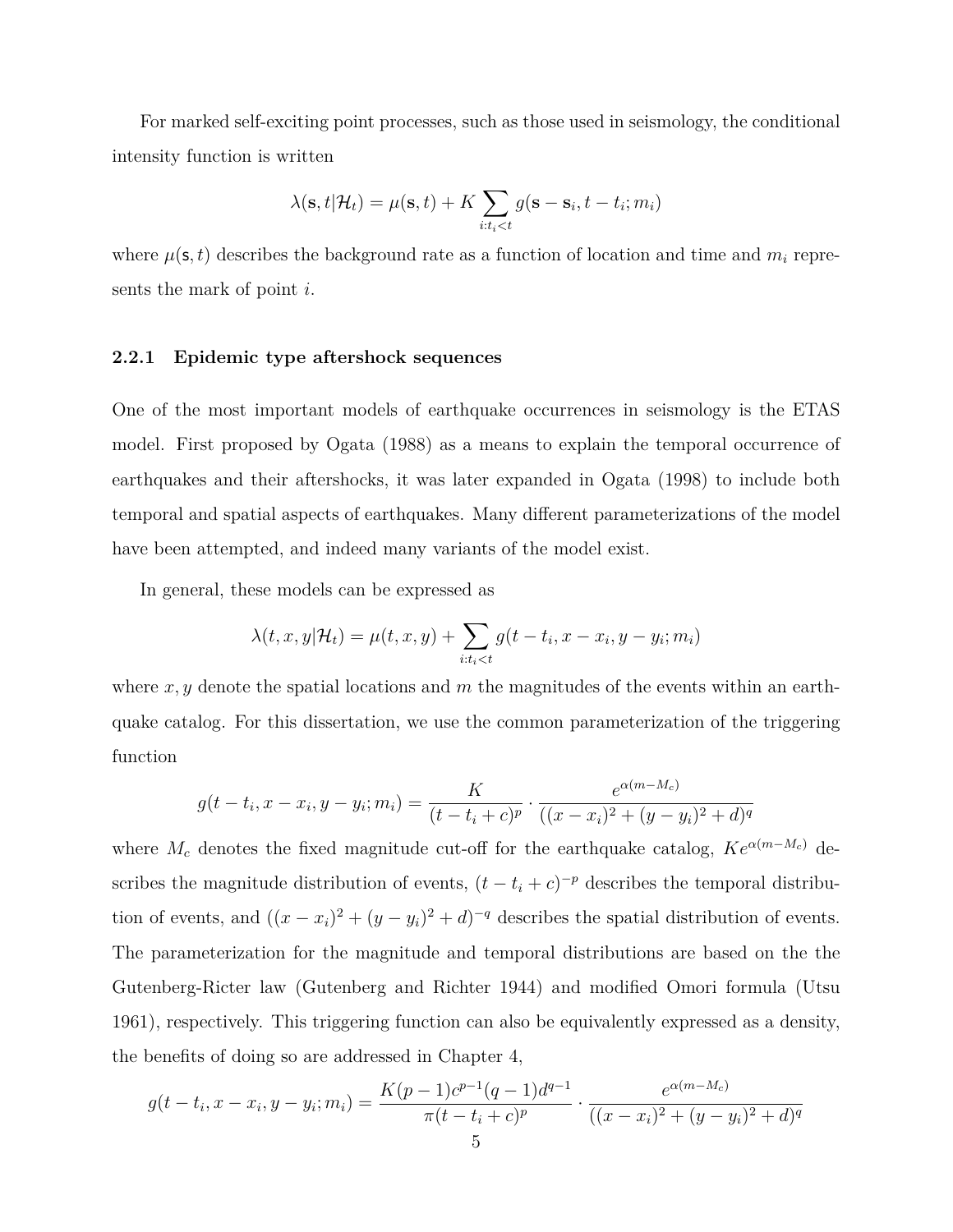For marked self-exciting point processes, such as those used in seismology, the conditional intensity function is written

$$\lambda(\mathbf{s}, t|\mathcal{H}_t) = \mu(\mathbf{s}, t) + K \sum_{i:t_i<t} g(\mathbf{s} - \mathbf{s}_i, t - t_i; m_i)$$

where $\mu(\mathsf{s}, t)$ describes the background rate as a function of location and time and $m_i$ represents the mark of point $i$.

### 2.2.1 Epidemic type aftershock sequences

One of the most important models of earthquake occurrences in seismology is the ETAS model. First proposed by Ogata (1988) as a means to explain the temporal occurrence of earthquakes and their aftershocks, it was later expanded in Ogata (1998) to include both temporal and spatial aspects of earthquakes. Many different parameterizations of the model have been attempted, and indeed many variants of the model exist.

In general, these models can be expressed as

$$\lambda(t, x, y|\mathcal{H}_t) = \mu(t, x, y) + \sum_{i:t_i<t} g(t - t_i, x - x_i, y - y_i; m_i)$$

where $x, y$ denote the spatial locations and $m$ the magnitudes of the events within an earthquake catalog. For this dissertation, we use the common parameterization of the triggering function

$$g(t - t_i, x - x_i, y - y_i; m_i) = \frac{K}{(t - t_i + c)^p} \cdot \frac{e^{\alpha(m - M_c)}}{((x - x_i)^2 + (y - y_i)^2 + d)^q}$$

where $M_c$ denotes the fixed magnitude cut-off for the earthquake catalog, $Ke^{\alpha(m-M_c)}$ describes the magnitude distribution of events, $(t - t_i + c)^{-p}$ describes the temporal distribution of events, and $((x - x_i)^2 + (y - y_i)^2 + d)^{-q}$ describes the spatial distribution of events. The parameterization for the magnitude and temporal distributions are based on the the Gutenberg-Ricter law (Gutenberg and Richter 1944) and modified Omori formula (Utsu 1961), respectively. This triggering function can also be equivalently expressed as a density, the benefits of doing so are addressed in Chapter 4,

$$g(t - t_i, x - x_i, y - y_i; m_i) = \frac{K(p - 1)c^{p-1}(q - 1)d^{q-1}}{\pi(t - t_i + c)^p} \cdot \frac{e^{\alpha(m - M_c)}}{((x - x_i)^2 + (y - y_i)^2 + d)^q}$$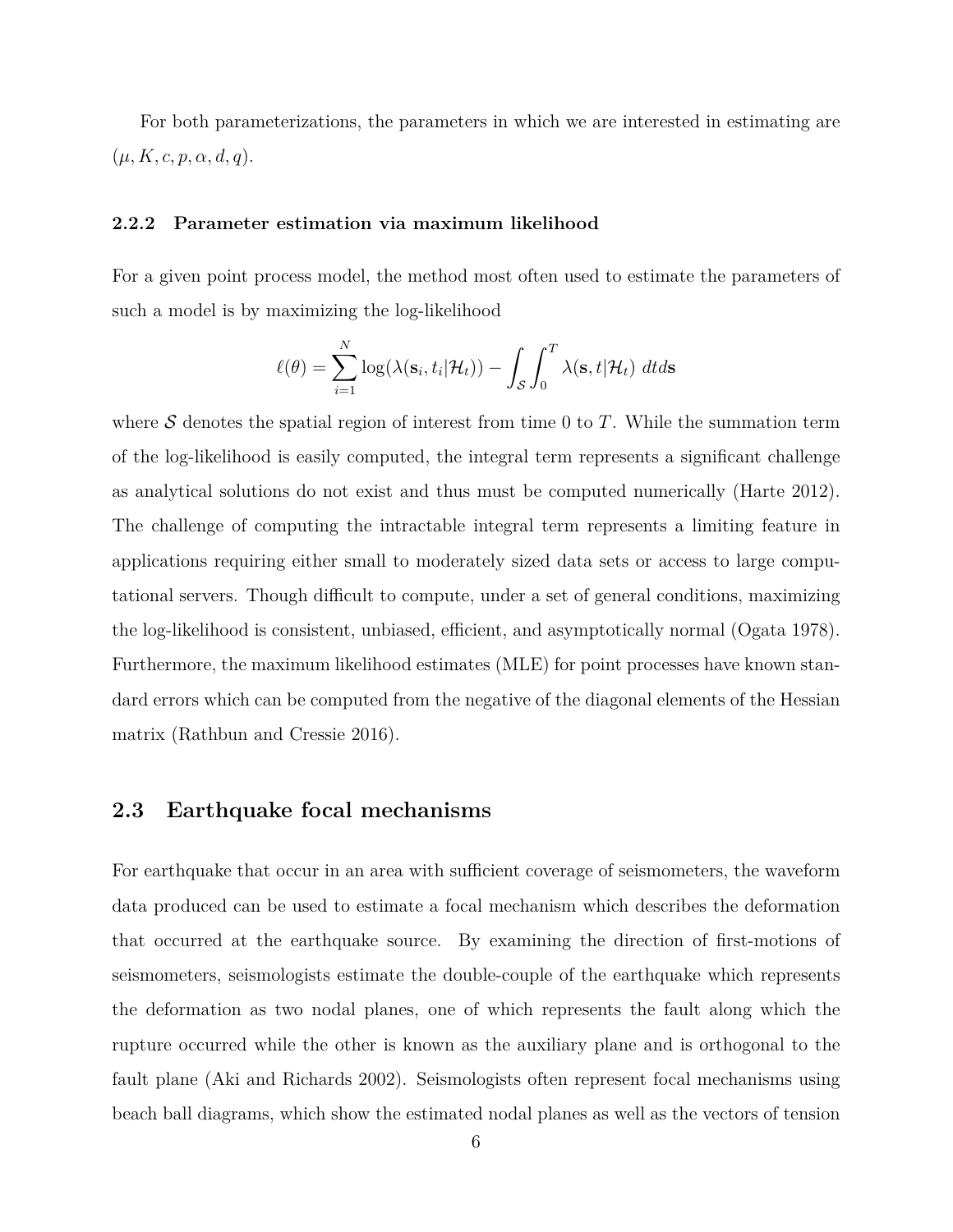For both parameterizations, the parameters in which we are interested in estimating are $(\mu, K, c, p, \alpha, d, q)$.

#### 2.2.2 Parameter estimation via maximum likelihood

For a given point process model, the method most often used to estimate the parameters of such a model is by maximizing the log-likelihood

$$\ell(\theta) = \sum_{i=1}^{N} \log(\lambda(\mathbf{s}_i, t_i|\mathcal{H}_t)) - \int_{\mathcal{S}} \int_0^T \lambda(\mathbf{s}, t|\mathcal{H}_t)\ dtd\mathbf{s}$$

where $\mathcal{S}$ denotes the spatial region of interest from time 0 to $T$. While the summation term of the log-likelihood is easily computed, the integral term represents a significant challenge as analytical solutions do not exist and thus must be computed numerically (Harte 2012). The challenge of computing the intractable integral term represents a limiting feature in applications requiring either small to moderately sized data sets or access to large computational servers. Though difficult to compute, under a set of general conditions, maximizing the log-likelihood is consistent, unbiased, efficient, and asymptotically normal (Ogata 1978). Furthermore, the maximum likelihood estimates (MLE) for point processes have known standard errors which can be computed from the negative of the diagonal elements of the Hessian matrix (Rathbun and Cressie 2016).

### 2.3 Earthquake focal mechanisms

For earthquake that occur in an area with sufficient coverage of seismometers, the waveform data produced can be used to estimate a focal mechanism which describes the deformation that occurred at the earthquake source. By examining the direction of first-motions of seismometers, seismologists estimate the double-couple of the earthquake which represents the deformation as two nodal planes, one of which represents the fault along which the rupture occurred while the other is known as the auxiliary plane and is orthogonal to the fault plane (Aki and Richards 2002). Seismologists often represent focal mechanisms using beach ball diagrams, which show the estimated nodal planes as well as the vectors of tension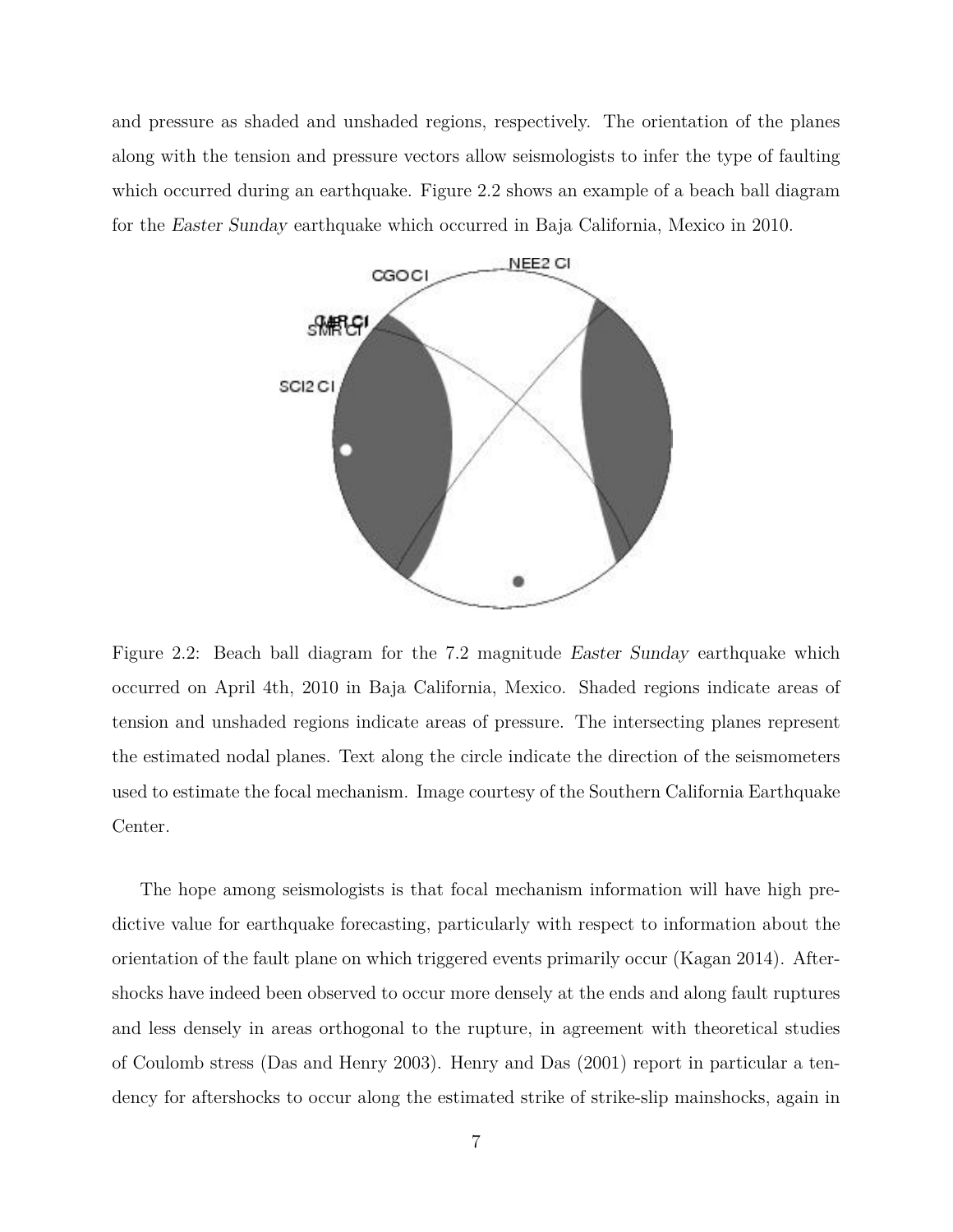and pressure as shaded and unshaded regions, respectively. The orientation of the planes along with the tension and pressure vectors allow seismologists to infer the type of faulting which occurred during an earthquake. Figure 2.2 shows an example of a beach ball diagram for the *Easter Sunday* earthquake which occurred in Baja California, Mexico in 2010.

Figure 2.2: Beach ball diagram for the 7.2 magnitude *Easter Sunday* earthquake which occurred on April 4th, 2010 in Baja California, Mexico. Shaded regions indicate areas of tension and unshaded regions indicate areas of pressure. The intersecting planes represent the estimated nodal planes. Text along the circle indicate the direction of the seismometers used to estimate the focal mechanism. Image courtesy of the Southern California Earthquake Center.

The hope among seismologists is that focal mechanism information will have high predictive value for earthquake forecasting, particularly with respect to information about the orientation of the fault plane on which triggered events primarily occur (Kagan 2014). Aftershocks have indeed been observed to occur more densely at the ends and along fault ruptures and less densely in areas orthogonal to the rupture, in agreement with theoretical studies of Coulomb stress (Das and Henry 2003). Henry and Das (2001) report in particular a tendency for aftershocks to occur along the estimated strike of strike-slip mainshocks, again in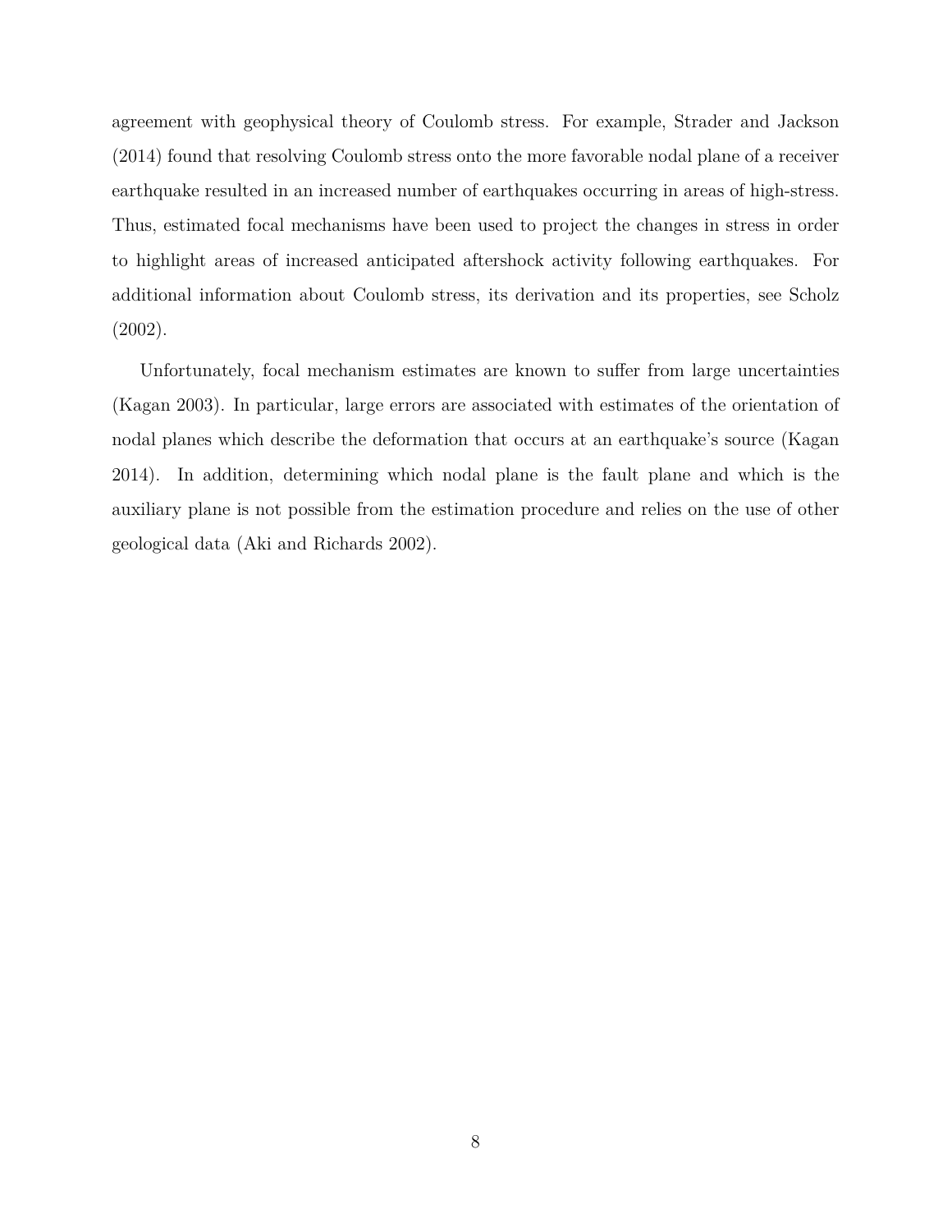agreement with geophysical theory of Coulomb stress. For example, Strader and Jackson (2014) found that resolving Coulomb stress onto the more favorable nodal plane of a receiver earthquake resulted in an increased number of earthquakes occurring in areas of high-stress. Thus, estimated focal mechanisms have been used to project the changes in stress in order to highlight areas of increased anticipated aftershock activity following earthquakes. For additional information about Coulomb stress, its derivation and its properties, see Scholz (2002).

Unfortunately, focal mechanism estimates are known to suffer from large uncertainties (Kagan 2003). In particular, large errors are associated with estimates of the orientation of nodal planes which describe the deformation that occurs at an earthquake's source (Kagan 2014). In addition, determining which nodal plane is the fault plane and which is the auxiliary plane is not possible from the estimation procedure and relies on the use of other geological data (Aki and Richards 2002).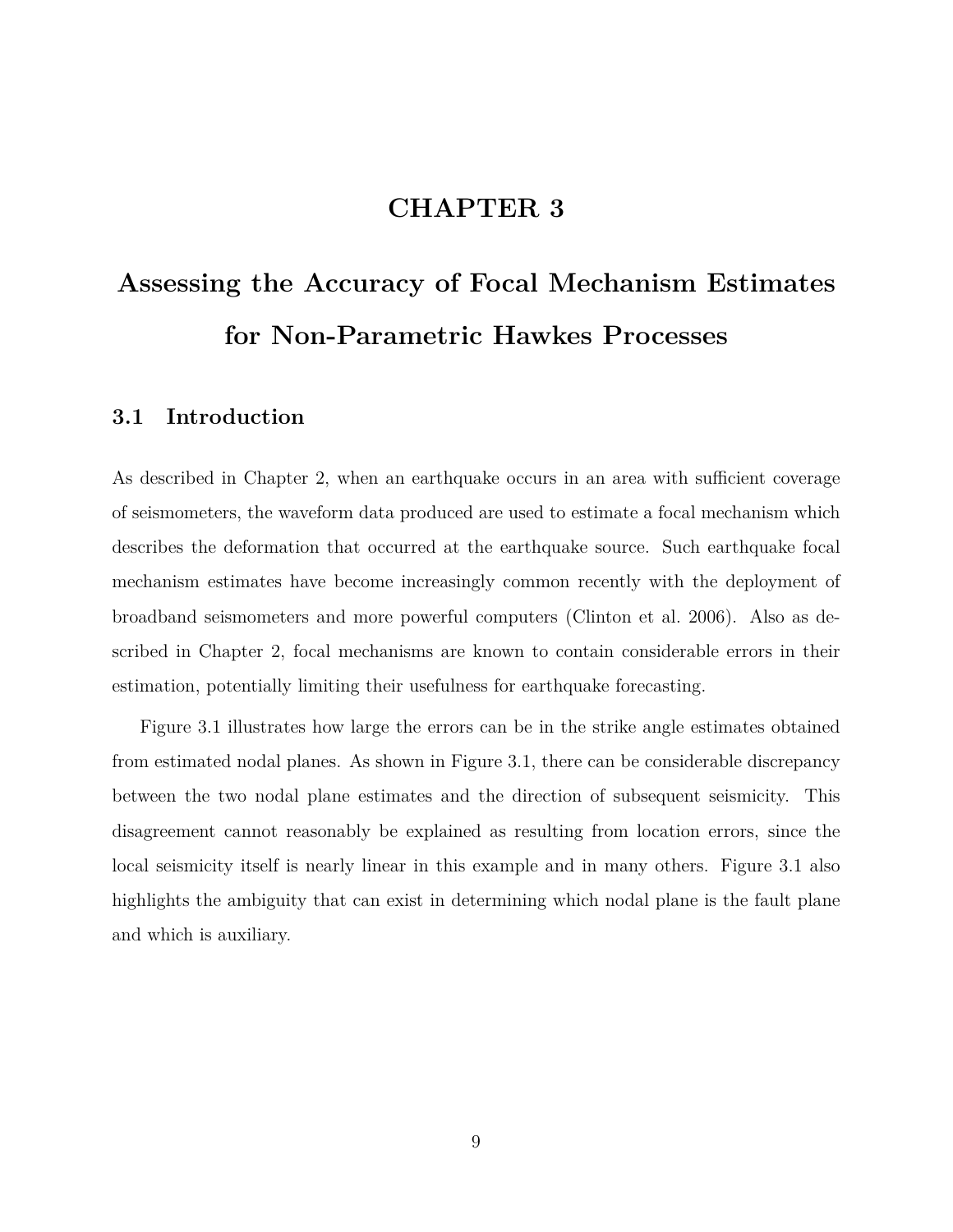# CHAPTER 3

# Assessing the Accuracy of Focal Mechanism Estimates for Non-Parametric Hawkes Processes

## 3.1 Introduction

As described in Chapter 2, when an earthquake occurs in an area with sufficient coverage of seismometers, the waveform data produced are used to estimate a focal mechanism which describes the deformation that occurred at the earthquake source. Such earthquake focal mechanism estimates have become increasingly common recently with the deployment of broadband seismometers and more powerful computers (Clinton et al. 2006). Also as described in Chapter 2, focal mechanisms are known to contain considerable errors in their estimation, potentially limiting their usefulness for earthquake forecasting.

Figure 3.1 illustrates how large the errors can be in the strike angle estimates obtained from estimated nodal planes. As shown in Figure 3.1, there can be considerable discrepancy between the two nodal plane estimates and the direction of subsequent seismicity. This disagreement cannot reasonably be explained as resulting from location errors, since the local seismicity itself is nearly linear in this example and in many others. Figure 3.1 also highlights the ambiguity that can exist in determining which nodal plane is the fault plane and which is auxiliary.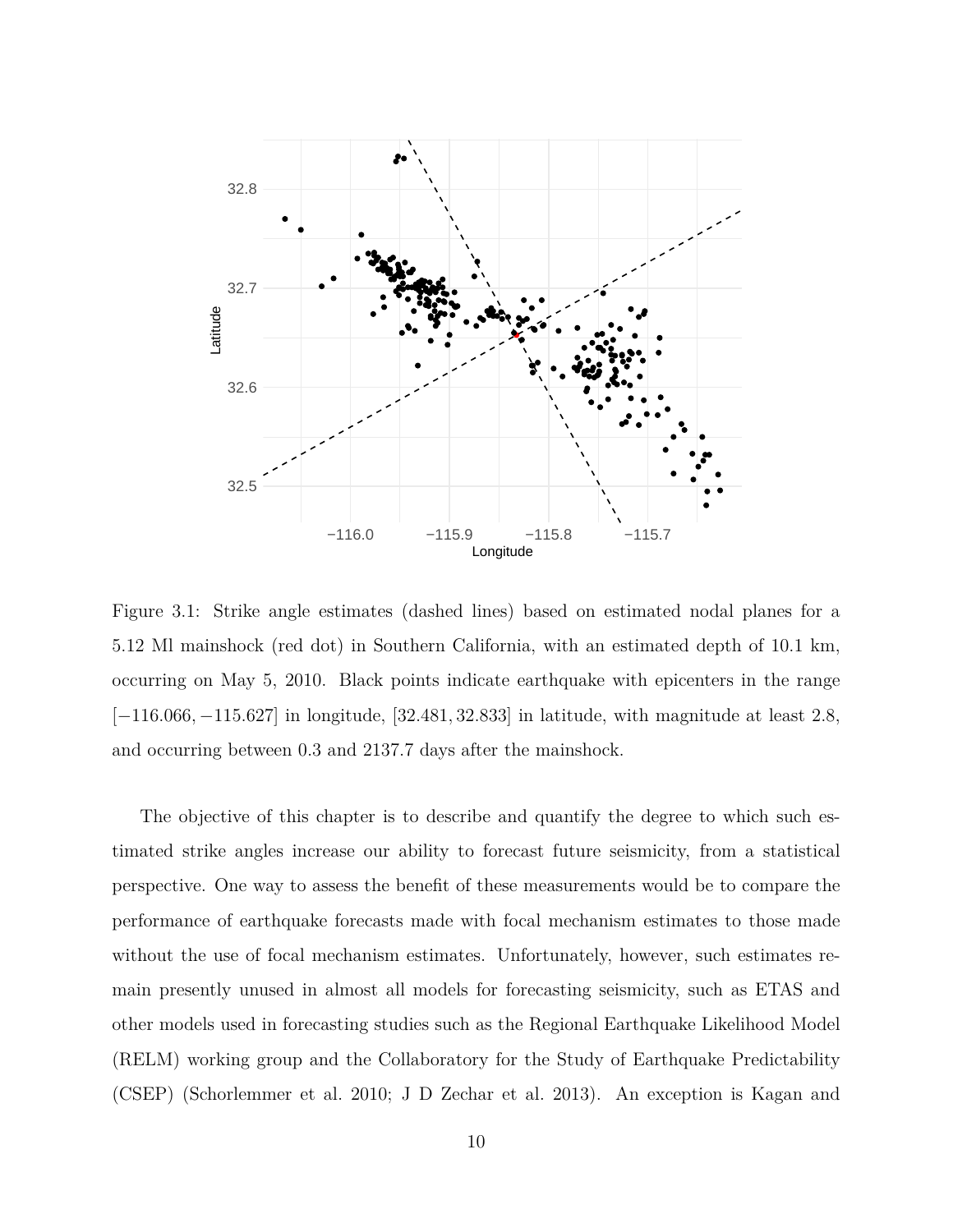Figure 3.1: Strike angle estimates (dashed lines) based on estimated nodal planes for a 5.12 Ml mainshock (red dot) in Southern California, with an estimated depth of 10.1 km, occurring on May 5, 2010. Black points indicate earthquake with epicenters in the range $[-116.066, -115.627]$ in longitude, $[32.481, 32.833]$ in latitude, with magnitude at least 2.8, and occurring between 0.3 and 2137.7 days after the mainshock.

The objective of this chapter is to describe and quantify the degree to which such estimated strike angles increase our ability to forecast future seismicity, from a statistical perspective. One way to assess the benefit of these measurements would be to compare the performance of earthquake forecasts made with focal mechanism estimates to those made without the use of focal mechanism estimates. Unfortunately, however, such estimates remain presently unused in almost all models for forecasting seismicity, such as ETAS and other models used in forecasting studies such as the Regional Earthquake Likelihood Model (RELM) working group and the Collaboratory for the Study of Earthquake Predictability (CSEP) (Schorlemmer et al. 2010; J D Zechar et al. 2013). An exception is Kagan and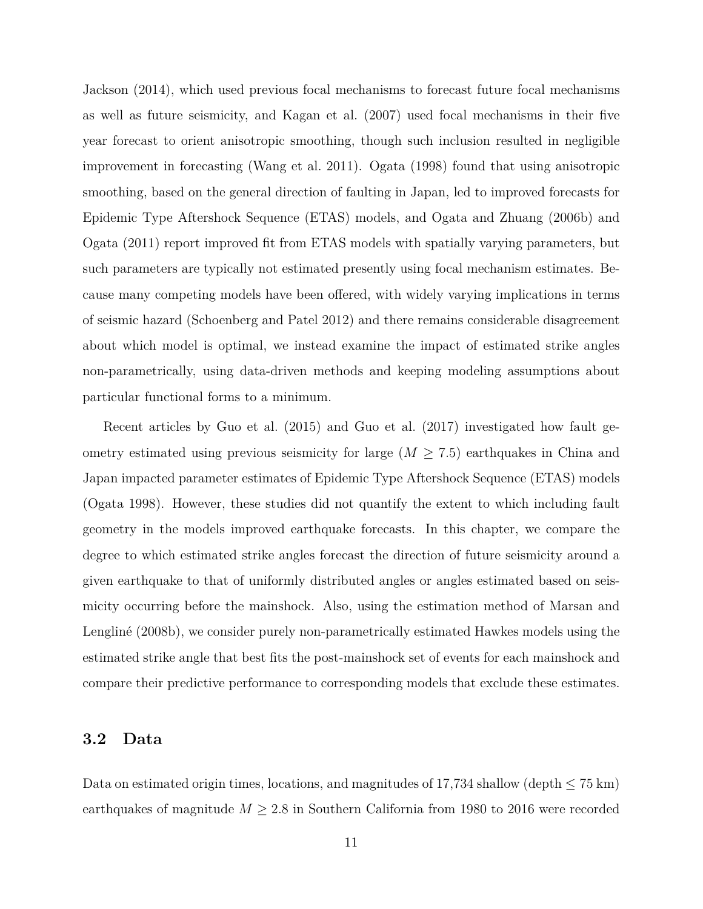Jackson (2014), which used previous focal mechanisms to forecast future focal mechanisms as well as future seismicity, and Kagan et al. (2007) used focal mechanisms in their five year forecast to orient anisotropic smoothing, though such inclusion resulted in negligible improvement in forecasting (Wang et al. 2011). Ogata (1998) found that using anisotropic smoothing, based on the general direction of faulting in Japan, led to improved forecasts for Epidemic Type Aftershock Sequence (ETAS) models, and Ogata and Zhuang (2006b) and Ogata (2011) report improved fit from ETAS models with spatially varying parameters, but such parameters are typically not estimated presently using focal mechanism estimates. Because many competing models have been offered, with widely varying implications in terms of seismic hazard (Schoenberg and Patel 2012) and there remains considerable disagreement about which model is optimal, we instead examine the impact of estimated strike angles non-parametrically, using data-driven methods and keeping modeling assumptions about particular functional forms to a minimum.

Recent articles by Guo et al. (2015) and Guo et al. (2017) investigated how fault geometry estimated using previous seismicity for large ($M \geq 7.5$) earthquakes in China and Japan impacted parameter estimates of Epidemic Type Aftershock Sequence (ETAS) models (Ogata 1998). However, these studies did not quantify the extent to which including fault geometry in the models improved earthquake forecasts. In this chapter, we compare the degree to which estimated strike angles forecast the direction of future seismicity around a given earthquake to that of uniformly distributed angles or angles estimated based on seismicity occurring before the mainshock. Also, using the estimation method of Marsan and Lengliné (2008b), we consider purely non-parametrically estimated Hawkes models using the estimated strike angle that best fits the post-mainshock set of events for each mainshock and compare their predictive performance to corresponding models that exclude these estimates.

## 3.2 Data

Data on estimated origin times, locations, and magnitudes of 17,734 shallow (depth $\leq$ 75 km) earthquakes of magnitude $M \geq 2.8$ in Southern California from 1980 to 2016 were recorded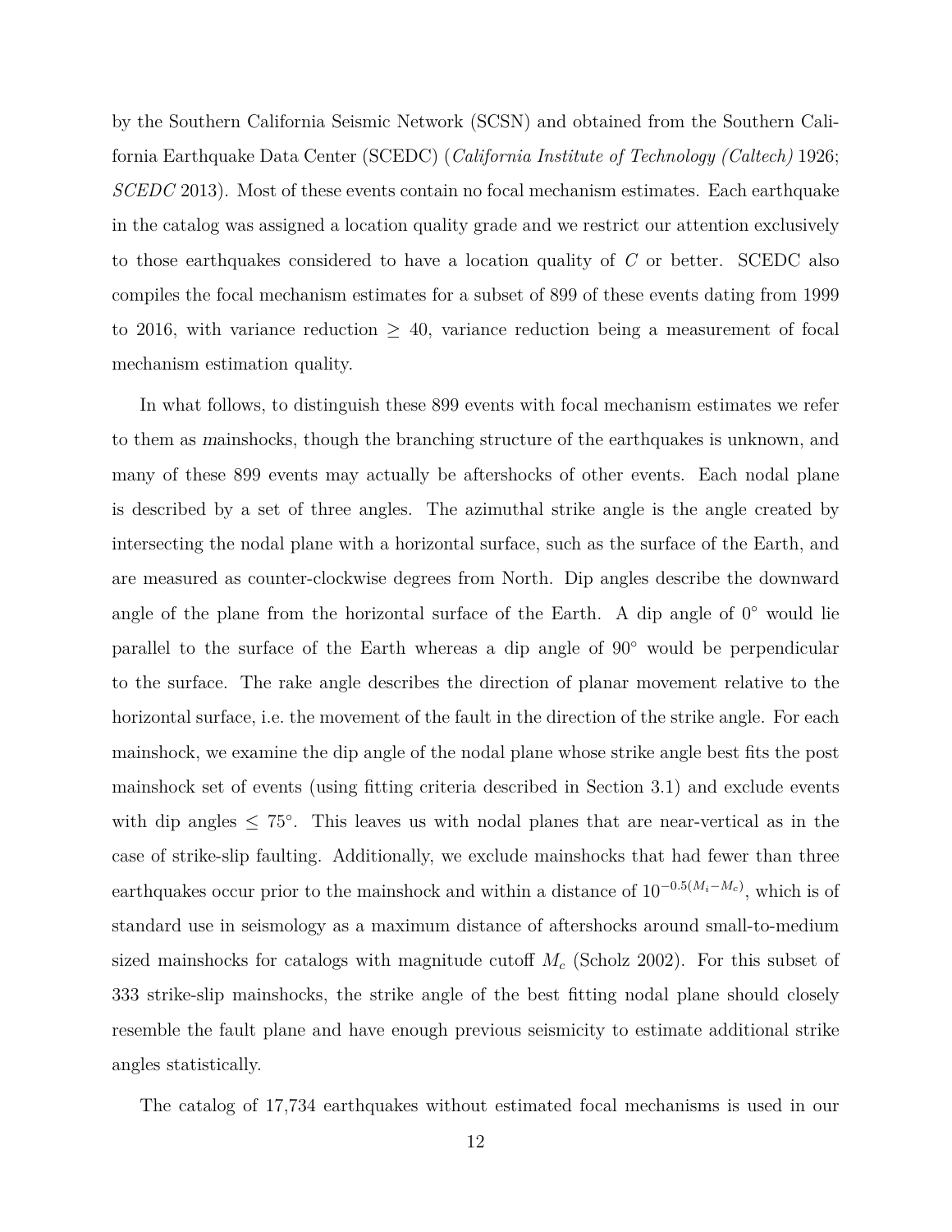by the Southern California Seismic Network (SCSN) and obtained from the Southern California Earthquake Data Center (SCEDC) (*California Institute of Technology (Caltech)* 1926; *SCEDC* 2013). Most of these events contain no focal mechanism estimates. Each earthquake in the catalog was assigned a location quality grade and we restrict our attention exclusively to those earthquakes considered to have a location quality of $C$ or better. SCEDC also compiles the focal mechanism estimates for a subset of 899 of these events dating from 1999 to 2016, with variance reduction $\geq$ 40, variance reduction being a measurement of focal mechanism estimation quality.

In what follows, to distinguish these 899 events with focal mechanism estimates we refer to them as *m*ainshocks, though the branching structure of the earthquakes is unknown, and many of these 899 events may actually be aftershocks of other events. Each nodal plane is described by a set of three angles. The azimuthal strike angle is the angle created by intersecting the nodal plane with a horizontal surface, such as the surface of the Earth, and are measured as counter-clockwise degrees from North. Dip angles describe the downward angle of the plane from the horizontal surface of the Earth. A dip angle of $0°$ would lie parallel to the surface of the Earth whereas a dip angle of $90°$ would be perpendicular to the surface. The rake angle describes the direction of planar movement relative to the horizontal surface, i.e. the movement of the fault in the direction of the strike angle. For each mainshock, we examine the dip angle of the nodal plane whose strike angle best fits the post mainshock set of events (using fitting criteria described in Section 3.1) and exclude events with dip angles $\leq 75°$. This leaves us with nodal planes that are near-vertical as in the case of strike-slip faulting. Additionally, we exclude mainshocks that had fewer than three earthquakes occur prior to the mainshock and within a distance of $10^{-0.5(M_i - M_c)}$, which is of standard use in seismology as a maximum distance of aftershocks around small-to-medium sized mainshocks for catalogs with magnitude cutoff $M_c$ (Scholz 2002). For this subset of 333 strike-slip mainshocks, the strike angle of the best fitting nodal plane should closely resemble the fault plane and have enough previous seismicity to estimate additional strike angles statistically.

The catalog of 17,734 earthquakes without estimated focal mechanisms is used in our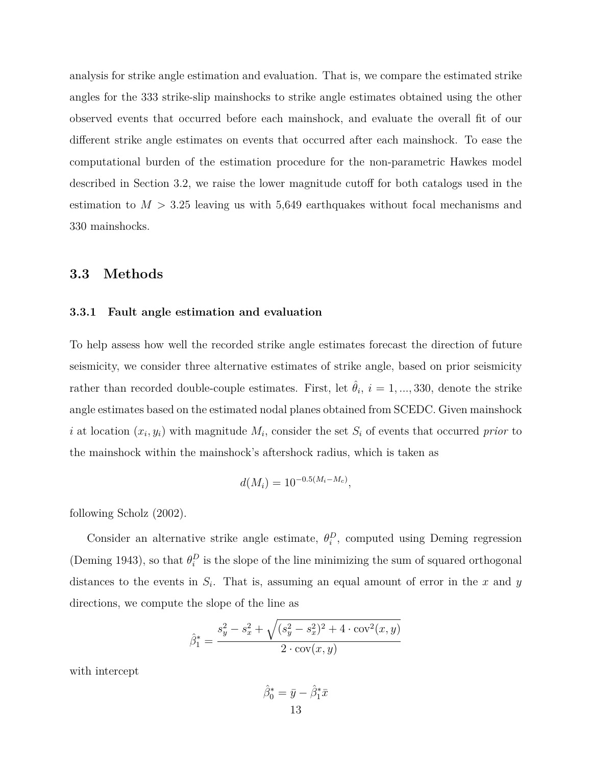analysis for strike angle estimation and evaluation. That is, we compare the estimated strike angles for the 333 strike-slip mainshocks to strike angle estimates obtained using the other observed events that occurred before each mainshock, and evaluate the overall fit of our different strike angle estimates on events that occurred after each mainshock. To ease the computational burden of the estimation procedure for the non-parametric Hawkes model described in Section 3.2, we raise the lower magnitude cutoff for both catalogs used in the estimation to $M > 3.25$ leaving us with 5,649 earthquakes without focal mechanisms and 330 mainshocks.

## 3.3 Methods

### 3.3.1 Fault angle estimation and evaluation

To help assess how well the recorded strike angle estimates forecast the direction of future seismicity, we consider three alternative estimates of strike angle, based on prior seismicity rather than recorded double-couple estimates. First, let $\hat{\theta}_i$, $i = 1, ..., 330$, denote the strike angle estimates based on the estimated nodal planes obtained from SCEDC. Given mainshock $i$ at location $(x_i, y_i)$ with magnitude $M_i$, consider the set $S_i$ of events that occurred *prior* to the mainshock within the mainshock's aftershock radius, which is taken as

$$d(M_i) = 10^{-0.5(M_i - M_c)},$$

following Scholz (2002).

Consider an alternative strike angle estimate, $\theta_i^D$, computed using Deming regression (Deming 1943), so that $\theta_i^D$ is the slope of the line minimizing the sum of squared orthogonal distances to the events in $S_i$. That is, assuming an equal amount of error in the $x$ and $y$ directions, we compute the slope of the line as

$$\hat{\beta}_1^* = \frac{s_y^2 - s_x^2 + \sqrt{(s_y^2 - s_x^2)^2 + 4 \cdot \text{cov}^2(x, y)}}{2 \cdot \text{cov}(x, y)}$$

with intercept

$$\hat{\beta}_0^* = \bar{y} - \hat{\beta}_1^* \bar{x}$$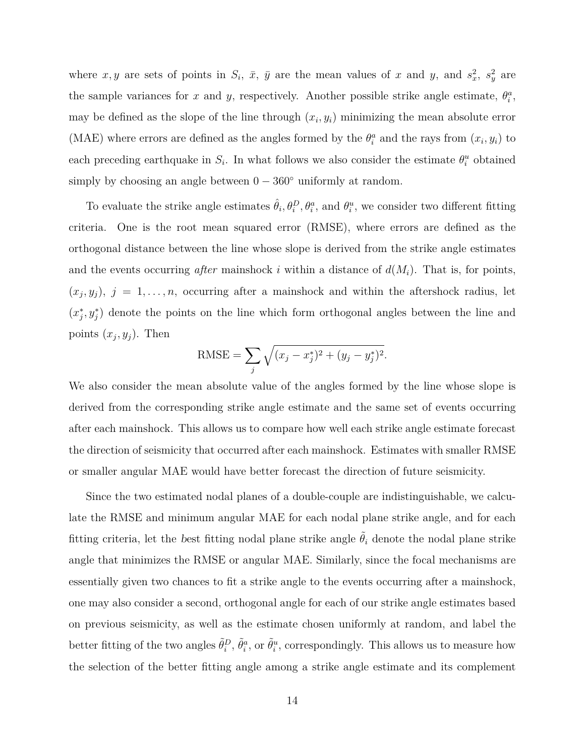where $x, y$ are sets of points in $S_i$, $\bar{x}$, $\bar{y}$ are the mean values of $x$ and $y$, and $s_x^2$, $s_y^2$ are the sample variances for $x$ and $y$, respectively. Another possible strike angle estimate, $\theta_i^a$, may be defined as the slope of the line through $(x_i, y_i)$ minimizing the mean absolute error (MAE) where errors are defined as the angles formed by the $\theta_i^a$ and the rays from $(x_i, y_i)$ to each preceding earthquake in $S_i$. In what follows we also consider the estimate $\theta_i^u$ obtained simply by choosing an angle between $0 - 360°$ uniformly at random.

To evaluate the strike angle estimates $\hat{\theta}_i, \theta_i^D, \theta_i^a$, and $\theta_i^u$, we consider two different fitting criteria. One is the root mean squared error (RMSE), where errors are defined as the orthogonal distance between the line whose slope is derived from the strike angle estimates and the events occurring *after* mainshock $i$ within a distance of $d(M_i)$. That is, for points, $(x_j, y_j)$, $j = 1, \ldots, n$, occurring after a mainshock and within the aftershock radius, let $(x_j^*, y_j^*)$ denote the points on the line which form orthogonal angles between the line and points $(x_j, y_j)$. Then

$$\text{RMSE} = \sum_j \sqrt{(x_j - x_j^*)^2 + (y_j - y_j^*)^2}.$$

We also consider the mean absolute value of the angles formed by the line whose slope is derived from the corresponding strike angle estimate and the same set of events occurring after each mainshock. This allows us to compare how well each strike angle estimate forecast the direction of seismicity that occurred after each mainshock. Estimates with smaller RMSE or smaller angular MAE would have better forecast the direction of future seismicity.

Since the two estimated nodal planes of a double-couple are indistinguishable, we calculate the RMSE and minimum angular MAE for each nodal plane strike angle, and for each fitting criteria, let the *b*est fitting nodal plane strike angle $\tilde{\theta}_i$ denote the nodal plane strike angle that minimizes the RMSE or angular MAE. Similarly, since the focal mechanisms are essentially given two chances to fit a strike angle to the events occurring after a mainshock, one may also consider a second, orthogonal angle for each of our strike angle estimates based on previous seismicity, as well as the estimate chosen uniformly at random, and label the better fitting of the two angles $\tilde{\theta}_i^D$, $\tilde{\theta}_i^a$, or $\tilde{\theta}_i^u$, correspondingly. This allows us to measure how the selection of the better fitting angle among a strike angle estimate and its complement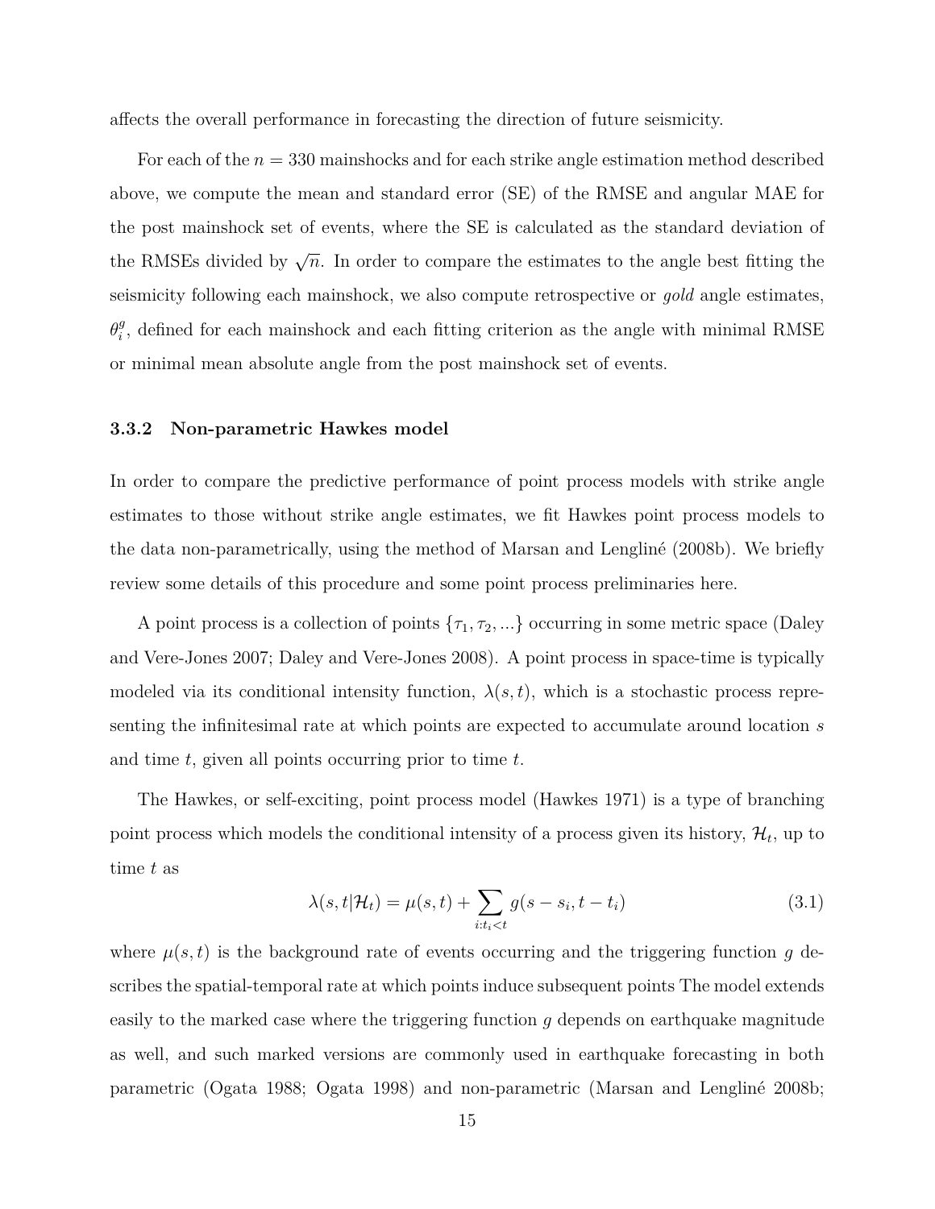affects the overall performance in forecasting the direction of future seismicity.

For each of the $n = 330$ mainshocks and for each strike angle estimation method described above, we compute the mean and standard error (SE) of the RMSE and angular MAE for the post mainshock set of events, where the SE is calculated as the standard deviation of the RMSEs divided by $\sqrt{n}$. In order to compare the estimates to the angle best fitting the seismicity following each mainshock, we also compute retrospective or *gold* angle estimates, $\theta_i^g$, defined for each mainshock and each fitting criterion as the angle with minimal RMSE or minimal mean absolute angle from the post mainshock set of events.

### 3.3.2 Non-parametric Hawkes model

In order to compare the predictive performance of point process models with strike angle estimates to those without strike angle estimates, we fit Hawkes point process models to the data non-parametrically, using the method of Marsan and Lengliné (2008b). We briefly review some details of this procedure and some point process preliminaries here.

A point process is a collection of points $\{\tau_1, \tau_2, ...\}$ occurring in some metric space (Daley and Vere-Jones 2007; Daley and Vere-Jones 2008). A point process in space-time is typically modeled via its conditional intensity function, $\lambda(s, t)$, which is a stochastic process representing the infinitesimal rate at which points are expected to accumulate around location $s$ and time $t$, given all points occurring prior to time $t$.

The Hawkes, or self-exciting, point process model (Hawkes 1971) is a type of branching point process which models the conditional intensity of a process given its history, $\mathcal{H}_t$, up to time $t$ as

$$\lambda(s, t|\mathcal{H}_t) = \mu(s, t) + \sum_{i:t_i<t} g(s - s_i, t - t_i) \tag{3.1}$$

where $\mu(s, t)$ is the background rate of events occurring and the triggering function $g$ describes the spatial-temporal rate at which points induce subsequent points The model extends easily to the marked case where the triggering function $g$ depends on earthquake magnitude as well, and such marked versions are commonly used in earthquake forecasting in both parametric (Ogata 1988; Ogata 1998) and non-parametric (Marsan and Lengliné 2008b;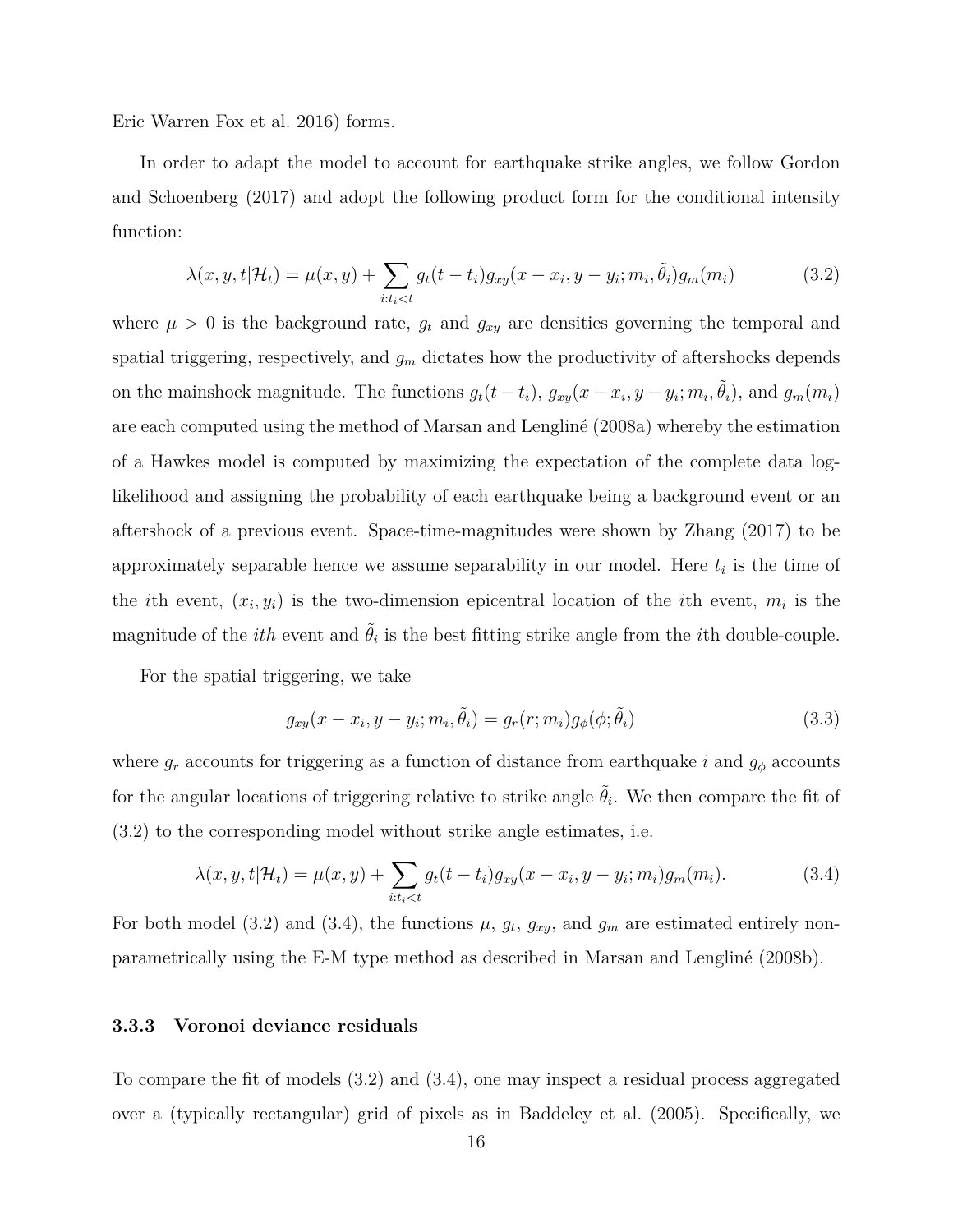Eric Warren Fox et al. 2016) forms.

In order to adapt the model to account for earthquake strike angles, we follow Gordon and Schoenberg (2017) and adopt the following product form for the conditional intensity function:

$$\lambda(x, y, t|\mathcal{H}_t) = \mu(x, y) + \sum_{i:t_i<t} g_t(t - t_i) g_{xy}(x - x_i, y - y_i; m_i, \tilde{\theta}_i) g_m(m_i) \tag{3.2}$$

where $\mu > 0$ is the background rate, $g_t$ and $g_{xy}$ are densities governing the temporal and spatial triggering, respectively, and $g_m$ dictates how the productivity of aftershocks depends on the mainshock magnitude. The functions $g_t(t - t_i)$, $g_{xy}(x - x_i, y - y_i; m_i, \tilde{\theta}_i)$, and $g_m(m_i)$ are each computed using the method of Marsan and Lengliné (2008a) whereby the estimation of a Hawkes model is computed by maximizing the expectation of the complete data log-likelihood and assigning the probability of each earthquake being a background event or an aftershock of a previous event. Space-time-magnitudes were shown by Zhang (2017) to be approximately separable hence we assume separability in our model. Here $t_i$ is the time of the $i$th event, $(x_i, y_i)$ is the two-dimension epicentral location of the $i$th event, $m_i$ is the magnitude of the $ith$ event and $\tilde{\theta}_i$ is the best fitting strike angle from the $i$th double-couple.

For the spatial triggering, we take

$$g_{xy}(x - x_i, y - y_i; m_i, \tilde{\theta}_i) = g_r(r; m_i) g_\phi(\phi; \tilde{\theta}_i) \tag{3.3}$$

where $g_r$ accounts for triggering as a function of distance from earthquake $i$ and $g_\phi$ accounts for the angular locations of triggering relative to strike angle $\tilde{\theta}_i$. We then compare the fit of (3.2) to the corresponding model without strike angle estimates, i.e.

$$\lambda(x, y, t|\mathcal{H}_t) = \mu(x, y) + \sum_{i:t_i<t} g_t(t - t_i) g_{xy}(x - x_i, y - y_i; m_i) g_m(m_i). \tag{3.4}$$

For both model (3.2) and (3.4), the functions $\mu$, $g_t$, $g_{xy}$, and $g_m$ are estimated entirely non-parametrically using the E-M type method as described in Marsan and Lengliné (2008b).

### 3.3.3 Voronoi deviance residuals

To compare the fit of models (3.2) and (3.4), one may inspect a residual process aggregated over a (typically rectangular) grid of pixels as in Baddeley et al. (2005). Specifically, we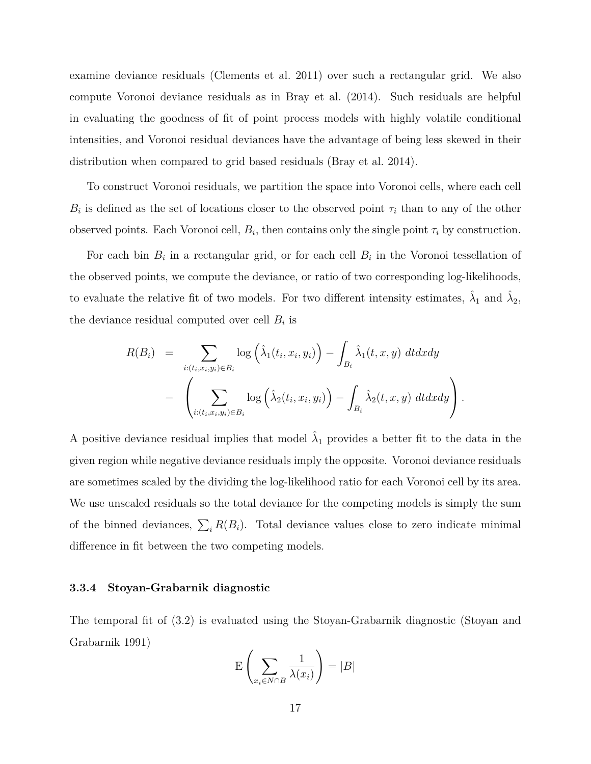examine deviance residuals (Clements et al. 2011) over such a rectangular grid. We also compute Voronoi deviance residuals as in Bray et al. (2014). Such residuals are helpful in evaluating the goodness of fit of point process models with highly volatile conditional intensities, and Voronoi residual deviances have the advantage of being less skewed in their distribution when compared to grid based residuals (Bray et al. 2014).

To construct Voronoi residuals, we partition the space into Voronoi cells, where each cell $B_i$ is defined as the set of locations closer to the observed point $\tau_i$ than to any of the other observed points. Each Voronoi cell, $B_i$, then contains only the single point $\tau_i$ by construction.

For each bin $B_i$ in a rectangular grid, or for each cell $B_i$ in the Voronoi tessellation of the observed points, we compute the deviance, or ratio of two corresponding log-likelihoods, to evaluate the relative fit of two models. For two different intensity estimates, $\hat{\lambda}_1$ and $\hat{\lambda}_2$, the deviance residual computed over cell $B_i$ is

$$
\begin{aligned}
R(B_i) &= \sum_{i:(t_i,x_i,y_i)\in B_i} \log\left(\hat{\lambda}_1(t_i,x_i,y_i)\right) - \int_{B_i} \hat{\lambda}_1(t,x,y)\ dtdxdy \\
&\quad - \left( \sum_{i:(t_i,x_i,y_i)\in B_i} \log\left(\hat{\lambda}_2(t_i,x_i,y_i)\right) - \int_{B_i} \hat{\lambda}_2(t,x,y)\ dtdxdy \right).
\end{aligned}
$$

A positive deviance residual implies that model $\hat{\lambda}_1$ provides a better fit to the data in the given region while negative deviance residuals imply the opposite. Voronoi deviance residuals are sometimes scaled by the dividing the log-likelihood ratio for each Voronoi cell by its area. We use unscaled residuals so the total deviance for the competing models is simply the sum of the binned deviances, $\sum_i R(B_i)$. Total deviance values close to zero indicate minimal difference in fit between the two competing models.

### 3.3.4 Stoyan-Grabarnik diagnostic

The temporal fit of (3.2) is evaluated using the Stoyan-Grabarnik diagnostic (Stoyan and Grabarnik 1991)

$$
\mathrm{E}\left( \sum_{x_i \in N \cap B} \frac{1}{\lambda(x_i)} \right) = |B|
$$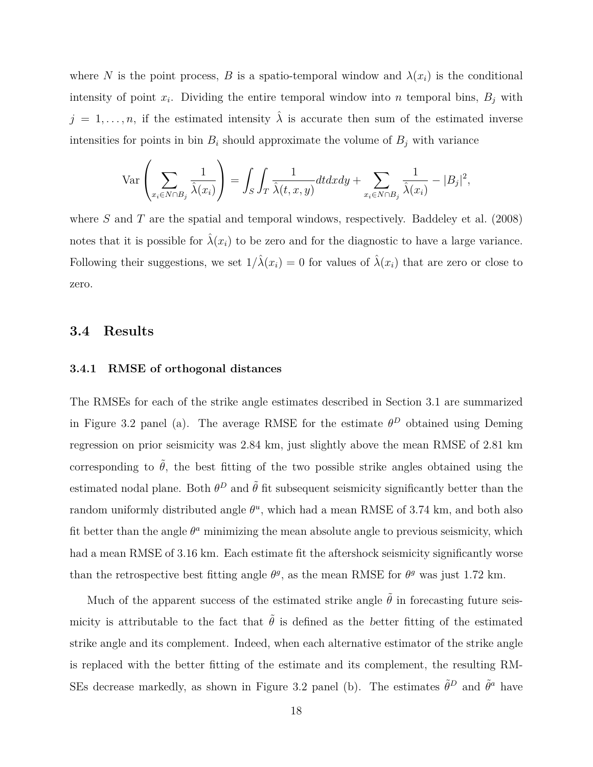where $N$ is the point process, $B$ is a spatio-temporal window and $\lambda(x_i)$ is the conditional intensity of point $x_i$. Dividing the entire temporal window into $n$ temporal bins, $B_j$ with $j = 1, \ldots, n$, if the estimated intensity $\hat{\lambda}$ is accurate then sum of the estimated inverse intensities for points in bin $B_i$ should approximate the volume of $B_j$ with variance

$$\text{Var}\left(\sum_{x_i \in N \cap B_j} \frac{1}{\hat{\lambda}(x_i)}\right) = \int_S \int_T \frac{1}{\hat{\lambda}(t, x, y)} dt dx dy + \sum_{x_i \in N \cap B_j} \frac{1}{\hat{\lambda}(x_i)} - |B_j|^2,$$

where $S$ and $T$ are the spatial and temporal windows, respectively. Baddeley et al. (2008) notes that it is possible for $\hat{\lambda}(x_i)$ to be zero and for the diagnostic to have a large variance. Following their suggestions, we set $1/\hat{\lambda}(x_i) = 0$ for values of $\hat{\lambda}(x_i)$ that are zero or close to zero.

## 3.4 Results

### 3.4.1 RMSE of orthogonal distances

The RMSEs for each of the strike angle estimates described in Section 3.1 are summarized in Figure 3.2 panel (a). The average RMSE for the estimate $\theta^D$ obtained using Deming regression on prior seismicity was 2.84 km, just slightly above the mean RMSE of 2.81 km corresponding to $\tilde{\theta}$, the best fitting of the two possible strike angles obtained using the estimated nodal plane. Both $\theta^D$ and $\tilde{\theta}$ fit subsequent seismicity significantly better than the random uniformly distributed angle $\theta^u$, which had a mean RMSE of 3.74 km, and both also fit better than the angle $\theta^a$ minimizing the mean absolute angle to previous seismicity, which had a mean RMSE of 3.16 km. Each estimate fit the aftershock seismicity significantly worse than the retrospective best fitting angle $\theta^g$, as the mean RMSE for $\theta^g$ was just 1.72 km.

Much of the apparent success of the estimated strike angle $\tilde{\theta}$ in forecasting future seismicity is attributable to the fact that $\tilde{\theta}$ is defined as the better fitting of the estimated strike angle and its complement. Indeed, when each alternative estimator of the strike angle is replaced with the better fitting of the estimate and its complement, the resulting RMSEs decrease markedly, as shown in Figure 3.2 panel (b). The estimates $\tilde{\theta}^D$ and $\tilde{\theta}^a$ have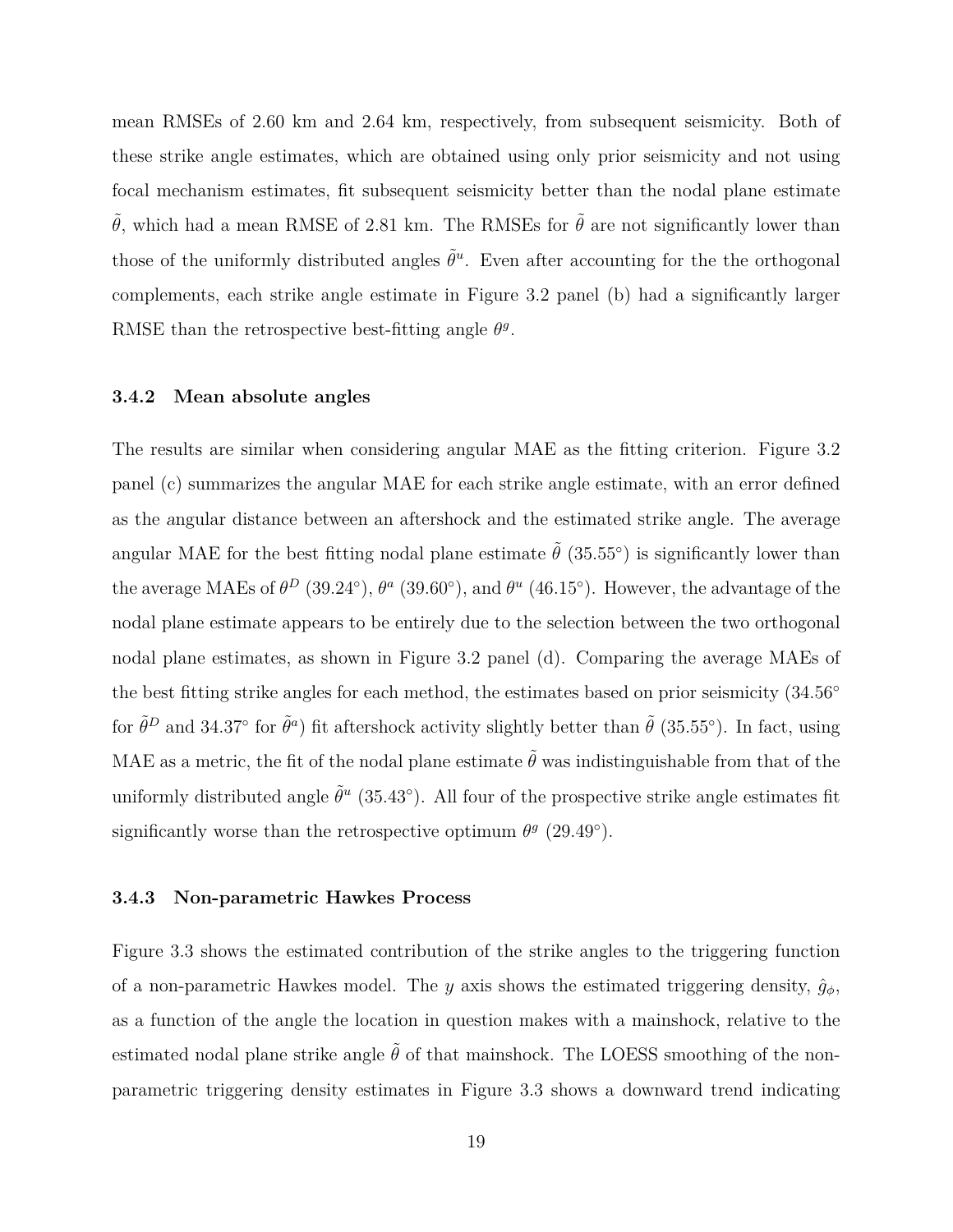mean RMSEs of 2.60 km and 2.64 km, respectively, from subsequent seismicity. Both of these strike angle estimates, which are obtained using only prior seismicity and not using focal mechanism estimates, fit subsequent seismicity better than the nodal plane estimate $\tilde{\theta}$, which had a mean RMSE of 2.81 km. The RMSEs for $\tilde{\theta}$ are not significantly lower than those of the uniformly distributed angles $\tilde{\theta}^u$. Even after accounting for the the orthogonal complements, each strike angle estimate in Figure 3.2 panel (b) had a significantly larger RMSE than the retrospective best-fitting angle $\theta^g$.

### 3.4.2 Mean absolute angles

The results are similar when considering angular MAE as the fitting criterion. Figure 3.2 panel (c) summarizes the angular MAE for each strike angle estimate, with an error defined as the angular distance between an aftershock and the estimated strike angle. The average angular MAE for the best fitting nodal plane estimate $\tilde{\theta}$ (35.55°) is significantly lower than the average MAEs of $\theta^D$ (39.24°), $\theta^a$ (39.60°), and $\theta^u$ (46.15°). However, the advantage of the nodal plane estimate appears to be entirely due to the selection between the two orthogonal nodal plane estimates, as shown in Figure 3.2 panel (d). Comparing the average MAEs of the best fitting strike angles for each method, the estimates based on prior seismicity (34.56° for $\tilde{\theta}^D$ and 34.37° for $\tilde{\theta}^a$) fit aftershock activity slightly better than $\tilde{\theta}$ (35.55°). In fact, using MAE as a metric, the fit of the nodal plane estimate $\tilde{\theta}$ was indistinguishable from that of the uniformly distributed angle $\tilde{\theta}^u$ (35.43°). All four of the prospective strike angle estimates fit significantly worse than the retrospective optimum $\theta^g$ (29.49°).

### 3.4.3 Non-parametric Hawkes Process

Figure 3.3 shows the estimated contribution of the strike angles to the triggering function of a non-parametric Hawkes model. The $y$ axis shows the estimated triggering density, $\hat{g}_\phi$, as a function of the angle the location in question makes with a mainshock, relative to the estimated nodal plane strike angle $\tilde{\theta}$ of that mainshock. The LOESS smoothing of the non-parametric triggering density estimates in Figure 3.3 shows a downward trend indicating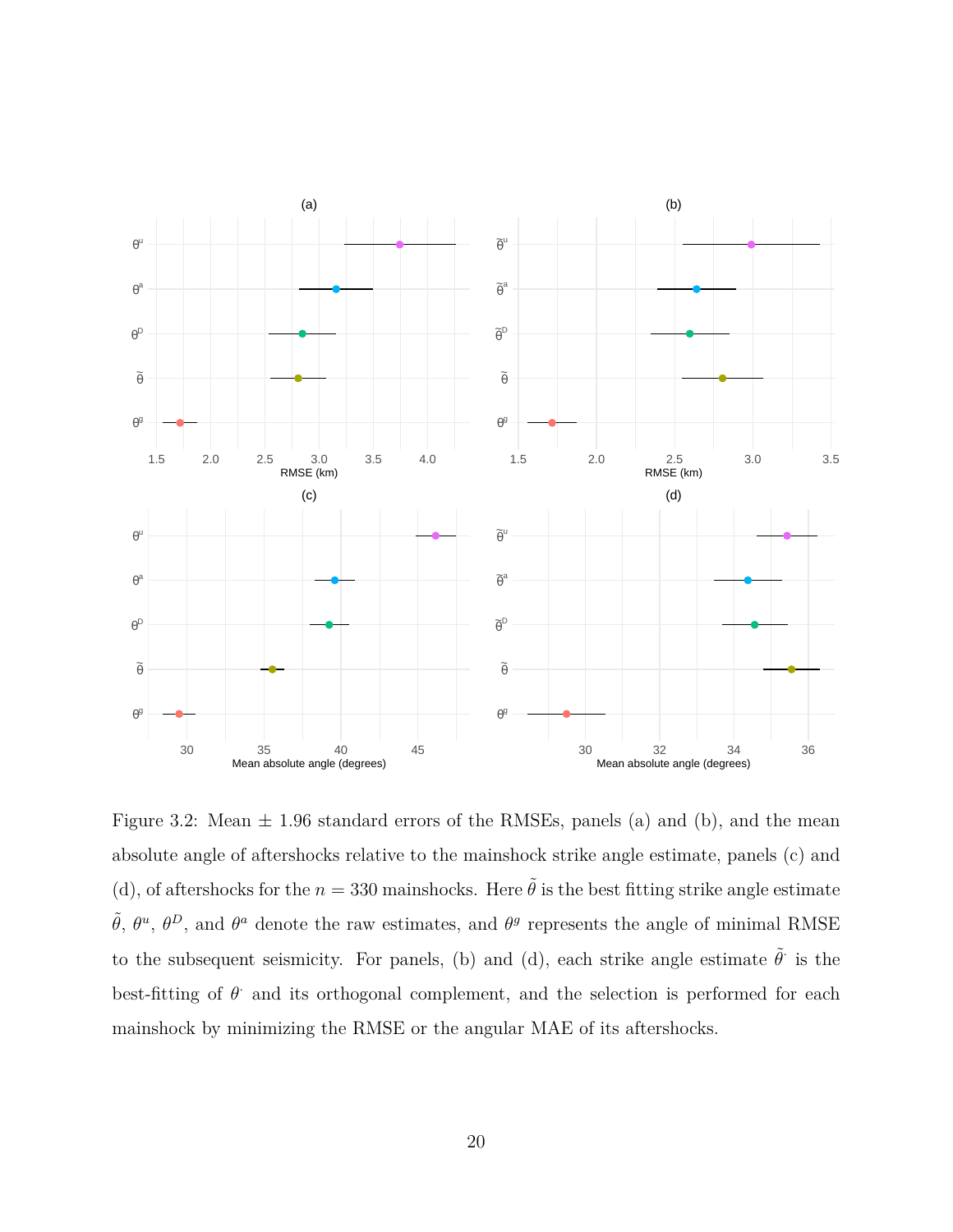Figure 3.2: Mean ± 1.96 standard errors of the RMSEs, panels (a) and (b), and the mean absolute angle of aftershocks relative to the mainshock strike angle estimate, panels (c) and (d), of aftershocks for the $n = 330$ mainshocks. Here $\tilde{\theta}$ is the best fitting strike angle estimate $\tilde{\theta}$, $\theta^u$, $\theta^D$, and $\theta^a$ denote the raw estimates, and $\theta^g$ represents the angle of minimal RMSE to the subsequent seismicity. For panels, (b) and (d), each strike angle estimate $\tilde{\theta}^{\cdot}$ is the best-fitting of $\theta^{\cdot}$ and its orthogonal complement, and the selection is performed for each mainshock by minimizing the RMSE or the angular MAE of its aftershocks.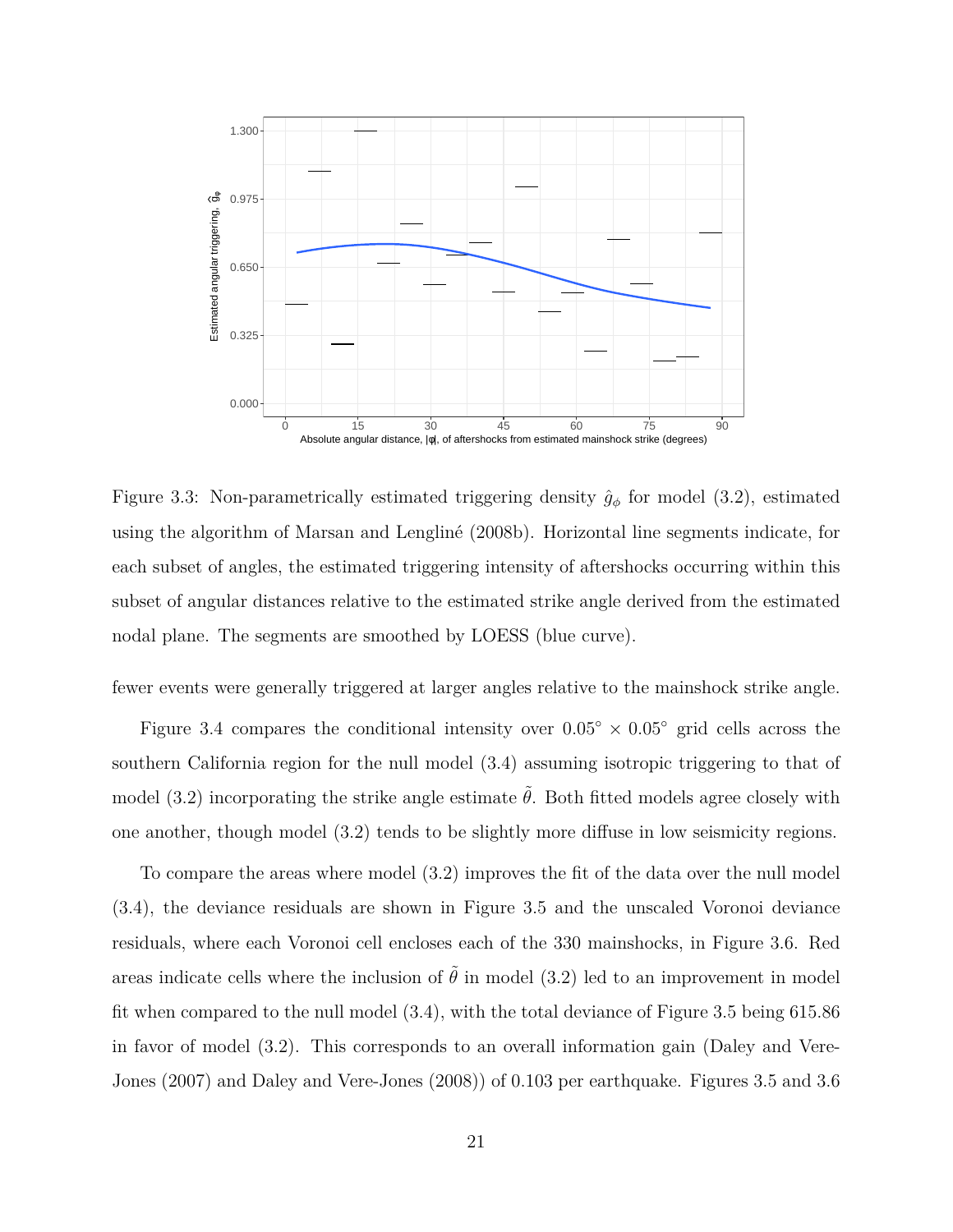Figure 3.3: Non-parametrically estimated triggering density $\hat{g}_\phi$ for model (3.2), estimated using the algorithm of Marsan and Lengliné (2008b). Horizontal line segments indicate, for each subset of angles, the estimated triggering intensity of aftershocks occurring within this subset of angular distances relative to the estimated strike angle derived from the estimated nodal plane. The segments are smoothed by LOESS (blue curve).

fewer events were generally triggered at larger angles relative to the mainshock strike angle.

Figure 3.4 compares the conditional intensity over $0.05^\circ \times 0.05^\circ$ grid cells across the southern California region for the null model (3.4) assuming isotropic triggering to that of model (3.2) incorporating the strike angle estimate $\tilde{\theta}$. Both fitted models agree closely with one another, though model (3.2) tends to be slightly more diffuse in low seismicity regions.

To compare the areas where model (3.2) improves the fit of the data over the null model (3.4), the deviance residuals are shown in Figure 3.5 and the unscaled Voronoi deviance residuals, where each Voronoi cell encloses each of the 330 mainshocks, in Figure 3.6. Red areas indicate cells where the inclusion of $\tilde{\theta}$ in model (3.2) led to an improvement in model fit when compared to the null model (3.4), with the total deviance of Figure 3.5 being 615.86 in favor of model (3.2). This corresponds to an overall information gain (Daley and Vere-Jones (2007) and Daley and Vere-Jones (2008)) of 0.103 per earthquake. Figures 3.5 and 3.6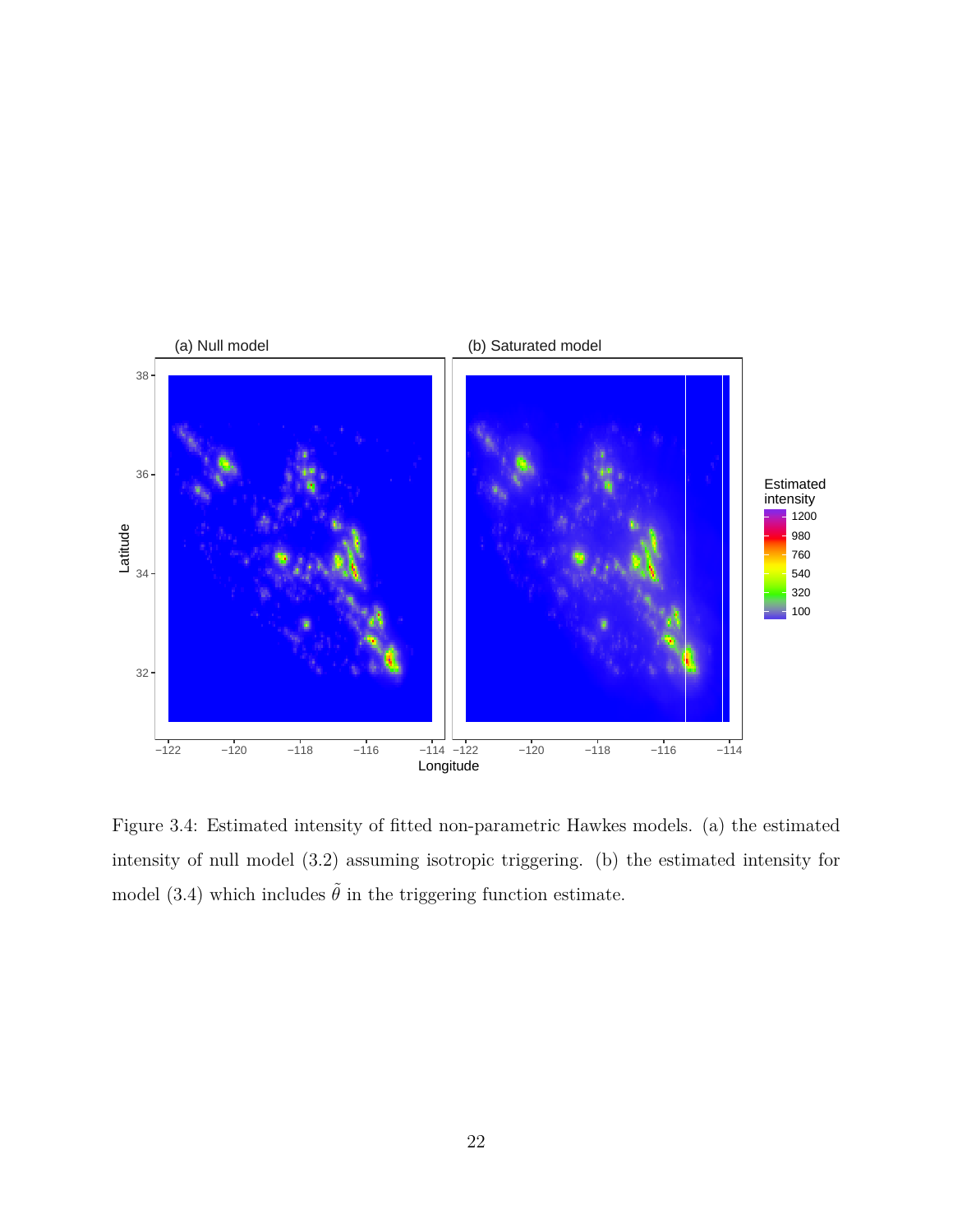Figure 3.4: Estimated intensity of fitted non-parametric Hawkes models. (a) the estimated intensity of null model (3.2) assuming isotropic triggering. (b) the estimated intensity for model (3.4) which includes $\tilde{\theta}$ in the triggering function estimate.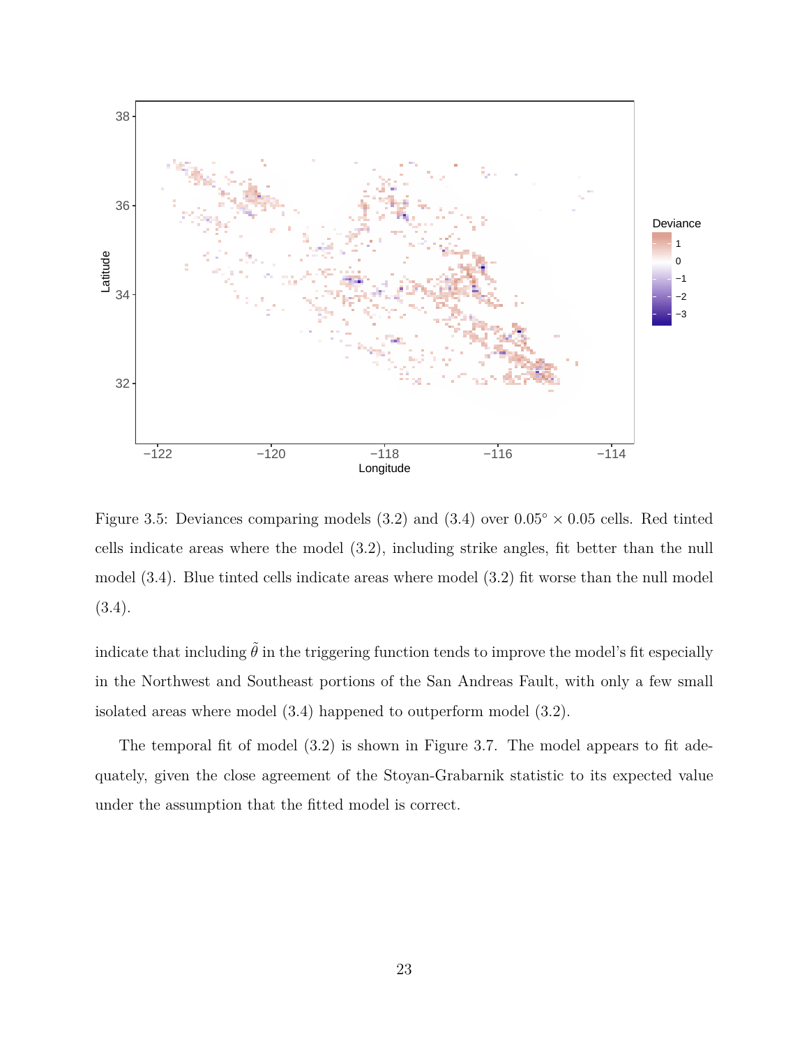Figure 3.5: Deviances comparing models (3.2) and (3.4) over $0.05° \times 0.05$ cells. Red tinted cells indicate areas where the model (3.2), including strike angles, fit better than the null model (3.4). Blue tinted cells indicate areas where model (3.2) fit worse than the null model (3.4).

indicate that including $\tilde{\theta}$ in the triggering function tends to improve the model's fit especially in the Northwest and Southeast portions of the San Andreas Fault, with only a few small isolated areas where model (3.4) happened to outperform model (3.2).

The temporal fit of model (3.2) is shown in Figure 3.7. The model appears to fit adequately, given the close agreement of the Stoyan-Grabarnik statistic to its expected value under the assumption that the fitted model is correct.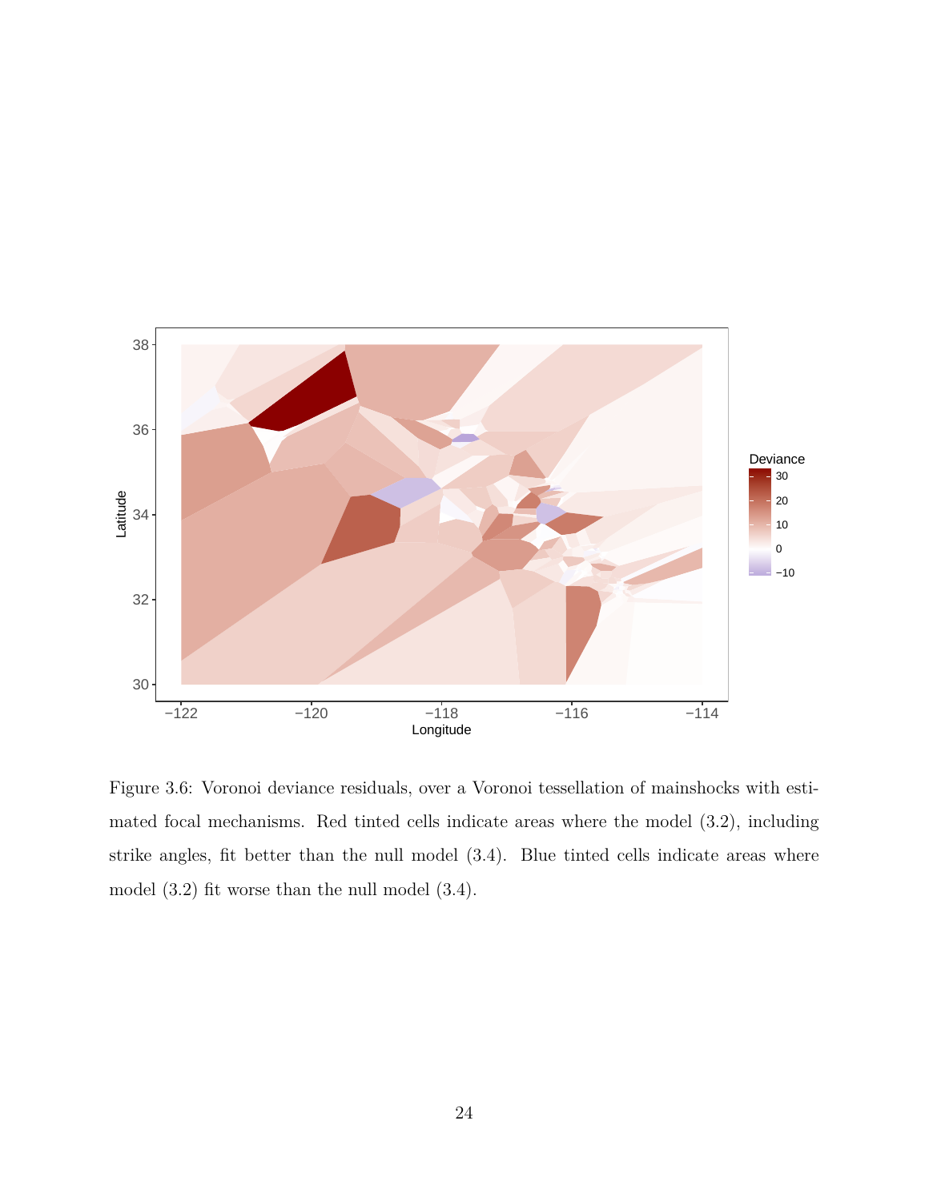Figure 3.6: Voronoi deviance residuals, over a Voronoi tessellation of mainshocks with estimated focal mechanisms. Red tinted cells indicate areas where the model (3.2), including strike angles, fit better than the null model (3.4). Blue tinted cells indicate areas where model (3.2) fit worse than the null model (3.4).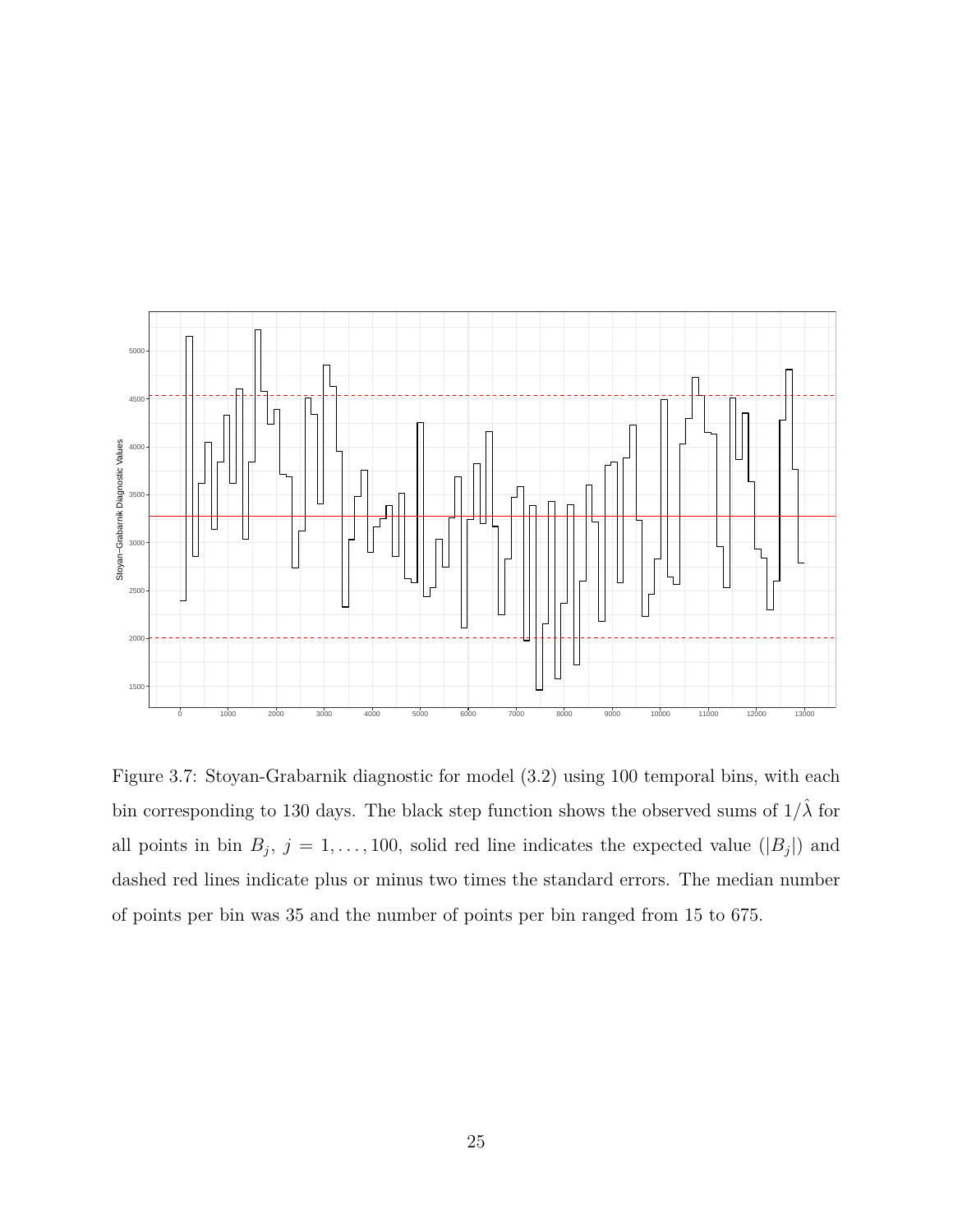Figure 3.7: Stoyan-Grabarnik diagnostic for model (3.2) using 100 temporal bins, with each bin corresponding to 130 days. The black step function shows the observed sums of $1/\hat{\lambda}$ for all points in bin $B_j$, $j = 1, \ldots, 100$, solid red line indicates the expected value ($|B_j|$) and dashed red lines indicate plus or minus two times the standard errors. The median number of points per bin was 35 and the number of points per bin ranged from 15 to 675.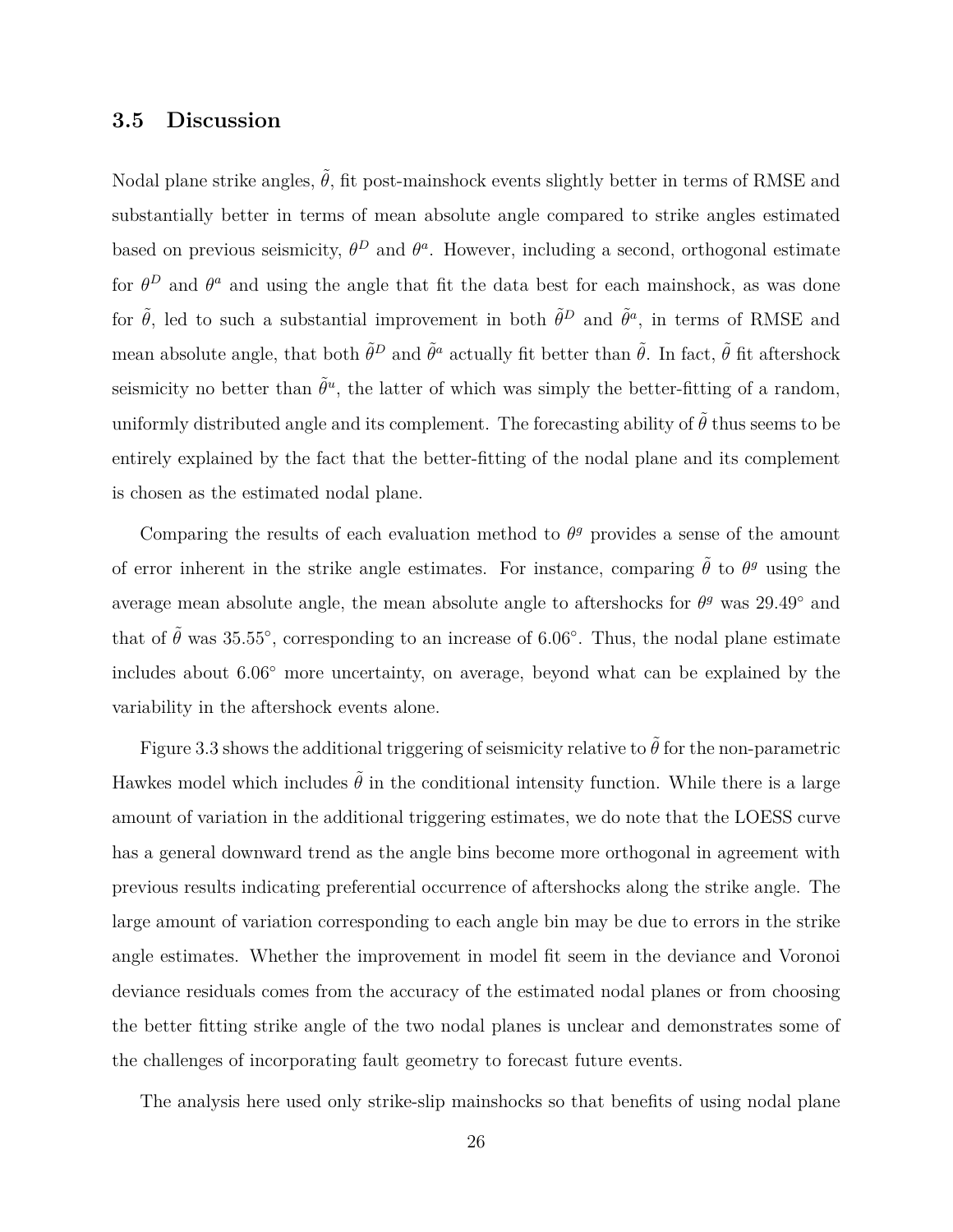### 3.5 Discussion

Nodal plane strike angles, $\tilde{\theta}$, fit post-mainshock events slightly better in terms of RMSE and substantially better in terms of mean absolute angle compared to strike angles estimated based on previous seismicity, $\theta^D$ and $\theta^a$. However, including a second, orthogonal estimate for $\theta^D$ and $\theta^a$ and using the angle that fit the data best for each mainshock, as was done for $\tilde{\theta}$, led to such a substantial improvement in both $\tilde{\theta}^D$ and $\tilde{\theta}^a$, in terms of RMSE and mean absolute angle, that both $\tilde{\theta}^D$ and $\tilde{\theta}^a$ actually fit better than $\tilde{\theta}$. In fact, $\tilde{\theta}$ fit aftershock seismicity no better than $\tilde{\theta}^u$, the latter of which was simply the better-fitting of a random, uniformly distributed angle and its complement. The forecasting ability of $\tilde{\theta}$ thus seems to be entirely explained by the fact that the better-fitting of the nodal plane and its complement is chosen as the estimated nodal plane.

Comparing the results of each evaluation method to $\theta^g$ provides a sense of the amount of error inherent in the strike angle estimates. For instance, comparing $\tilde{\theta}$ to $\theta^g$ using the average mean absolute angle, the mean absolute angle to aftershocks for $\theta^g$ was 29.49° and that of $\tilde{\theta}$ was 35.55°, corresponding to an increase of 6.06°. Thus, the nodal plane estimate includes about 6.06° more uncertainty, on average, beyond what can be explained by the variability in the aftershock events alone.

Figure 3.3 shows the additional triggering of seismicity relative to $\tilde{\theta}$ for the non-parametric Hawkes model which includes $\tilde{\theta}$ in the conditional intensity function. While there is a large amount of variation in the additional triggering estimates, we do note that the LOESS curve has a general downward trend as the angle bins become more orthogonal in agreement with previous results indicating preferential occurrence of aftershocks along the strike angle. The large amount of variation corresponding to each angle bin may be due to errors in the strike angle estimates. Whether the improvement in model fit seem in the deviance and Voronoi deviance residuals comes from the accuracy of the estimated nodal planes or from choosing the better fitting strike angle of the two nodal planes is unclear and demonstrates some of the challenges of incorporating fault geometry to forecast future events.

The analysis here used only strike-slip mainshocks so that benefits of using nodal plane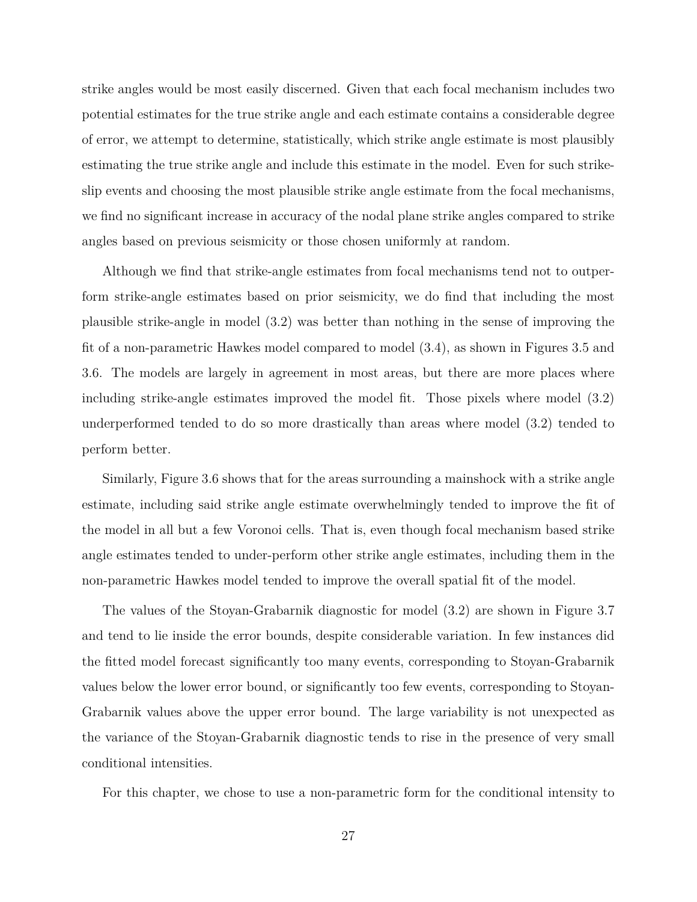strike angles would be most easily discerned. Given that each focal mechanism includes two potential estimates for the true strike angle and each estimate contains a considerable degree of error, we attempt to determine, statistically, which strike angle estimate is most plausibly estimating the true strike angle and include this estimate in the model. Even for such strike-slip events and choosing the most plausible strike angle estimate from the focal mechanisms, we find no significant increase in accuracy of the nodal plane strike angles compared to strike angles based on previous seismicity or those chosen uniformly at random.

Although we find that strike-angle estimates from focal mechanisms tend not to outperform strike-angle estimates based on prior seismicity, we do find that including the most plausible strike-angle in model (3.2) was better than nothing in the sense of improving the fit of a non-parametric Hawkes model compared to model (3.4), as shown in Figures 3.5 and 3.6. The models are largely in agreement in most areas, but there are more places where including strike-angle estimates improved the model fit. Those pixels where model (3.2) underperformed tended to do so more drastically than areas where model (3.2) tended to perform better.

Similarly, Figure 3.6 shows that for the areas surrounding a mainshock with a strike angle estimate, including said strike angle estimate overwhelmingly tended to improve the fit of the model in all but a few Voronoi cells. That is, even though focal mechanism based strike angle estimates tended to under-perform other strike angle estimates, including them in the non-parametric Hawkes model tended to improve the overall spatial fit of the model.

The values of the Stoyan-Grabarnik diagnostic for model (3.2) are shown in Figure 3.7 and tend to lie inside the error bounds, despite considerable variation. In few instances did the fitted model forecast significantly too many events, corresponding to Stoyan-Grabarnik values below the lower error bound, or significantly too few events, corresponding to Stoyan-Grabarnik values above the upper error bound. The large variability is not unexpected as the variance of the Stoyan-Grabarnik diagnostic tends to rise in the presence of very small conditional intensities.

For this chapter, we chose to use a non-parametric form for the conditional intensity to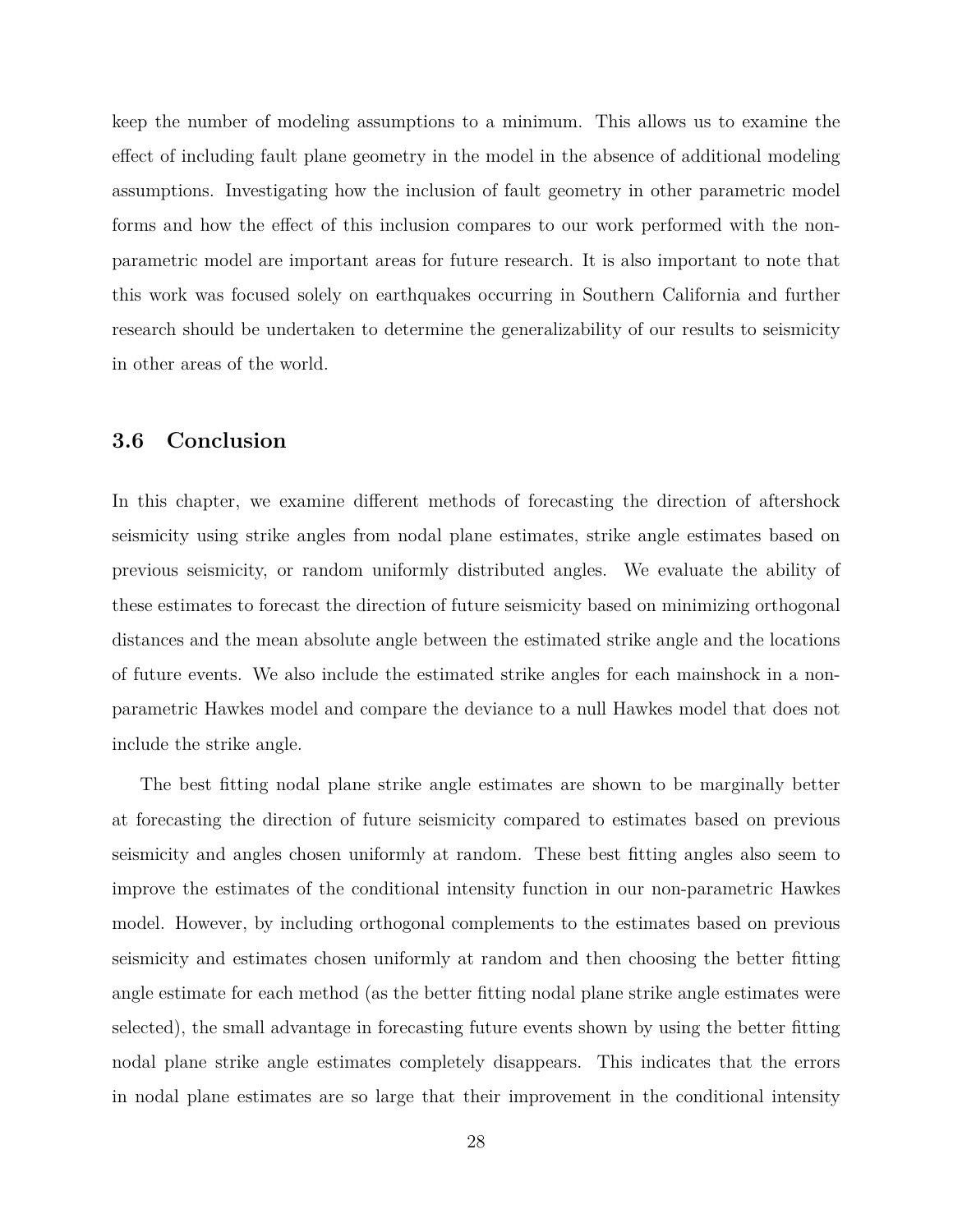keep the number of modeling assumptions to a minimum. This allows us to examine the effect of including fault plane geometry in the model in the absence of additional modeling assumptions. Investigating how the inclusion of fault geometry in other parametric model forms and how the effect of this inclusion compares to our work performed with the non-parametric model are important areas for future research. It is also important to note that this work was focused solely on earthquakes occurring in Southern California and further research should be undertaken to determine the generalizability of our results to seismicity in other areas of the world.

## 3.6 Conclusion

In this chapter, we examine different methods of forecasting the direction of aftershock seismicity using strike angles from nodal plane estimates, strike angle estimates based on previous seismicity, or random uniformly distributed angles. We evaluate the ability of these estimates to forecast the direction of future seismicity based on minimizing orthogonal distances and the mean absolute angle between the estimated strike angle and the locations of future events. We also include the estimated strike angles for each mainshock in a non-parametric Hawkes model and compare the deviance to a null Hawkes model that does not include the strike angle.

The best fitting nodal plane strike angle estimates are shown to be marginally better at forecasting the direction of future seismicity compared to estimates based on previous seismicity and angles chosen uniformly at random. These best fitting angles also seem to improve the estimates of the conditional intensity function in our non-parametric Hawkes model. However, by including orthogonal complements to the estimates based on previous seismicity and estimates chosen uniformly at random and then choosing the better fitting angle estimate for each method (as the better fitting nodal plane strike angle estimates were selected), the small advantage in forecasting future events shown by using the better fitting nodal plane strike angle estimates completely disappears. This indicates that the errors in nodal plane estimates are so large that their improvement in the conditional intensity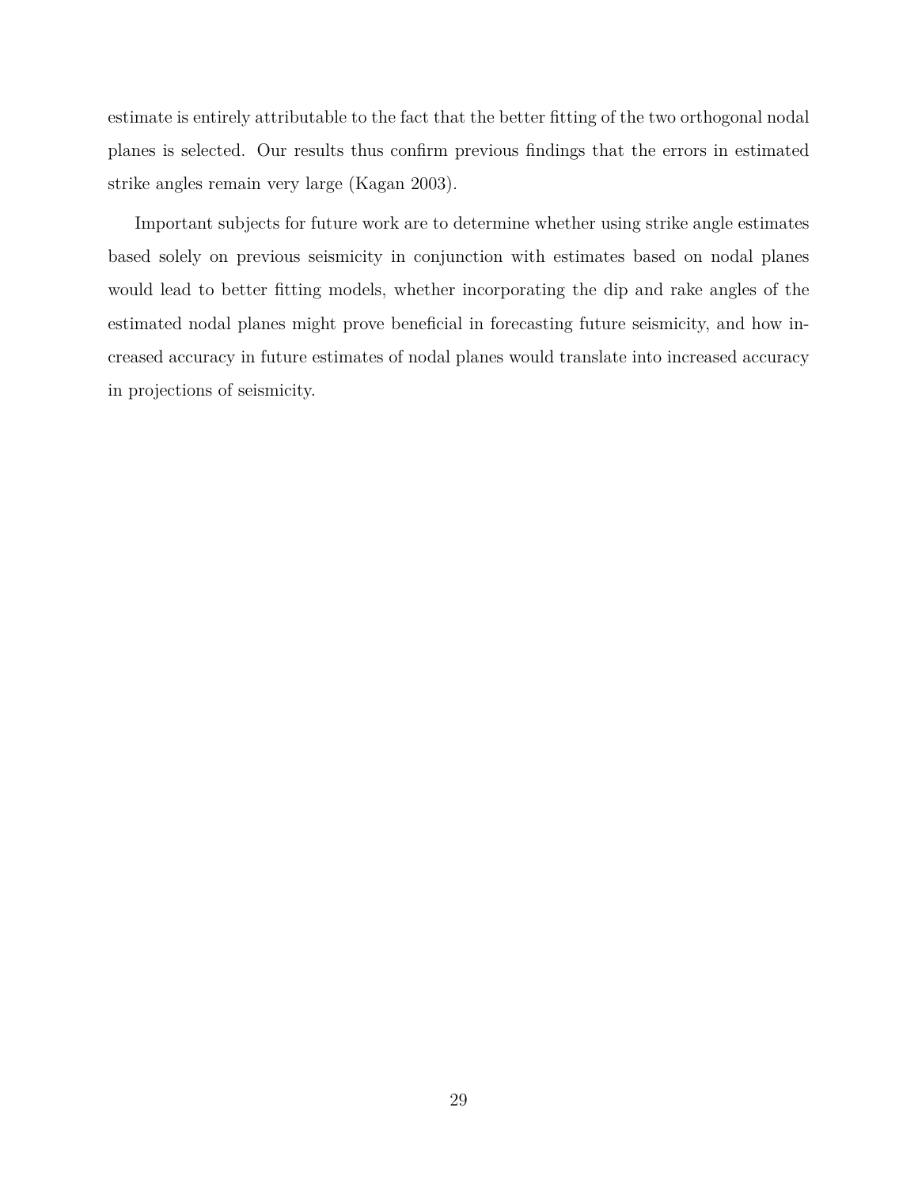estimate is entirely attributable to the fact that the better fitting of the two orthogonal nodal planes is selected. Our results thus confirm previous findings that the errors in estimated strike angles remain very large (Kagan 2003).

Important subjects for future work are to determine whether using strike angle estimates based solely on previous seismicity in conjunction with estimates based on nodal planes would lead to better fitting models, whether incorporating the dip and rake angles of the estimated nodal planes might prove beneficial in forecasting future seismicity, and how increased accuracy in future estimates of nodal planes would translate into increased accuracy in projections of seismicity.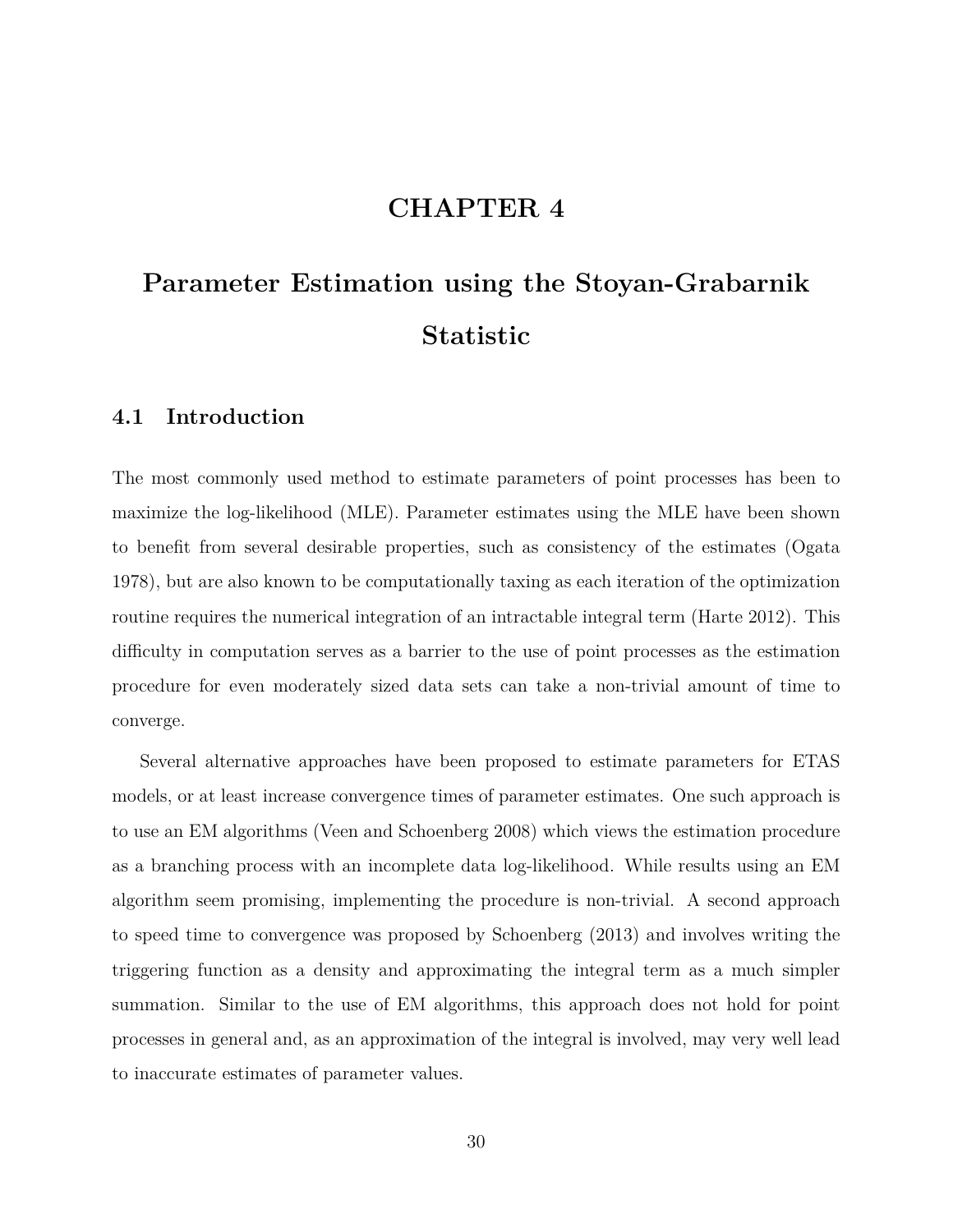# CHAPTER 4

# Parameter Estimation using the Stoyan-Grabarnik Statistic

## 4.1 Introduction

The most commonly used method to estimate parameters of point processes has been to maximize the log-likelihood (MLE). Parameter estimates using the MLE have been shown to benefit from several desirable properties, such as consistency of the estimates (Ogata 1978), but are also known to be computationally taxing as each iteration of the optimization routine requires the numerical integration of an intractable integral term (Harte 2012). This difficulty in computation serves as a barrier to the use of point processes as the estimation procedure for even moderately sized data sets can take a non-trivial amount of time to converge.

Several alternative approaches have been proposed to estimate parameters for ETAS models, or at least increase convergence times of parameter estimates. One such approach is to use an EM algorithms (Veen and Schoenberg 2008) which views the estimation procedure as a branching process with an incomplete data log-likelihood. While results using an EM algorithm seem promising, implementing the procedure is non-trivial. A second approach to speed time to convergence was proposed by Schoenberg (2013) and involves writing the triggering function as a density and approximating the integral term as a much simpler summation. Similar to the use of EM algorithms, this approach does not hold for point processes in general and, as an approximation of the integral is involved, may very well lead to inaccurate estimates of parameter values.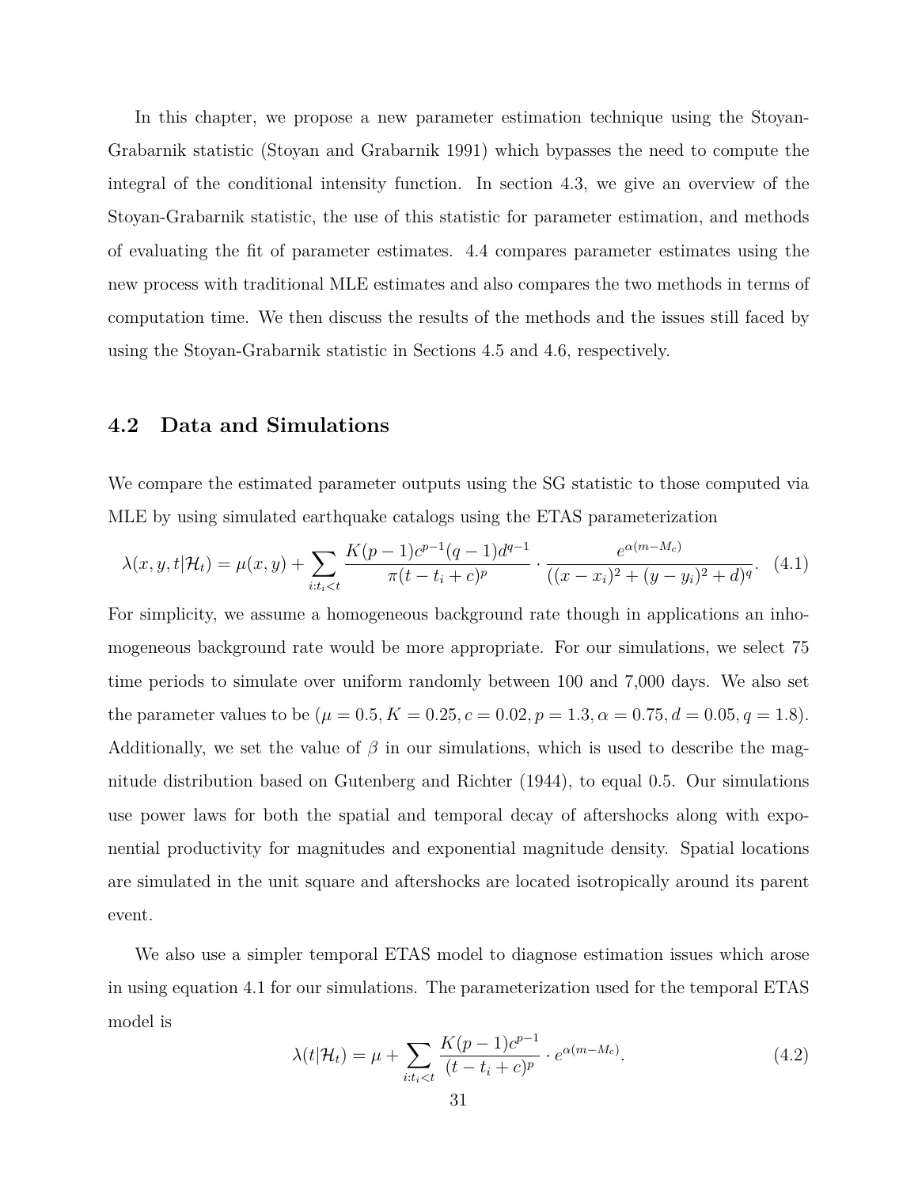In this chapter, we propose a new parameter estimation technique using the Stoyan-Grabarnik statistic (Stoyan and Grabarnik 1991) which bypasses the need to compute the integral of the conditional intensity function. In section 4.3, we give an overview of the Stoyan-Grabarnik statistic, the use of this statistic for parameter estimation, and methods of evaluating the fit of parameter estimates. 4.4 compares parameter estimates using the new process with traditional MLE estimates and also compares the two methods in terms of computation time. We then discuss the results of the methods and the issues still faced by using the Stoyan-Grabarnik statistic in Sections 4.5 and 4.6, respectively.

## 4.2 Data and Simulations

We compare the estimated parameter outputs using the SG statistic to those computed via MLE by using simulated earthquake catalogs using the ETAS parameterization

$$\lambda(x, y, t|\mathcal{H}_t) = \mu(x, y) + \sum_{i:t_i<t} \frac{K(p-1)c^{p-1}(q-1)d^{q-1}}{\pi(t - t_i + c)^p} \cdot \frac{e^{\alpha(m-M_c)}}{((x - x_i)^2 + (y - y_i)^2 + d)^q}. \quad (4.1)$$

For simplicity, we assume a homogeneous background rate though in applications an inhomogeneous background rate would be more appropriate. For our simulations, we select 75 time periods to simulate over uniform randomly between 100 and 7,000 days. We also set the parameter values to be ($\mu = 0.5, K = 0.25, c = 0.02, p = 1.3, \alpha = 0.75, d = 0.05, q = 1.8$). Additionally, we set the value of $\beta$ in our simulations, which is used to describe the magnitude distribution based on Gutenberg and Richter (1944), to equal 0.5. Our simulations use power laws for both the spatial and temporal decay of aftershocks along with exponential productivity for magnitudes and exponential magnitude density. Spatial locations are simulated in the unit square and aftershocks are located isotropically around its parent event.

We also use a simpler temporal ETAS model to diagnose estimation issues which arose in using equation 4.1 for our simulations. The parameterization used for the temporal ETAS model is

$$\lambda(t|\mathcal{H}_t) = \mu + \sum_{i:t_i<t} \frac{K(p-1)c^{p-1}}{(t - t_i + c)^p} \cdot e^{\alpha(m-M_c)}. \quad (4.2)$$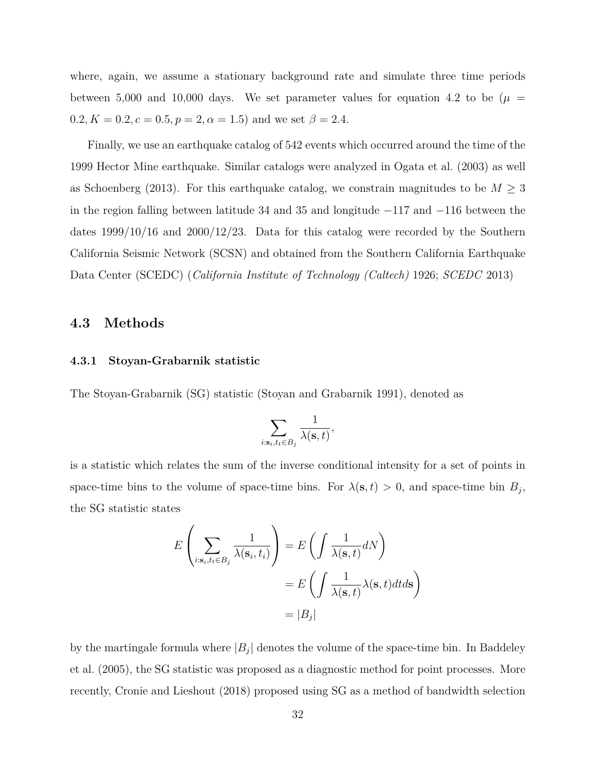where, again, we assume a stationary background rate and simulate three time periods between 5,000 and 10,000 days. We set parameter values for equation 4.2 to be ($\mu = 0.2, K = 0.2, c = 0.5, p = 2, \alpha = 1.5$) and we set $\beta = 2.4$.

Finally, we use an earthquake catalog of 542 events which occurred around the time of the 1999 Hector Mine earthquake. Similar catalogs were analyzed in Ogata et al. (2003) as well as Schoenberg (2013). For this earthquake catalog, we constrain magnitudes to be $M \geq 3$ in the region falling between latitude 34 and 35 and longitude $-117$ and $-116$ between the dates 1999/10/16 and 2000/12/23. Data for this catalog were recorded by the Southern California Seismic Network (SCSN) and obtained from the Southern California Earthquake Data Center (SCEDC) (*California Institute of Technology (Caltech)* 1926; *SCEDC* 2013)

## 4.3 Methods

### 4.3.1 Stoyan-Grabarnik statistic

The Stoyan-Grabarnik (SG) statistic (Stoyan and Grabarnik 1991), denoted as

$$\sum_{i:\mathbf{s}_i, t_t \in B_j} \frac{1}{\lambda(\mathbf{s}, t)},$$

is a statistic which relates the sum of the inverse conditional intensity for a set of points in space-time bins to the volume of space-time bins. For $\lambda(\mathbf{s}, t) > 0$, and space-time bin $B_j$, the SG statistic states

$$\begin{aligned}
E\left(\sum_{i:\mathbf{s}_i, t_t \in B_j} \frac{1}{\lambda(\mathbf{s}_i, t_i)}\right) &= E\left(\int \frac{1}{\lambda(\mathbf{s}, t)} dN\right) \\
&= E\left(\int \frac{1}{\lambda(\mathbf{s}, t)} \lambda(\mathbf{s}, t) dt d\mathbf{s}\right) \\
&= |B_j|
\end{aligned}$$

by the martingale formula where $|B_j|$ denotes the volume of the space-time bin. In Baddeley et al. (2005), the SG statistic was proposed as a diagnostic method for point processes. More recently, Cronie and Lieshout (2018) proposed using SG as a method of bandwidth selection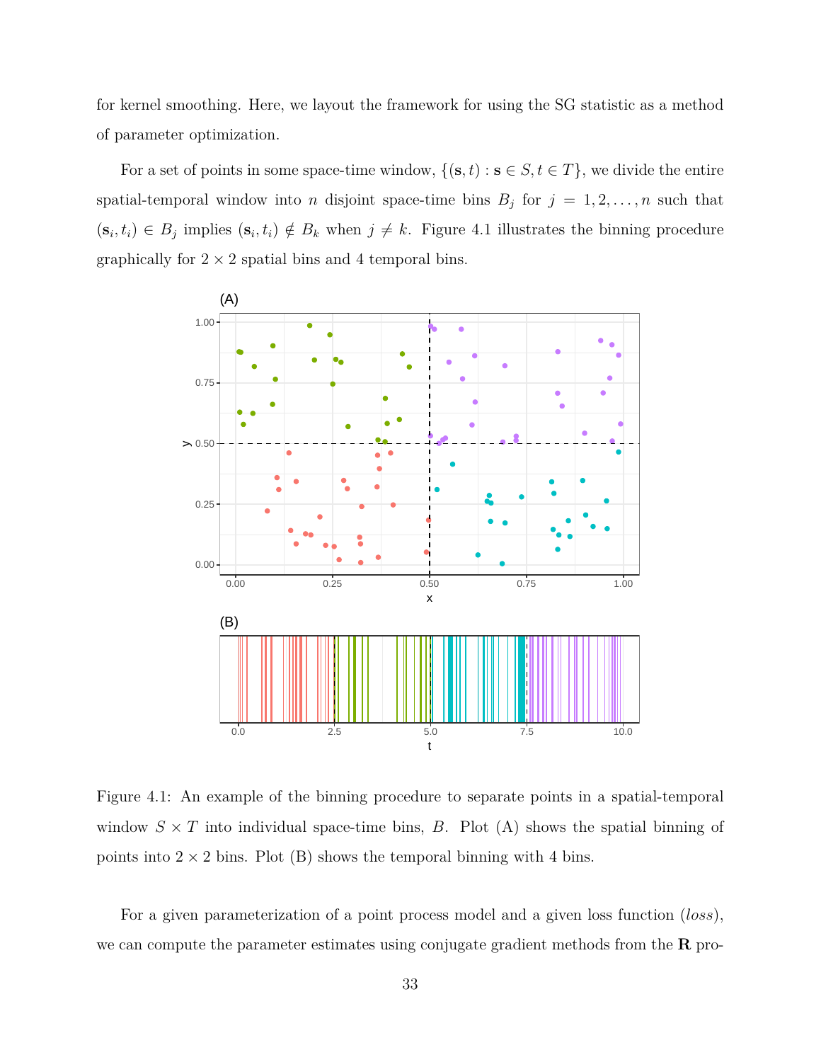for kernel smoothing. Here, we layout the framework for using the SG statistic as a method of parameter optimization.

For a set of points in some space-time window, $\{(\mathbf{s}, t) : \mathbf{s} \in S, t \in T\}$, we divide the entire spatial-temporal window into $n$ disjoint space-time bins $B_j$ for $j = 1, 2, \ldots, n$ such that $(\mathbf{s}_i, t_i) \in B_j$ implies $(\mathbf{s}_i, t_i) \notin B_k$ when $j \neq k$. Figure 4.1 illustrates the binning procedure graphically for $2 \times 2$ spatial bins and 4 temporal bins.

Figure 4.1: An example of the binning procedure to separate points in a spatial-temporal window $S \times T$ into individual space-time bins, $B$. Plot (A) shows the spatial binning of points into $2 \times 2$ bins. Plot (B) shows the temporal binning with 4 bins.

For a given parameterization of a point process model and a given loss function (*loss*), we can compute the parameter estimates using conjugate gradient methods from the **R** pro-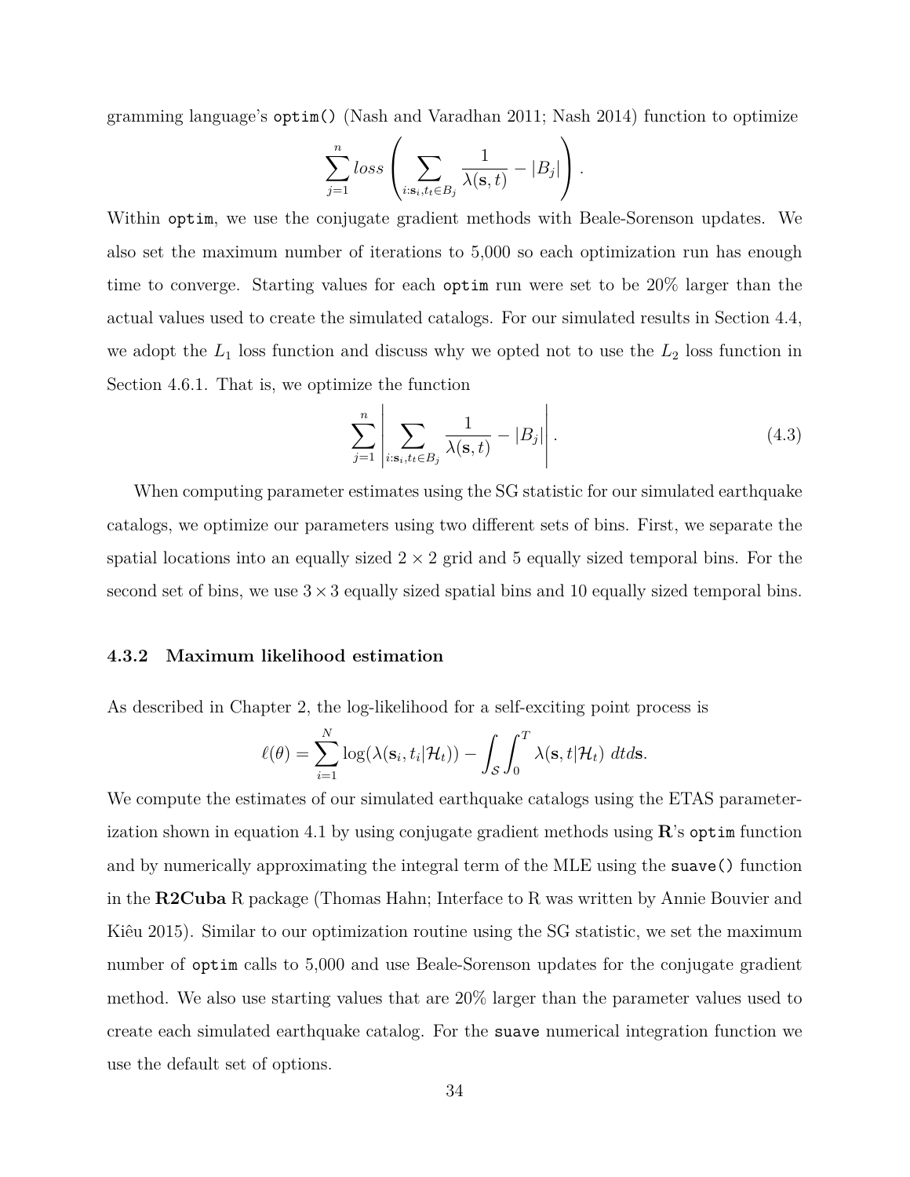gramming language's `optim()` (Nash and Varadhan 2011; Nash 2014) function to optimize

$$\sum_{j=1}^{n} loss \left( \sum_{i:\mathbf{s}_i, t_t \in B_j} \frac{1}{\lambda(\mathbf{s}, t)} - |B_j| \right).$$

Within `optim`, we use the conjugate gradient methods with Beale-Sorenson updates. We also set the maximum number of iterations to 5,000 so each optimization run has enough time to converge. Starting values for each `optim` run were set to be 20% larger than the actual values used to create the simulated catalogs. For our simulated results in Section 4.4, we adopt the $L_1$ loss function and discuss why we opted not to use the $L_2$ loss function in Section 4.6.1. That is, we optimize the function

$$\sum_{j=1}^{n} \left| \sum_{i:\mathbf{s}_i, t_t \in B_j} \frac{1}{\lambda(\mathbf{s}, t)} - |B_j| \right|. \tag{4.3}$$

When computing parameter estimates using the SG statistic for our simulated earthquake catalogs, we optimize our parameters using two different sets of bins. First, we separate the spatial locations into an equally sized $2 \times 2$ grid and 5 equally sized temporal bins. For the second set of bins, we use $3 \times 3$ equally sized spatial bins and 10 equally sized temporal bins.

### 4.3.2 Maximum likelihood estimation

As described in Chapter 2, the log-likelihood for a self-exciting point process is

$$\ell(\theta) = \sum_{i=1}^{N} \log(\lambda(\mathbf{s}_i, t_i | \mathcal{H}_t)) - \int_{\mathcal{S}} \int_0^T \lambda(\mathbf{s}, t | \mathcal{H}_t) \; dt d\mathbf{s}.$$

We compute the estimates of our simulated earthquake catalogs using the ETAS parameterization shown in equation 4.1 by using conjugate gradient methods using **R**'s `optim` function and by numerically approximating the integral term of the MLE using the `suave()` function in the **R2Cuba** R package (Thomas Hahn; Interface to R was written by Annie Bouvier and Kiêu 2015). Similar to our optimization routine using the SG statistic, we set the maximum number of `optim` calls to 5,000 and use Beale-Sorenson updates for the conjugate gradient method. We also use starting values that are 20% larger than the parameter values used to create each simulated earthquake catalog. For the `suave` numerical integration function we use the default set of options.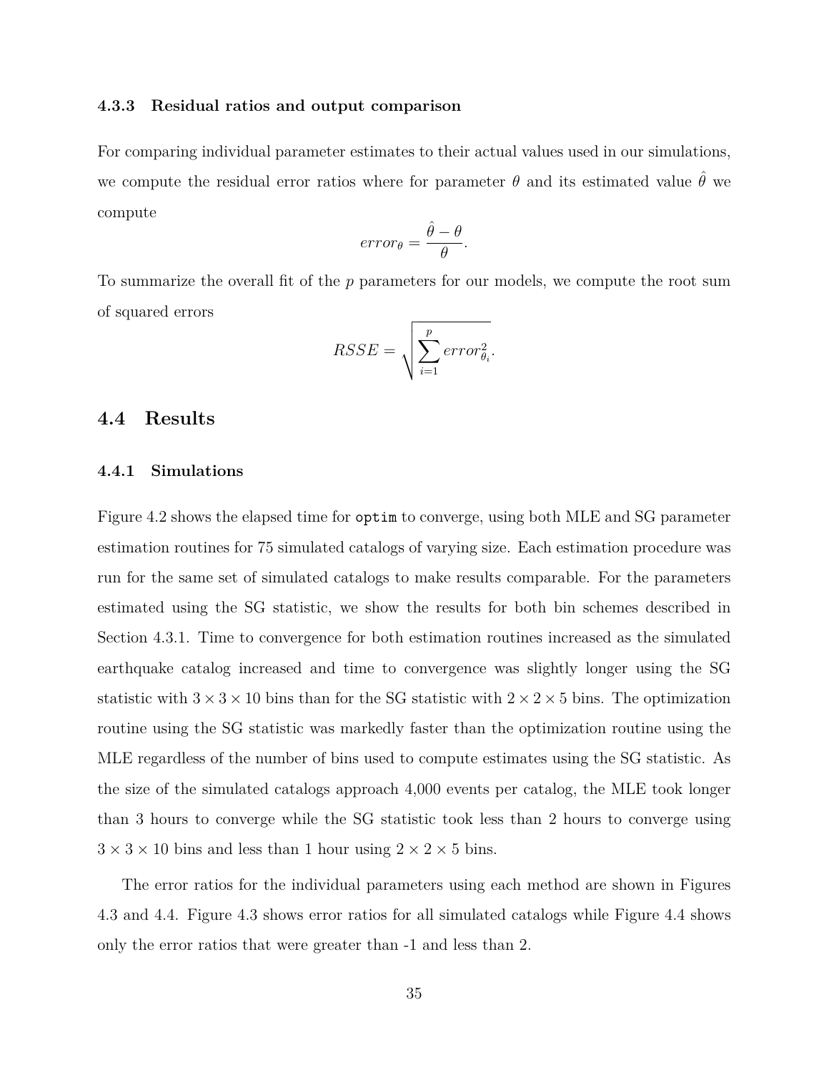### 4.3.3 Residual ratios and output comparison

For comparing individual parameter estimates to their actual values used in our simulations, we compute the residual error ratios where for parameter $\theta$ and its estimated value $\hat{\theta}$ we compute

$$error_\theta = \frac{\hat{\theta} - \theta}{\theta}.$$

To summarize the overall fit of the $p$ parameters for our models, we compute the root sum of squared errors

$$RSSE = \sqrt{\sum_{i=1}^{p} error_{\theta_i}^2}.$$

## 4.4 Results

### 4.4.1 Simulations

Figure 4.2 shows the elapsed time for `optim` to converge, using both MLE and SG parameter estimation routines for 75 simulated catalogs of varying size. Each estimation procedure was run for the same set of simulated catalogs to make results comparable. For the parameters estimated using the SG statistic, we show the results for both bin schemes described in Section 4.3.1. Time to convergence for both estimation routines increased as the simulated earthquake catalog increased and time to convergence was slightly longer using the SG statistic with $3 \times 3 \times 10$ bins than for the SG statistic with $2 \times 2 \times 5$ bins. The optimization routine using the SG statistic was markedly faster than the optimization routine using the MLE regardless of the number of bins used to compute estimates using the SG statistic. As the size of the simulated catalogs approach 4,000 events per catalog, the MLE took longer than 3 hours to converge while the SG statistic took less than 2 hours to converge using $3 \times 3 \times 10$ bins and less than 1 hour using $2 \times 2 \times 5$ bins.

The error ratios for the individual parameters using each method are shown in Figures 4.3 and 4.4. Figure 4.3 shows error ratios for all simulated catalogs while Figure 4.4 shows only the error ratios that were greater than -1 and less than 2.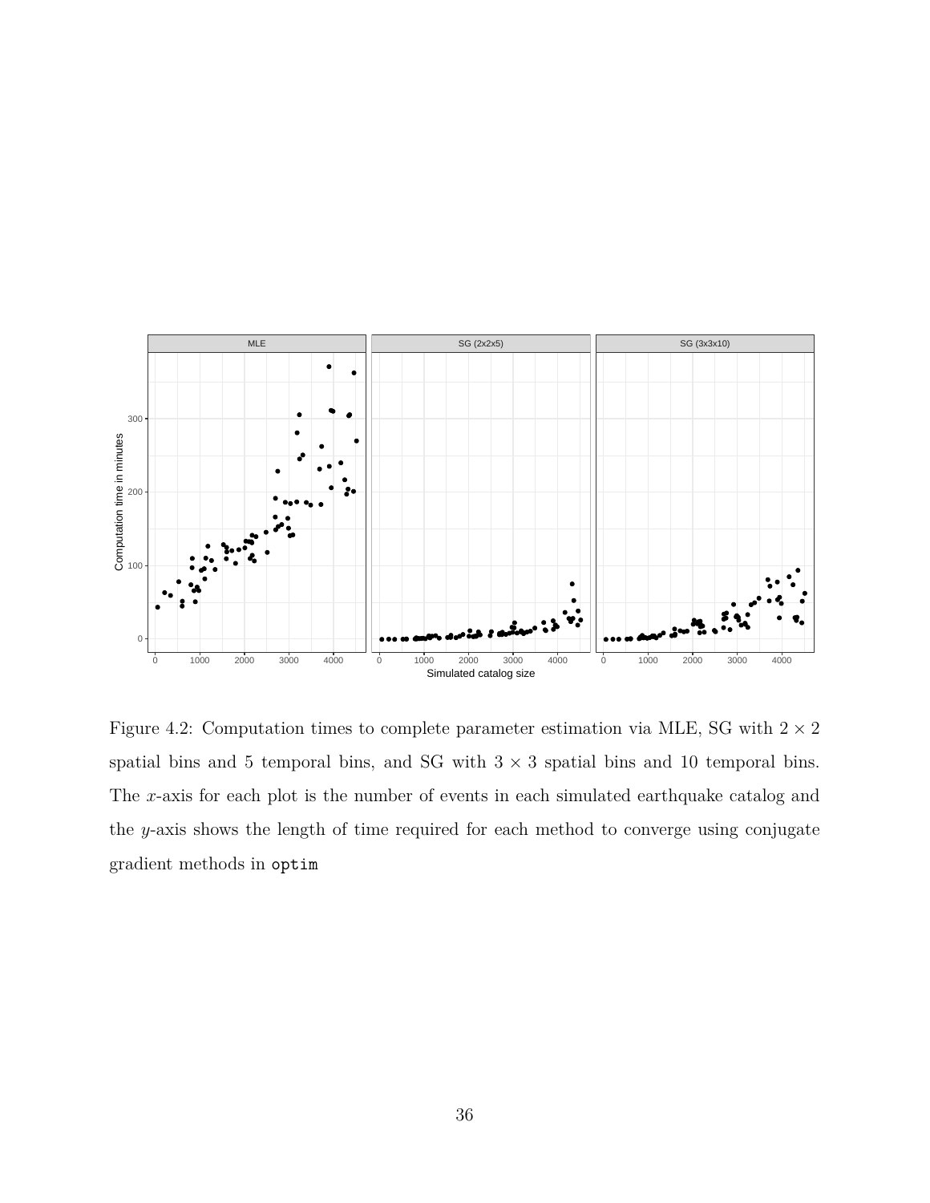Figure 4.2: Computation times to complete parameter estimation via MLE, SG with $2 \times 2$ spatial bins and 5 temporal bins, and SG with $3 \times 3$ spatial bins and 10 temporal bins. The $x$-axis for each plot is the number of events in each simulated earthquake catalog and the $y$-axis shows the length of time required for each method to converge using conjugate gradient methods in `optim`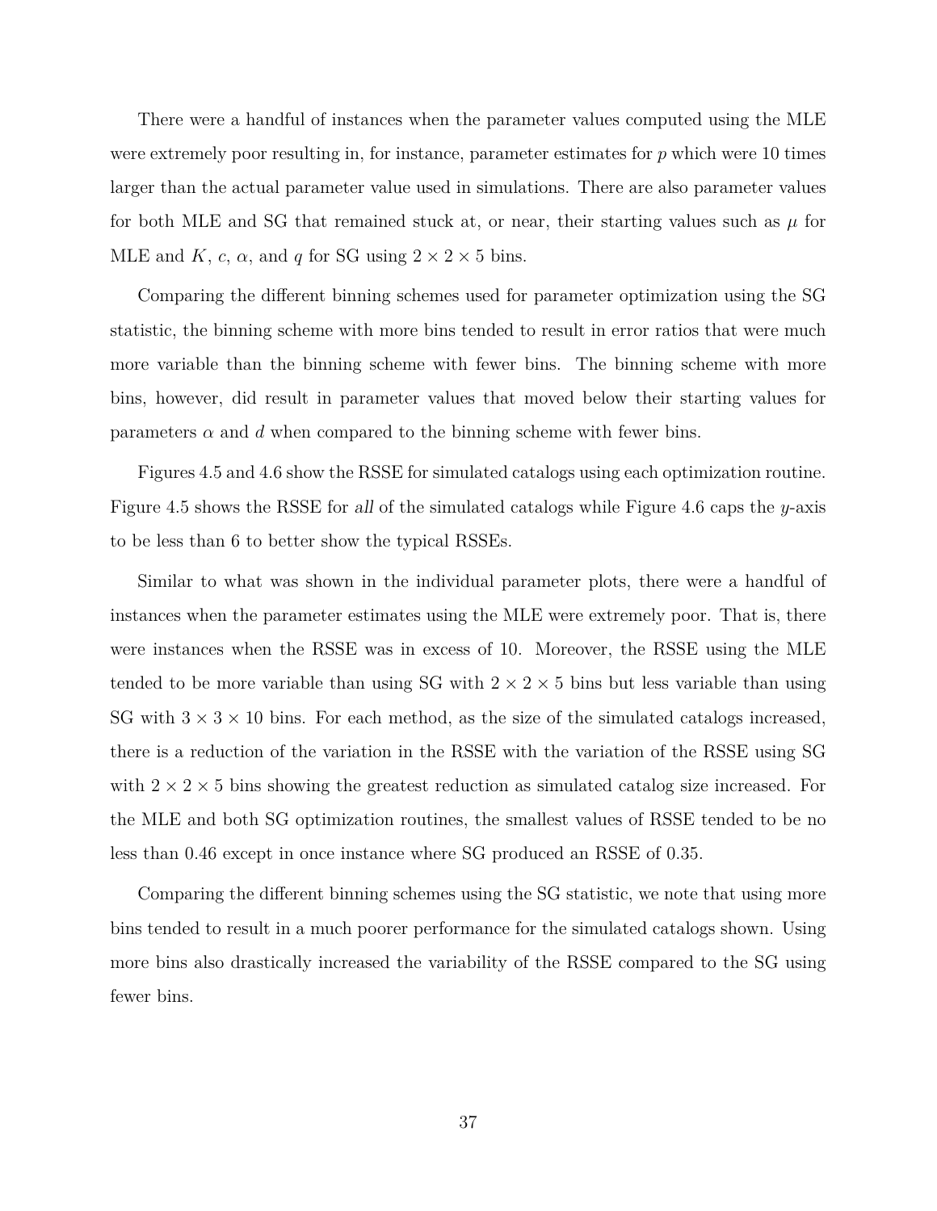There were a handful of instances when the parameter values computed using the MLE were extremely poor resulting in, for instance, parameter estimates for $p$ which were 10 times larger than the actual parameter value used in simulations. There are also parameter values for both MLE and SG that remained stuck at, or near, their starting values such as $\mu$ for MLE and $K$, $c$, $\alpha$, and $q$ for SG using $2 \times 2 \times 5$ bins.

Comparing the different binning schemes used for parameter optimization using the SG statistic, the binning scheme with more bins tended to result in error ratios that were much more variable than the binning scheme with fewer bins. The binning scheme with more bins, however, did result in parameter values that moved below their starting values for parameters $\alpha$ and $d$ when compared to the binning scheme with fewer bins.

Figures 4.5 and 4.6 show the RSSE for simulated catalogs using each optimization routine. Figure 4.5 shows the RSSE for *all* of the simulated catalogs while Figure 4.6 caps the $y$-axis to be less than 6 to better show the typical RSSEs.

Similar to what was shown in the individual parameter plots, there were a handful of instances when the parameter estimates using the MLE were extremely poor. That is, there were instances when the RSSE was in excess of 10. Moreover, the RSSE using the MLE tended to be more variable than using SG with $2 \times 2 \times 5$ bins but less variable than using SG with $3 \times 3 \times 10$ bins. For each method, as the size of the simulated catalogs increased, there is a reduction of the variation in the RSSE with the variation of the RSSE using SG with $2 \times 2 \times 5$ bins showing the greatest reduction as simulated catalog size increased. For the MLE and both SG optimization routines, the smallest values of RSSE tended to be no less than 0.46 except in once instance where SG produced an RSSE of 0.35.

Comparing the different binning schemes using the SG statistic, we note that using more bins tended to result in a much poorer performance for the simulated catalogs shown. Using more bins also drastically increased the variability of the RSSE compared to the SG using fewer bins.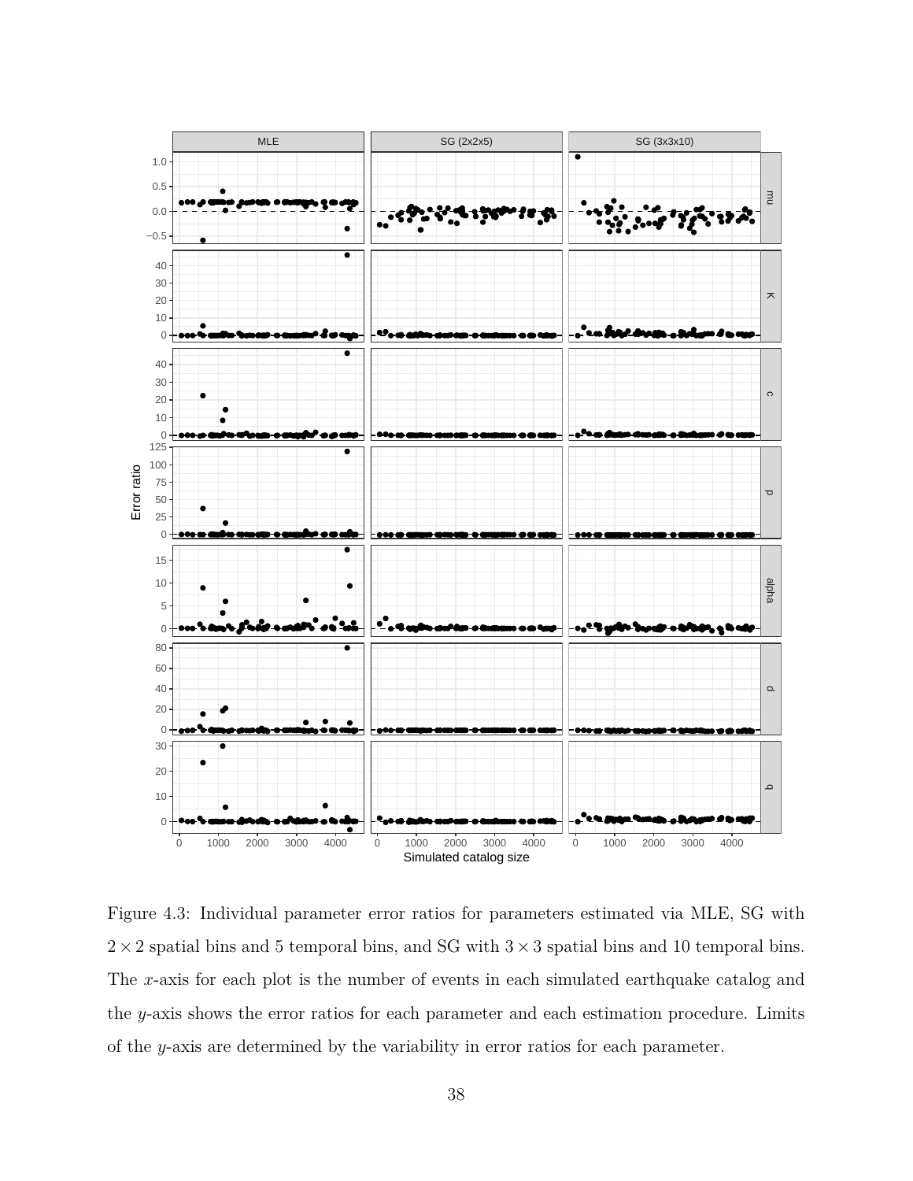Figure 4.3: Individual parameter error ratios for parameters estimated via MLE, SG with $2 \times 2$ spatial bins and 5 temporal bins, and SG with $3 \times 3$ spatial bins and 10 temporal bins. The $x$-axis for each plot is the number of events in each simulated earthquake catalog and the $y$-axis shows the error ratios for each parameter and each estimation procedure. Limits of the $y$-axis are determined by the variability in error ratios for each parameter.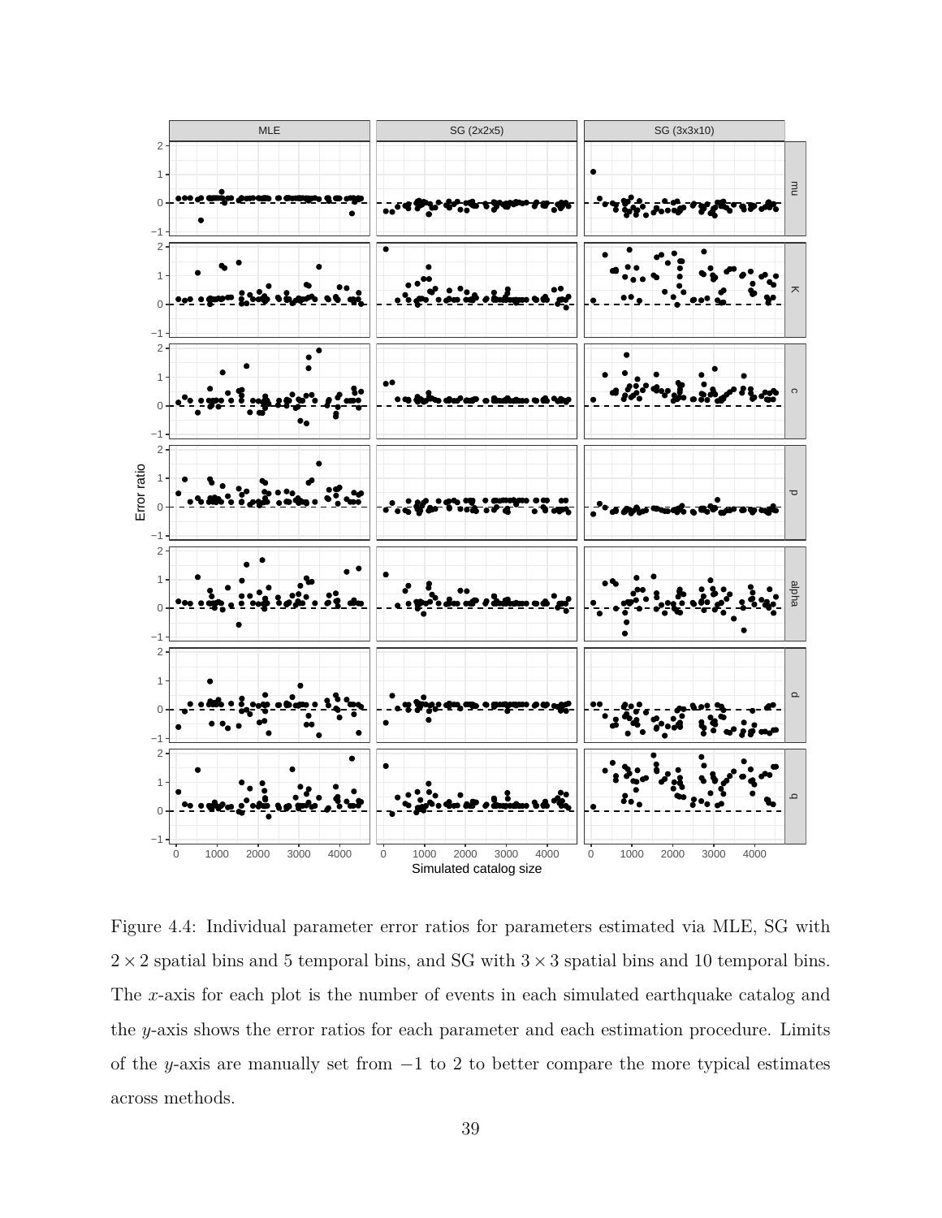Figure 4.4: Individual parameter error ratios for parameters estimated via MLE, SG with $2 \times 2$ spatial bins and 5 temporal bins, and SG with $3 \times 3$ spatial bins and 10 temporal bins. The $x$-axis for each plot is the number of events in each simulated earthquake catalog and the $y$-axis shows the error ratios for each parameter and each estimation procedure. Limits of the $y$-axis are manually set from $-1$ to 2 to better compare the more typical estimates across methods.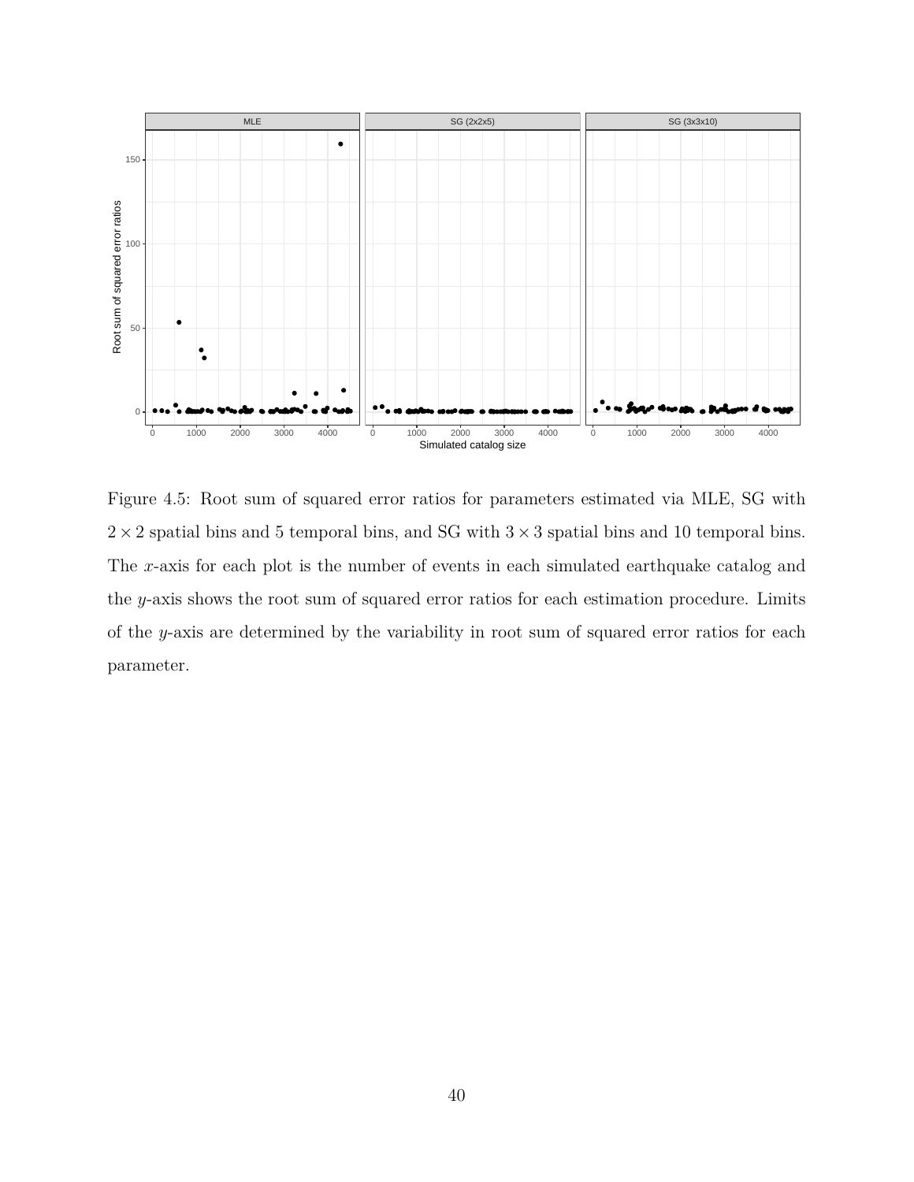Figure 4.5: Root sum of squared error ratios for parameters estimated via MLE, SG with $2 \times 2$ spatial bins and 5 temporal bins, and SG with $3 \times 3$ spatial bins and 10 temporal bins. The $x$-axis for each plot is the number of events in each simulated earthquake catalog and the $y$-axis shows the root sum of squared error ratios for each estimation procedure. Limits of the $y$-axis are determined by the variability in root sum of squared error ratios for each parameter.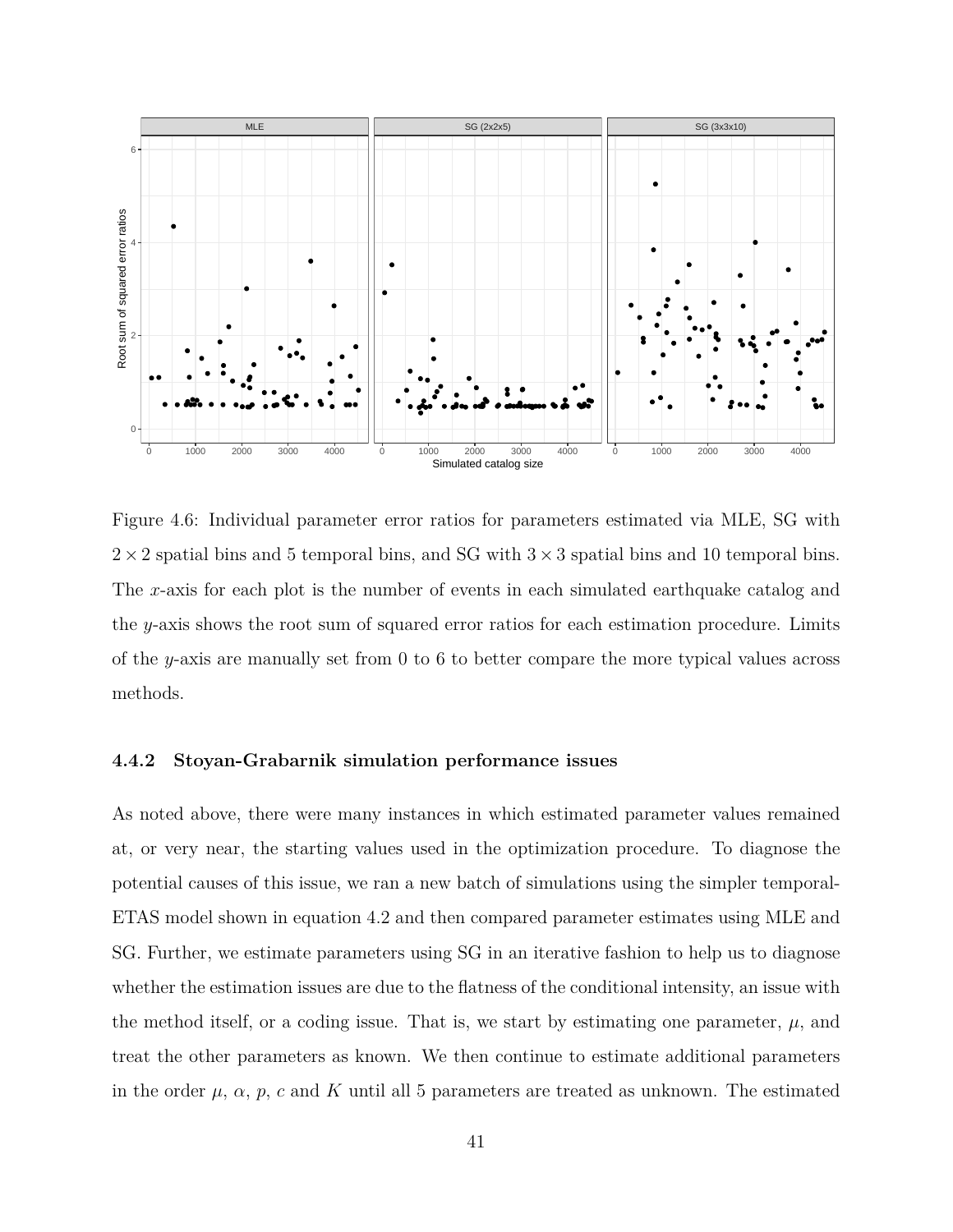Figure 4.6: Individual parameter error ratios for parameters estimated via MLE, SG with $2 \times 2$ spatial bins and 5 temporal bins, and SG with $3 \times 3$ spatial bins and 10 temporal bins. The $x$-axis for each plot is the number of events in each simulated earthquake catalog and the $y$-axis shows the root sum of squared error ratios for each estimation procedure. Limits of the $y$-axis are manually set from 0 to 6 to better compare the more typical values across methods.

### 4.4.2 Stoyan-Grabarnik simulation performance issues

As noted above, there were many instances in which estimated parameter values remained at, or very near, the starting values used in the optimization procedure. To diagnose the potential causes of this issue, we ran a new batch of simulations using the simpler temporal-ETAS model shown in equation 4.2 and then compared parameter estimates using MLE and SG. Further, we estimate parameters using SG in an iterative fashion to help us to diagnose whether the estimation issues are due to the flatness of the conditional intensity, an issue with the method itself, or a coding issue. That is, we start by estimating one parameter, $\mu$, and treat the other parameters as known. We then continue to estimate additional parameters in the order $\mu$, $\alpha$, $p$, $c$ and $K$ until all 5 parameters are treated as unknown. The estimated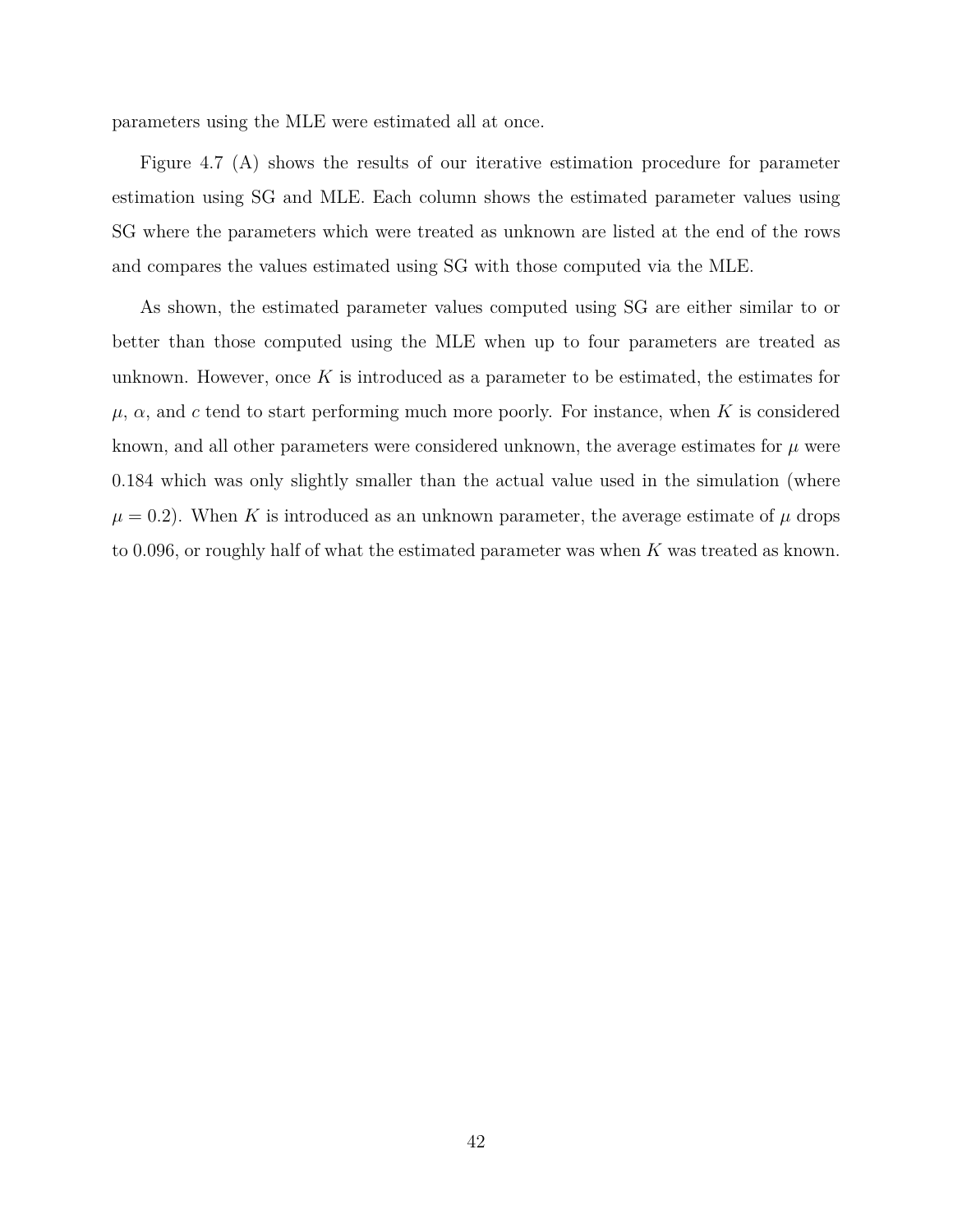parameters using the MLE were estimated all at once.

Figure 4.7 (A) shows the results of our iterative estimation procedure for parameter estimation using SG and MLE. Each column shows the estimated parameter values using SG where the parameters which were treated as unknown are listed at the end of the rows and compares the values estimated using SG with those computed via the MLE.

As shown, the estimated parameter values computed using SG are either similar to or better than those computed using the MLE when up to four parameters are treated as unknown. However, once $K$ is introduced as a parameter to be estimated, the estimates for $\mu$, $\alpha$, and $c$ tend to start performing much more poorly. For instance, when $K$ is considered known, and all other parameters were considered unknown, the average estimates for $\mu$ were 0.184 which was only slightly smaller than the actual value used in the simulation (where $\mu = 0.2$). When $K$ is introduced as an unknown parameter, the average estimate of $\mu$ drops to 0.096, or roughly half of what the estimated parameter was when $K$ was treated as known.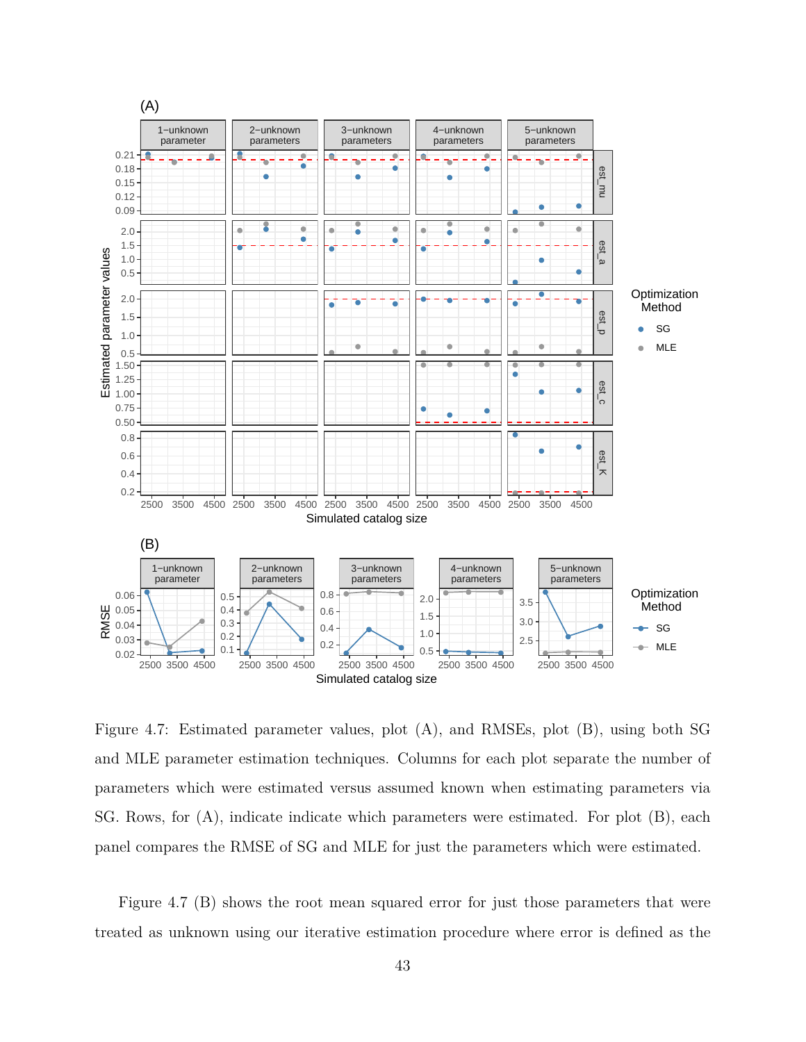Figure 4.7: Estimated parameter values, plot (A), and RMSEs, plot (B), using both SG and MLE parameter estimation techniques. Columns for each plot separate the number of parameters which were estimated versus assumed known when estimating parameters via SG. Rows, for (A), indicate indicate which parameters were estimated. For plot (B), each panel compares the RMSE of SG and MLE for just the parameters which were estimated.

Figure 4.7 (B) shows the root mean squared error for just those parameters that were treated as unknown using our iterative estimation procedure where error is defined as the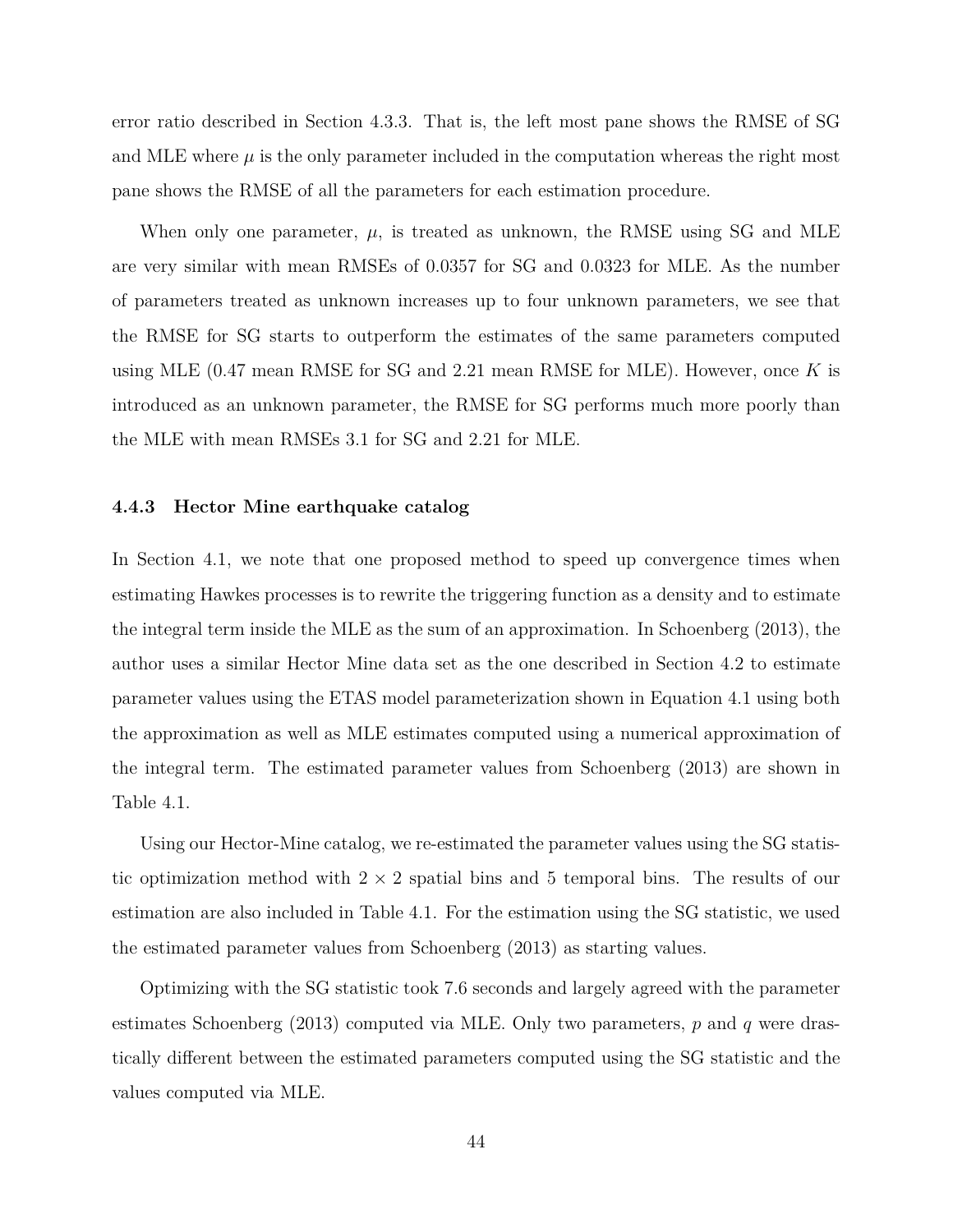error ratio described in Section 4.3.3. That is, the left most pane shows the RMSE of SG and MLE where $\mu$ is the only parameter included in the computation whereas the right most pane shows the RMSE of all the parameters for each estimation procedure.

When only one parameter, $\mu$, is treated as unknown, the RMSE using SG and MLE are very similar with mean RMSEs of 0.0357 for SG and 0.0323 for MLE. As the number of parameters treated as unknown increases up to four unknown parameters, we see that the RMSE for SG starts to outperform the estimates of the same parameters computed using MLE (0.47 mean RMSE for SG and 2.21 mean RMSE for MLE). However, once $K$ is introduced as an unknown parameter, the RMSE for SG performs much more poorly than the MLE with mean RMSEs 3.1 for SG and 2.21 for MLE.

### 4.4.3 Hector Mine earthquake catalog

In Section 4.1, we note that one proposed method to speed up convergence times when estimating Hawkes processes is to rewrite the triggering function as a density and to estimate the integral term inside the MLE as the sum of an approximation. In Schoenberg (2013), the author uses a similar Hector Mine data set as the one described in Section 4.2 to estimate parameter values using the ETAS model parameterization shown in Equation 4.1 using both the approximation as well as MLE estimates computed using a numerical approximation of the integral term. The estimated parameter values from Schoenberg (2013) are shown in Table 4.1.

Using our Hector-Mine catalog, we re-estimated the parameter values using the SG statistic optimization method with $2 \times 2$ spatial bins and 5 temporal bins. The results of our estimation are also included in Table 4.1. For the estimation using the SG statistic, we used the estimated parameter values from Schoenberg (2013) as starting values.

Optimizing with the SG statistic took 7.6 seconds and largely agreed with the parameter estimates Schoenberg (2013) computed via MLE. Only two parameters, $p$ and $q$ were drastically different between the estimated parameters computed using the SG statistic and the values computed via MLE.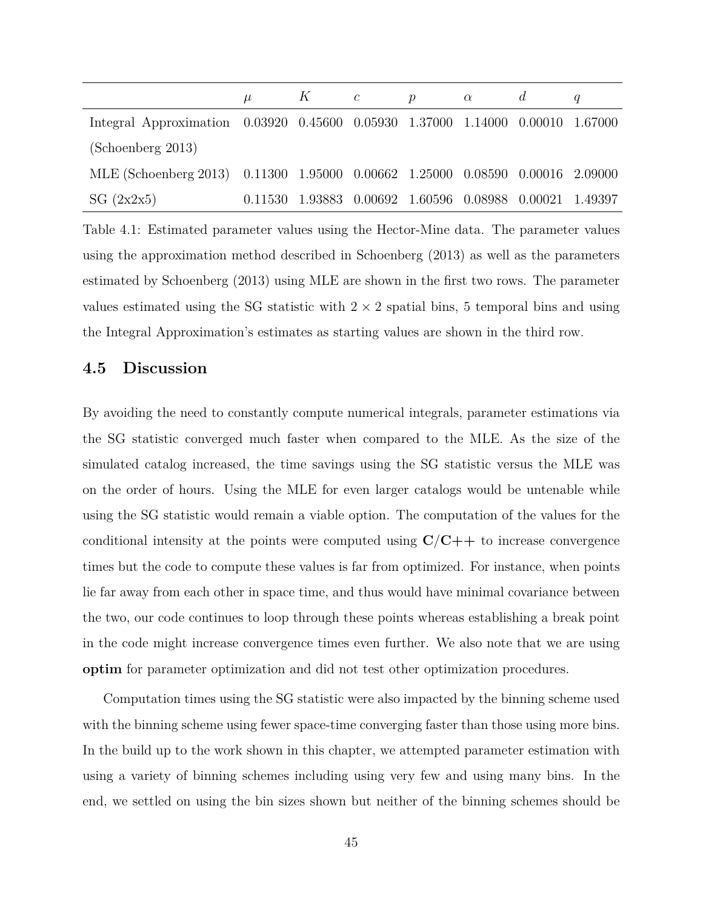|  | $\mu$ | $K$ | $c$ | $p$ | $\alpha$ | $d$ | $q$ |
| --- | --- | --- | --- | --- | --- | --- | --- |
| Integral Approximation (Schoenberg 2013) | 0.03920 | 0.45600 | 0.05930 | 1.37000 | 1.14000 | 0.00010 | 1.67000 |
| MLE (Schoenberg 2013) | 0.11300 | 1.95000 | 0.00662 | 1.25000 | 0.08590 | 0.00016 | 2.09000 |
| SG (2x2x5) | 0.11530 | 1.93883 | 0.00692 | 1.60596 | 0.08988 | 0.00021 | 1.49397 |

Table 4.1: Estimated parameter values using the Hector-Mine data. The parameter values using the approximation method described in Schoenberg (2013) as well as the parameters estimated by Schoenberg (2013) using MLE are shown in the first two rows. The parameter values estimated using the SG statistic with $2 \times 2$ spatial bins, 5 temporal bins and using the Integral Approximation's estimates as starting values are shown in the third row.

## 4.5 Discussion

By avoiding the need to constantly compute numerical integrals, parameter estimations via the SG statistic converged much faster when compared to the MLE. As the size of the simulated catalog increased, the time savings using the SG statistic versus the MLE was on the order of hours. Using the MLE for even larger catalogs would be untenable while using the SG statistic would remain a viable option. The computation of the values for the conditional intensity at the points were computed using **C/C++** to increase convergence times but the code to compute these values is far from optimized. For instance, when points lie far away from each other in space time, and thus would have minimal covariance between the two, our code continues to loop through these points whereas establishing a break point in the code might increase convergence times even further. We also note that we are using **optim** for parameter optimization and did not test other optimization procedures.

Computation times using the SG statistic were also impacted by the binning scheme used with the binning scheme using fewer space-time converging faster than those using more bins. In the build up to the work shown in this chapter, we attempted parameter estimation with using a variety of binning schemes including using very few and using many bins. In the end, we settled on using the bin sizes shown but neither of the binning schemes should be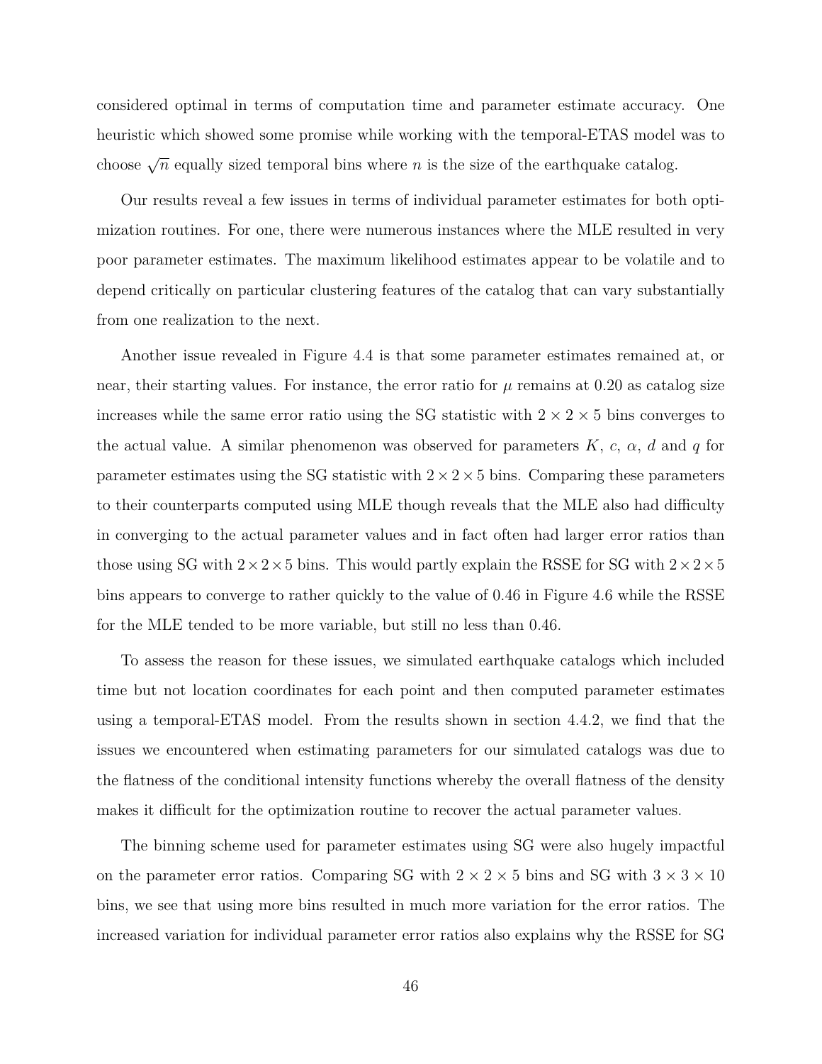considered optimal in terms of computation time and parameter estimate accuracy. One heuristic which showed some promise while working with the temporal-ETAS model was to choose $\sqrt{n}$ equally sized temporal bins where $n$ is the size of the earthquake catalog.

Our results reveal a few issues in terms of individual parameter estimates for both optimization routines. For one, there were numerous instances where the MLE resulted in very poor parameter estimates. The maximum likelihood estimates appear to be volatile and to depend critically on particular clustering features of the catalog that can vary substantially from one realization to the next.

Another issue revealed in Figure 4.4 is that some parameter estimates remained at, or near, their starting values. For instance, the error ratio for $\mu$ remains at 0.20 as catalog size increases while the same error ratio using the SG statistic with $2 \times 2 \times 5$ bins converges to the actual value. A similar phenomenon was observed for parameters $K$, $c$, $\alpha$, $d$ and $q$ for parameter estimates using the SG statistic with $2 \times 2 \times 5$ bins. Comparing these parameters to their counterparts computed using MLE though reveals that the MLE also had difficulty in converging to the actual parameter values and in fact often had larger error ratios than those using SG with $2 \times 2 \times 5$ bins. This would partly explain the RSSE for SG with $2 \times 2 \times 5$ bins appears to converge to rather quickly to the value of 0.46 in Figure 4.6 while the RSSE for the MLE tended to be more variable, but still no less than 0.46.

To assess the reason for these issues, we simulated earthquake catalogs which included time but not location coordinates for each point and then computed parameter estimates using a temporal-ETAS model. From the results shown in section 4.4.2, we find that the issues we encountered when estimating parameters for our simulated catalogs was due to the flatness of the conditional intensity functions whereby the overall flatness of the density makes it difficult for the optimization routine to recover the actual parameter values.

The binning scheme used for parameter estimates using SG were also hugely impactful on the parameter error ratios. Comparing SG with $2 \times 2 \times 5$ bins and SG with $3 \times 3 \times 10$ bins, we see that using more bins resulted in much more variation for the error ratios. The increased variation for individual parameter error ratios also explains why the RSSE for SG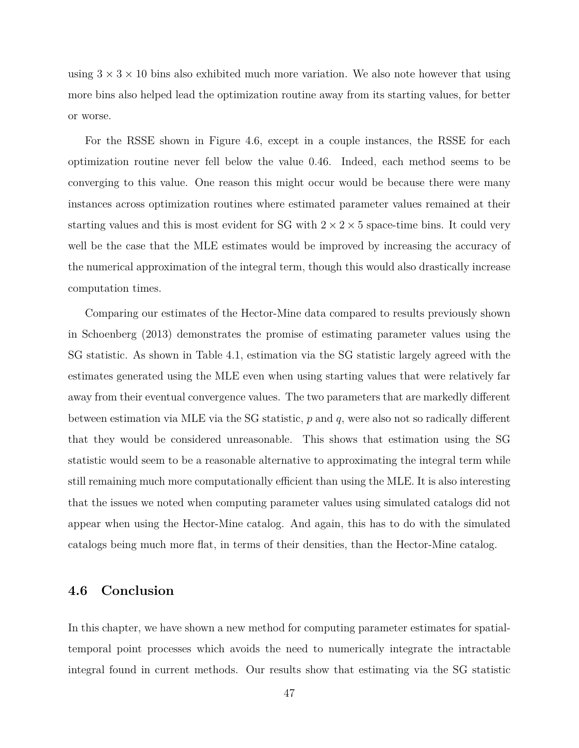using $3 \times 3 \times 10$ bins also exhibited much more variation. We also note however that using more bins also helped lead the optimization routine away from its starting values, for better or worse.

For the RSSE shown in Figure 4.6, except in a couple instances, the RSSE for each optimization routine never fell below the value 0.46. Indeed, each method seems to be converging to this value. One reason this might occur would be because there were many instances across optimization routines where estimated parameter values remained at their starting values and this is most evident for SG with $2 \times 2 \times 5$ space-time bins. It could very well be the case that the MLE estimates would be improved by increasing the accuracy of the numerical approximation of the integral term, though this would also drastically increase computation times.

Comparing our estimates of the Hector-Mine data compared to results previously shown in Schoenberg (2013) demonstrates the promise of estimating parameter values using the SG statistic. As shown in Table 4.1, estimation via the SG statistic largely agreed with the estimates generated using the MLE even when using starting values that were relatively far away from their eventual convergence values. The two parameters that are markedly different between estimation via MLE via the SG statistic, $p$ and $q$, were also not so radically different that they would be considered unreasonable. This shows that estimation using the SG statistic would seem to be a reasonable alternative to approximating the integral term while still remaining much more computationally efficient than using the MLE. It is also interesting that the issues we noted when computing parameter values using simulated catalogs did not appear when using the Hector-Mine catalog. And again, this has to do with the simulated catalogs being much more flat, in terms of their densities, than the Hector-Mine catalog.

## 4.6 Conclusion

In this chapter, we have shown a new method for computing parameter estimates for spatial-temporal point processes which avoids the need to numerically integrate the intractable integral found in current methods. Our results show that estimating via the SG statistic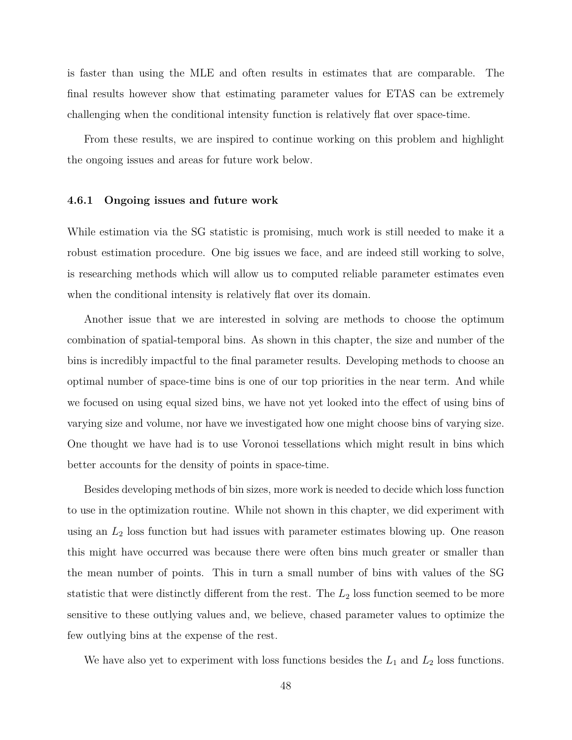is faster than using the MLE and often results in estimates that are comparable. The final results however show that estimating parameter values for ETAS can be extremely challenging when the conditional intensity function is relatively flat over space-time.

From these results, we are inspired to continue working on this problem and highlight the ongoing issues and areas for future work below.

### 4.6.1 Ongoing issues and future work

While estimation via the SG statistic is promising, much work is still needed to make it a robust estimation procedure. One big issues we face, and are indeed still working to solve, is researching methods which will allow us to computed reliable parameter estimates even when the conditional intensity is relatively flat over its domain.

Another issue that we are interested in solving are methods to choose the optimum combination of spatial-temporal bins. As shown in this chapter, the size and number of the bins is incredibly impactful to the final parameter results. Developing methods to choose an optimal number of space-time bins is one of our top priorities in the near term. And while we focused on using equal sized bins, we have not yet looked into the effect of using bins of varying size and volume, nor have we investigated how one might choose bins of varying size. One thought we have had is to use Voronoi tessellations which might result in bins which better accounts for the density of points in space-time.

Besides developing methods of bin sizes, more work is needed to decide which loss function to use in the optimization routine. While not shown in this chapter, we did experiment with using an $L_2$ loss function but had issues with parameter estimates blowing up. One reason this might have occurred was because there were often bins much greater or smaller than the mean number of points. This in turn a small number of bins with values of the SG statistic that were distinctly different from the rest. The $L_2$ loss function seemed to be more sensitive to these outlying values and, we believe, chased parameter values to optimize the few outlying bins at the expense of the rest.

We have also yet to experiment with loss functions besides the $L_1$ and $L_2$ loss functions.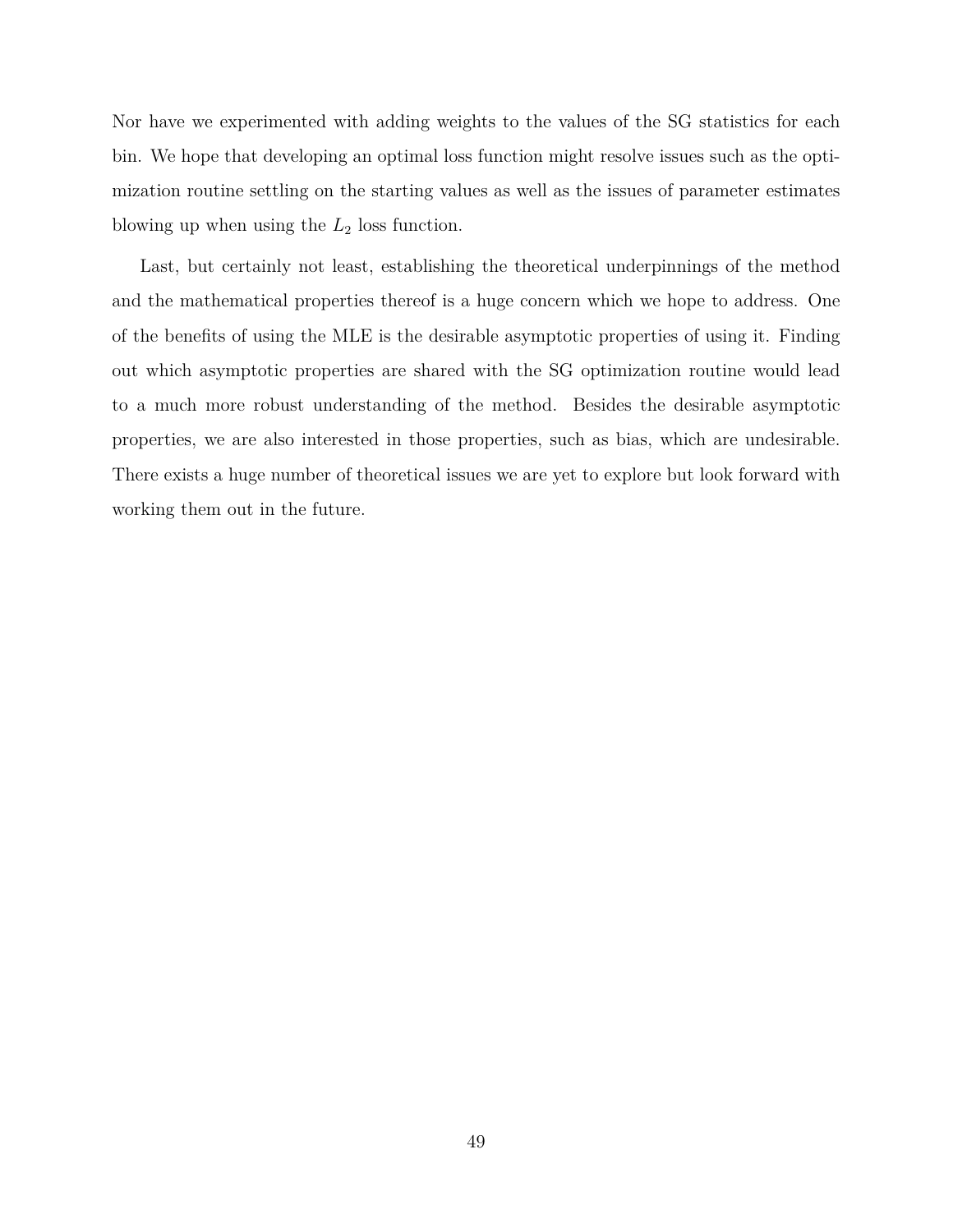Nor have we experimented with adding weights to the values of the SG statistics for each bin. We hope that developing an optimal loss function might resolve issues such as the optimization routine settling on the starting values as well as the issues of parameter estimates blowing up when using the $L_2$ loss function.

Last, but certainly not least, establishing the theoretical underpinnings of the method and the mathematical properties thereof is a huge concern which we hope to address. One of the benefits of using the MLE is the desirable asymptotic properties of using it. Finding out which asymptotic properties are shared with the SG optimization routine would lead to a much more robust understanding of the method. Besides the desirable asymptotic properties, we are also interested in those properties, such as bias, which are undesirable. There exists a huge number of theoretical issues we are yet to explore but look forward with working them out in the future.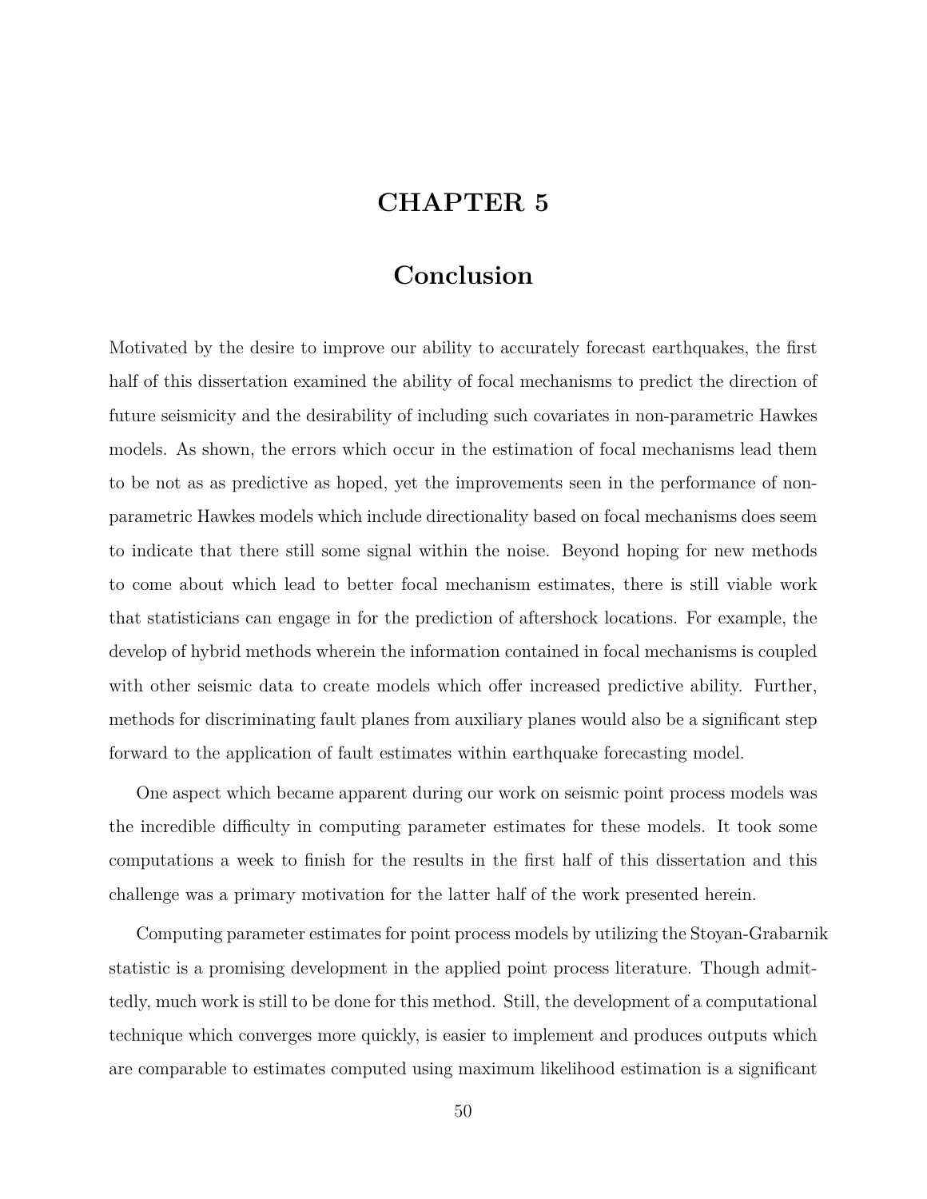# CHAPTER 5

## Conclusion

Motivated by the desire to improve our ability to accurately forecast earthquakes, the first half of this dissertation examined the ability of focal mechanisms to predict the direction of future seismicity and the desirability of including such covariates in non-parametric Hawkes models. As shown, the errors which occur in the estimation of focal mechanisms lead them to be not as as predictive as hoped, yet the improvements seen in the performance of non-parametric Hawkes models which include directionality based on focal mechanisms does seem to indicate that there still some signal within the noise. Beyond hoping for new methods to come about which lead to better focal mechanism estimates, there is still viable work that statisticians can engage in for the prediction of aftershock locations. For example, the develop of hybrid methods wherein the information contained in focal mechanisms is coupled with other seismic data to create models which offer increased predictive ability. Further, methods for discriminating fault planes from auxiliary planes would also be a significant step forward to the application of fault estimates within earthquake forecasting model.

One aspect which became apparent during our work on seismic point process models was the incredible difficulty in computing parameter estimates for these models. It took some computations a week to finish for the results in the first half of this dissertation and this challenge was a primary motivation for the latter half of the work presented herein.

Computing parameter estimates for point process models by utilizing the Stoyan-Grabarnik statistic is a promising development in the applied point process literature. Though admittedly, much work is still to be done for this method. Still, the development of a computational technique which converges more quickly, is easier to implement and produces outputs which are comparable to estimates computed using maximum likelihood estimation is a significant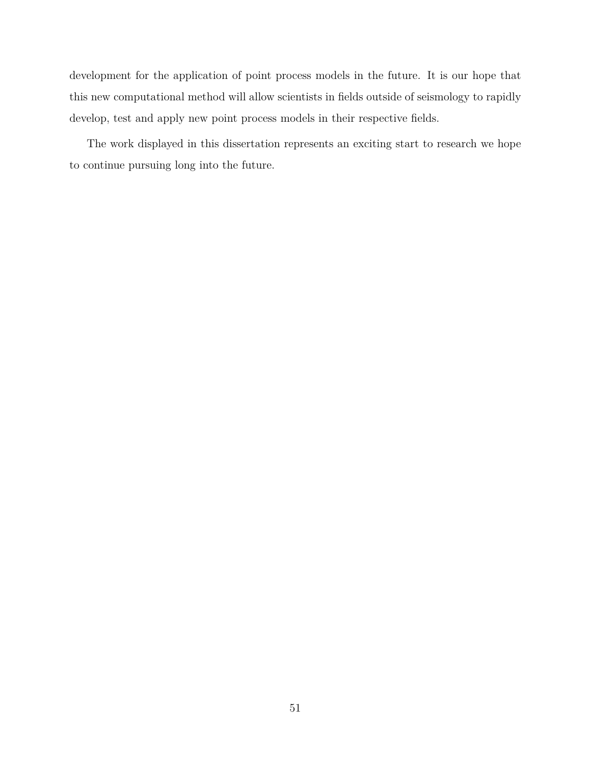development for the application of point process models in the future. It is our hope that this new computational method will allow scientists in fields outside of seismology to rapidly develop, test and apply new point process models in their respective fields.

The work displayed in this dissertation represents an exciting start to research we hope to continue pursuing long into the future.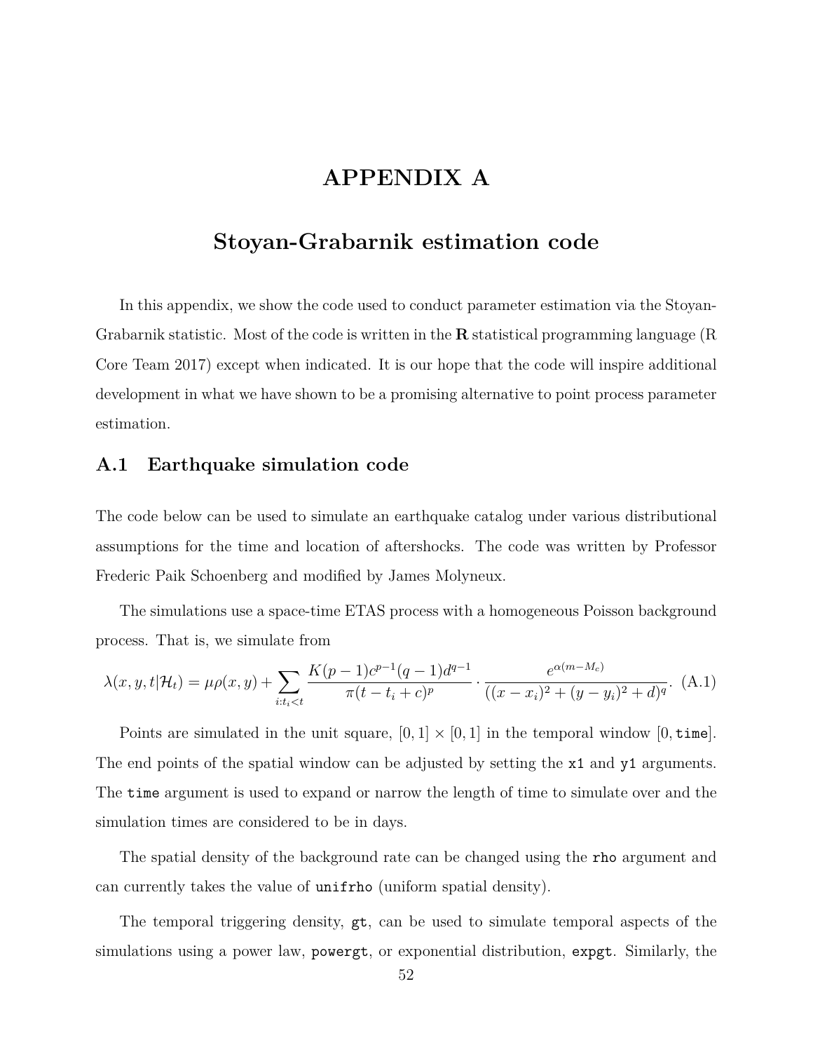# APPENDIX A

## Stoyan-Grabarnik estimation code

In this appendix, we show the code used to conduct parameter estimation via the Stoyan-Grabarnik statistic. Most of the code is written in the **R** statistical programming language (R Core Team 2017) except when indicated. It is our hope that the code will inspire additional development in what we have shown to be a promising alternative to point process parameter estimation.

### A.1 Earthquake simulation code

The code below can be used to simulate an earthquake catalog under various distributional assumptions for the time and location of aftershocks. The code was written by Professor Frederic Paik Schoenberg and modified by James Molyneux.

The simulations use a space-time ETAS process with a homogeneous Poisson background process. That is, we simulate from

$$\lambda(x, y, t|\mathcal{H}_t) = \mu\rho(x, y) + \sum_{i:t_i<t} \frac{K(p-1)c^{p-1}(q-1)d^{q-1}}{\pi(t - t_i + c)^p} \cdot \frac{e^{\alpha(m-M_c)}}{((x - x_i)^2 + (y - y_i)^2 + d)^q}. \quad \text{(A.1)}$$

Points are simulated in the unit square, $[0, 1] \times [0, 1]$ in the temporal window $[0, \texttt{time}]$. The end points of the spatial window can be adjusted by setting the `x1` and `y1` arguments. The `time` argument is used to expand or narrow the length of time to simulate over and the simulation times are considered to be in days.

The spatial density of the background rate can be changed using the `rho` argument and can currently takes the value of `unifrho` (uniform spatial density).

The temporal triggering density, `gt`, can be used to simulate temporal aspects of the simulations using a power law, `powergt`, or exponential distribution, `expgt`. Similarly, the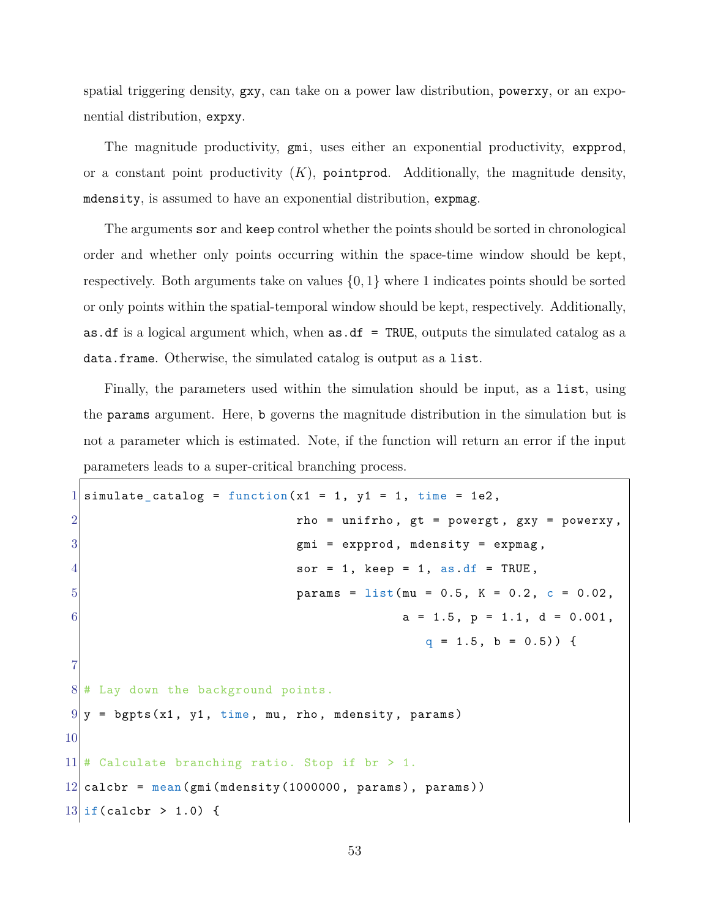spatial triggering density, `gxy`, can take on a power law distribution, `powerxy`, or an exponential distribution, `expxy`.

The magnitude productivity, `gmi`, uses either an exponential productivity, `expprod`, or a constant point productivity ($K$), `pointprod`. Additionally, the magnitude density, `mdensity`, is assumed to have an exponential distribution, `expmag`.

The arguments `sor` and `keep` control whether the points should be sorted in chronological order and whether only points occurring within the space-time window should be kept, respectively. Both arguments take on values $\{0, 1\}$ where 1 indicates points should be sorted or only points within the spatial-temporal window should be kept, respectively. Additionally, `as.df` is a logical argument which, when `as.df = TRUE`, outputs the simulated catalog as a `data.frame`. Otherwise, the simulated catalog is output as a `list`.

Finally, the parameters used within the simulation should be input, as a `list`, using the `params` argument. Here, `b` governs the magnitude distribution in the simulation but is not a parameter which is estimated. Note, if the function will return an error if the input parameters leads to a super-critical branching process.

```
simulate_catalog = function(x1 = 1, y1 = 1, time = 1e2,
                            rho = unifrho, gt = powergt, gxy = powerxy,
                            gmi = expprod, mdensity = expmag,
                            sor = 1, keep = 1, as.df = TRUE,
                            params = list(mu = 0.5, K = 0.2, c = 0.02,
                                          a = 1.5, p = 1.1, d = 0.001,
                                             q = 1.5, b = 0.5)) {

# Lay down the background points.
y = bgpts(x1, y1, time, mu, rho, mdensity, params)

# Calculate branching ratio. Stop if br > 1.
calcbr = mean(gmi(mdensity(1000000, params), params))
if(calcbr > 1.0) {
```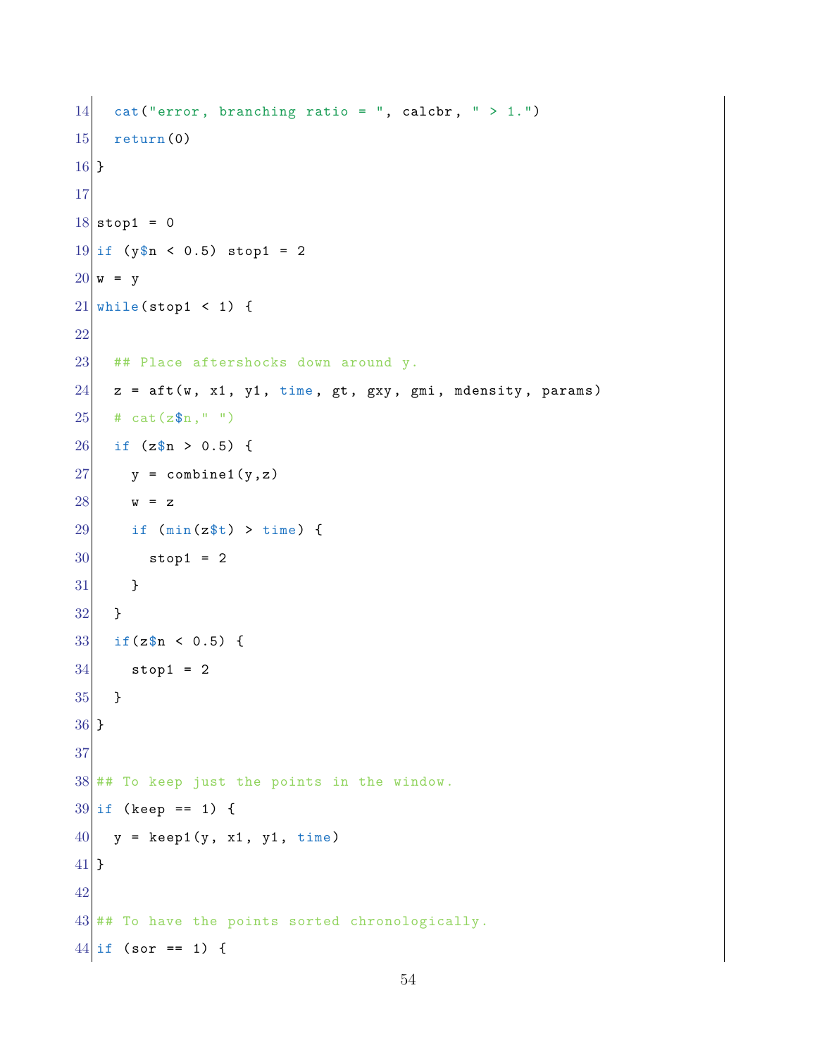```
  cat("error, branching ratio = ", calcbr, " > 1.")
  return(0)
}

stop1 = 0
if (y$n < 0.5) stop1 = 2
w = y
while(stop1 < 1) {

  ## Place aftershocks down around y.
  z = aft(w, x1, y1, time, gt, gxy, gmi, mdensity, params)
  # cat(z$n," ")
  if (z$n > 0.5) {
    y = combine1(y,z)
    w = z
    if (min(z$t) > time) {
      stop1 = 2
    }
  }
  if(z$n < 0.5) {
    stop1 = 2
  }
}

## To keep just the points in the window.
if (keep == 1) {
  y = keep1(y, x1, y1, time)
}

## To have the points sorted chronologically.
if (sor == 1) {
```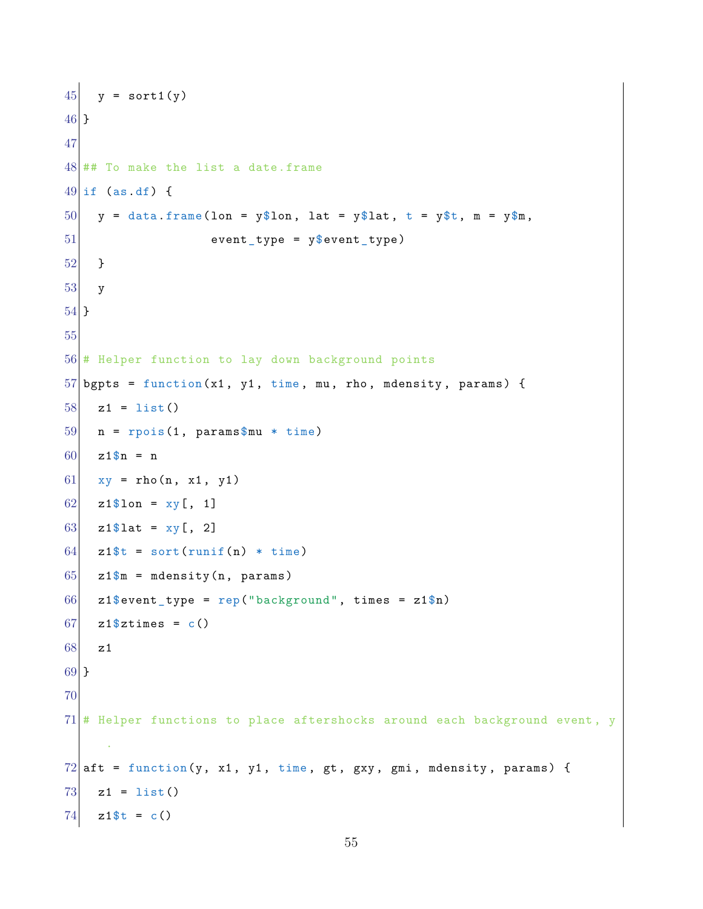```
  y = sort1(y)
}

## To make the list a date.frame
if (as.df) {
  y = data.frame(lon = y$lon, lat = y$lat, t = y$t, m = y$m,
                 event_type = y$event_type)
  }
  y
}

# Helper function to lay down background points
bgpts = function(x1, y1, time, mu, rho, mdensity, params) {
  z1 = list()
  n = rpois(1, params$mu * time)
  z1$n = n
  xy = rho(n, x1, y1)
  z1$lon = xy[, 1]
  z1$lat = xy[, 2]
  z1$t = sort(runif(n) * time)
  z1$m = mdensity(n, params)
  z1$event_type = rep("background", times = z1$n)
  z1$ztimes = c()
  z1
}

# Helper functions to place aftershocks around each background event, y
  .
aft = function(y, x1, y1, time, gt, gxy, gmi, mdensity, params) {
  z1 = list()
  z1$t = c()
```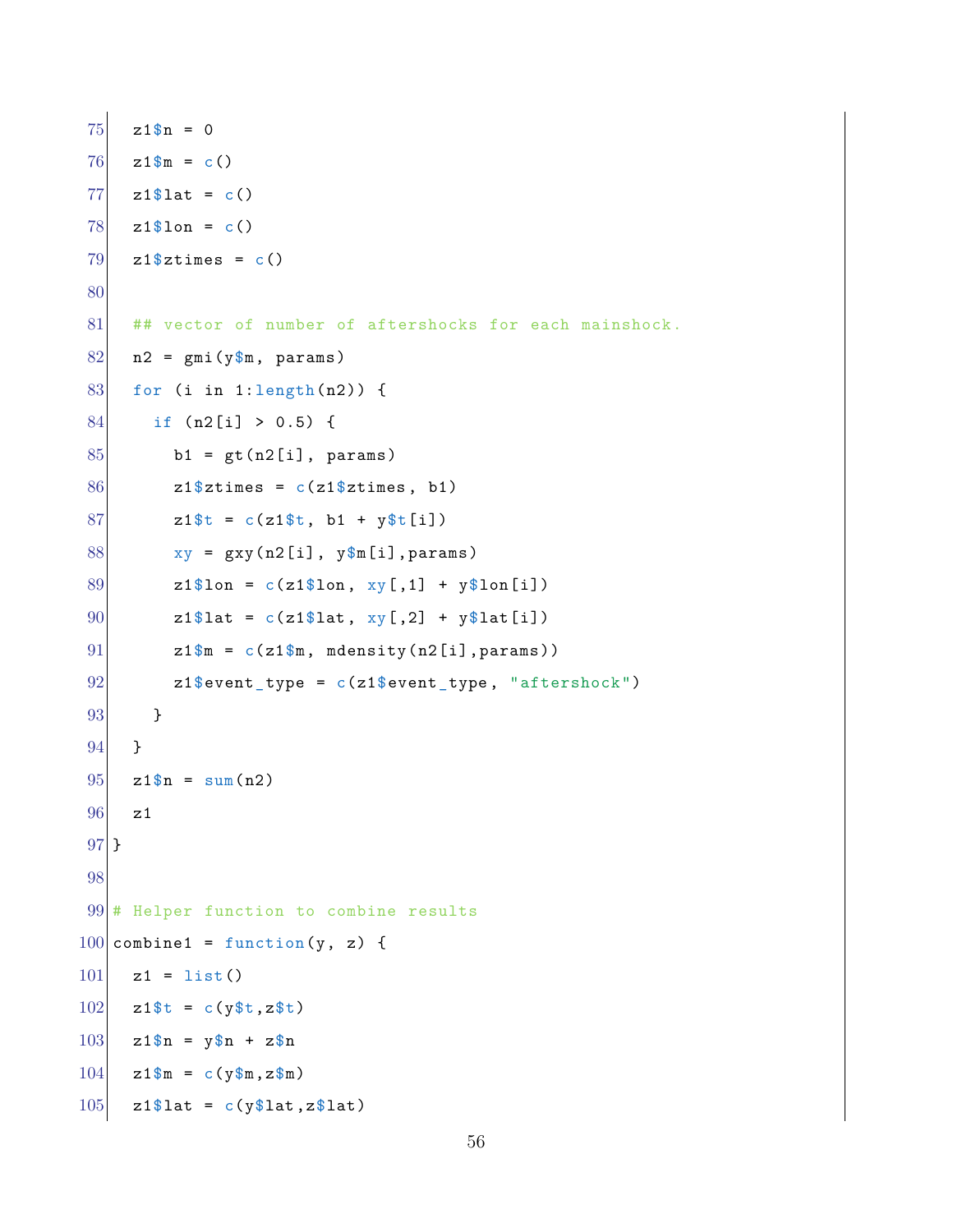```
  z1$n = 0
  z1$m = c()
  z1$lat = c()
  z1$lon = c()
  z1$ztimes = c()

  ## vector of number of aftershocks for each mainshock.
  n2 = gmi(y$m, params)
  for (i in 1:length(n2)) {
    if (n2[i] > 0.5) {
      b1 = gt(n2[i], params)
      z1$ztimes = c(z1$ztimes, b1)
      z1$t = c(z1$t, b1 + y$t[i])
      xy = gxy(n2[i], y$m[i],params)
      z1$lon = c(z1$lon, xy[,1] + y$lon[i])
      z1$lat = c(z1$lat, xy[,2] + y$lat[i])
      z1$m = c(z1$m, mdensity(n2[i],params))
      z1$event_type = c(z1$event_type, "aftershock")
    }
  }
  z1$n = sum(n2)
  z1
}

# Helper function to combine results
combine1 = function(y, z) {
  z1 = list()
  z1$t = c(y$t,z$t)
  z1$n = y$n + z$n
  z1$m = c(y$m,z$m)
  z1$lat = c(y$lat,z$lat)
```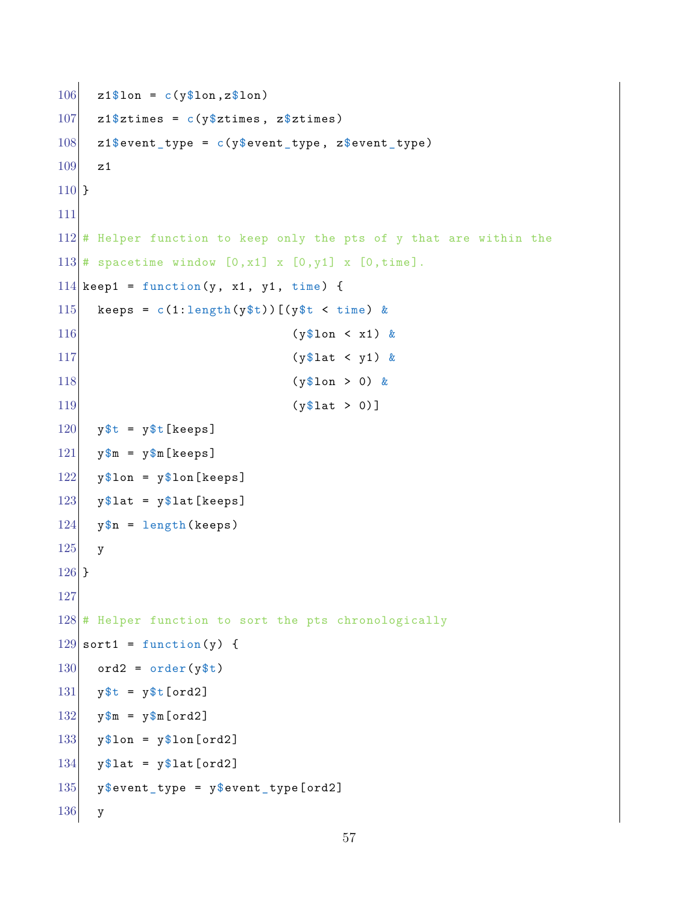```
106   z1$lon = c(y$lon,z$lon)
107   z1$ztimes = c(y$ztimes, z$ztimes)
108   z1$event_type = c(y$event_type, z$event_type)
109   z1
110 }
111
112 # Helper function to keep only the pts of y that are within the
113 # spacetime window [0,x1] x [0,y1] x [0,time].
114 keep1 = function(y, x1, y1, time) {
115   keeps = c(1:length(y$t))[(y$t < time) &
116                             (y$lon < x1) &
117                             (y$lat < y1) &
118                             (y$lon > 0) &
119                             (y$lat > 0)]
120   y$t = y$t[keeps]
121   y$m = y$m[keeps]
122   y$lon = y$lon[keeps]
123   y$lat = y$lat[keeps]
124   y$n = length(keeps)
125   y
126 }
127
128 # Helper function to sort the pts chronologically
129 sort1 = function(y) {
130   ord2 = order(y$t)
131   y$t = y$t[ord2]
132   y$m = y$m[ord2]
133   y$lon = y$lon[ord2]
134   y$lat = y$lat[ord2]
135   y$event_type = y$event_type[ord2]
136   y
```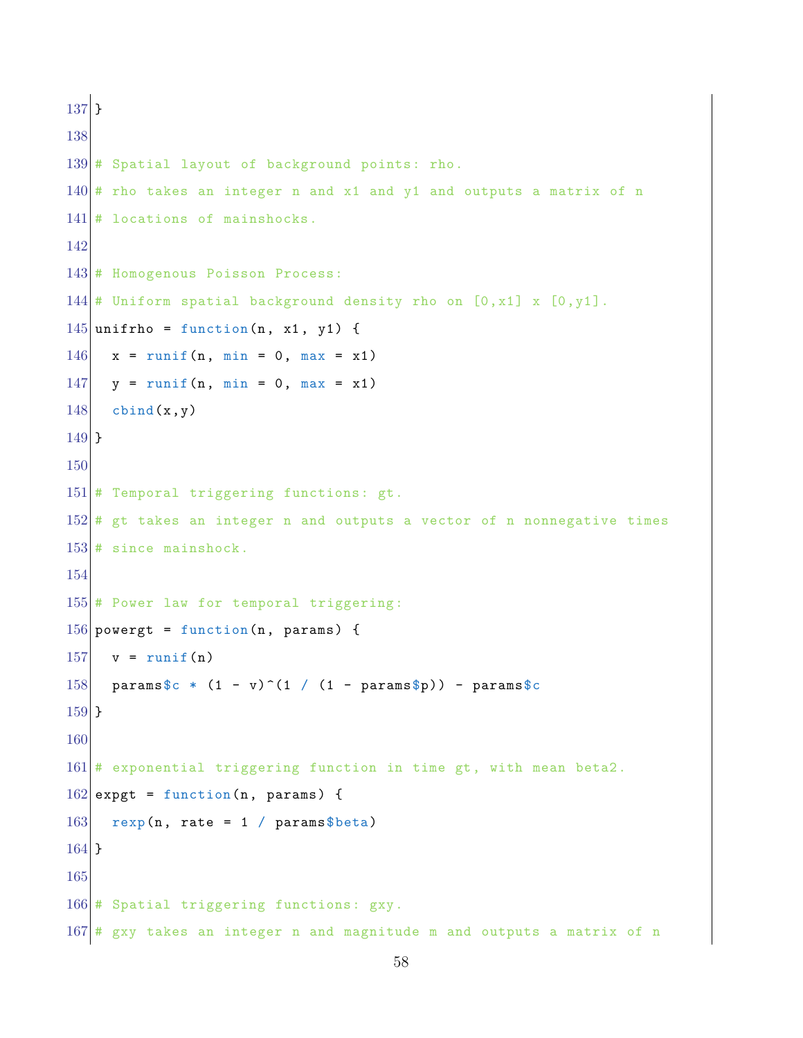```
}

# Spatial layout of background points: rho.
# rho takes an integer n and x1 and y1 and outputs a matrix of n
# locations of mainshocks.

# Homogenous Poisson Process:
# Uniform spatial background density rho on [0,x1] x [0,y1].
unifrho = function(n, x1, y1) {
  x = runif(n, min = 0, max = x1)
  y = runif(n, min = 0, max = x1)
  cbind(x,y)
}

# Temporal triggering functions: gt.
# gt takes an integer n and outputs a vector of n nonnegative times
# since mainshock.

# Power law for temporal triggering:
powergt = function(n, params) {
  v = runif(n)
  params$c * (1 - v)^(1 / (1 - params$p)) - params$c
}

# exponential triggering function in time gt, with mean beta2.
expgt = function(n, params) {
  rexp(n, rate = 1 / params$beta)
}

# Spatial triggering functions: gxy.
# gxy takes an integer n and magnitude m and outputs a matrix of n
```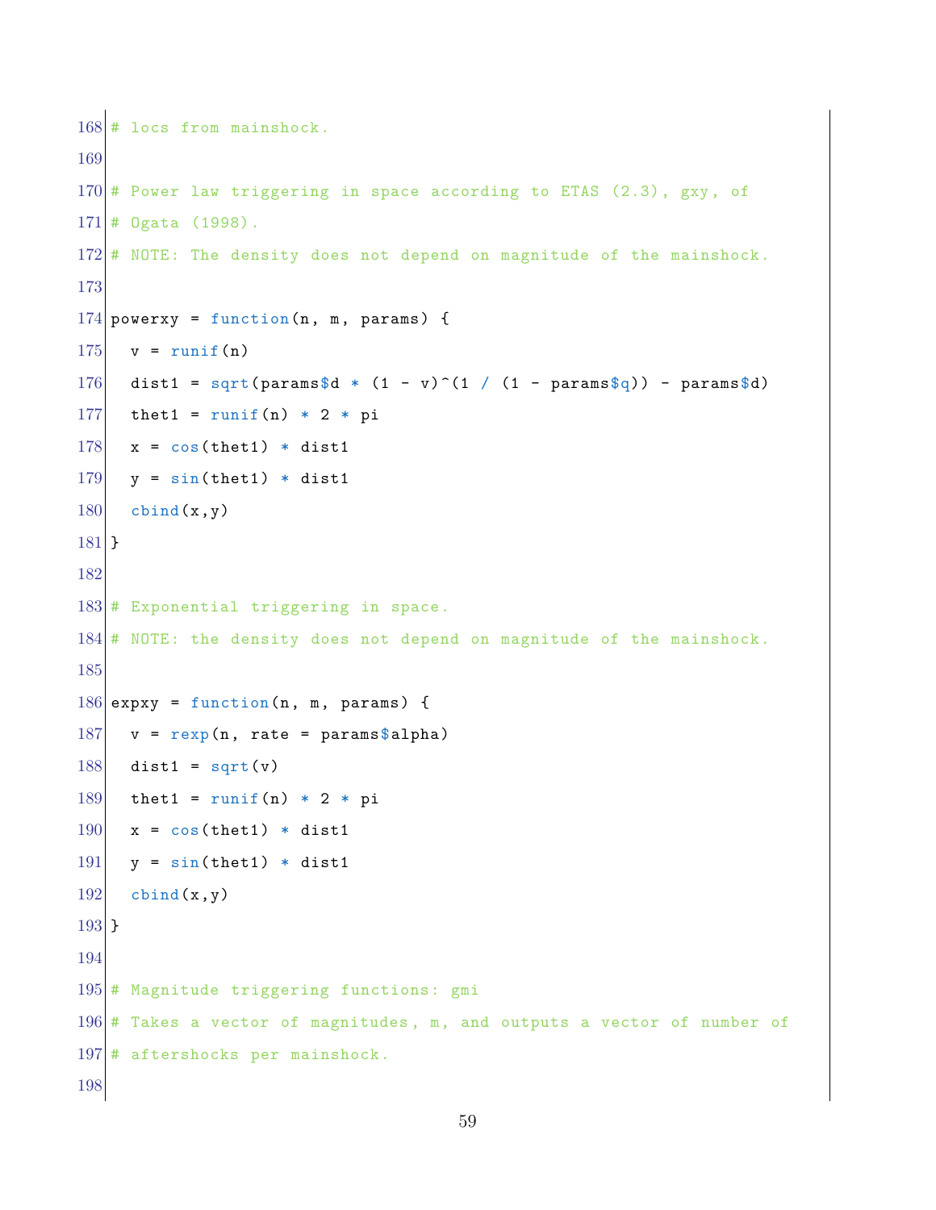```r
# locs from mainshock.

# Power law triggering in space according to ETAS (2.3), gxy, of
# Ogata (1998).
# NOTE: The density does not depend on magnitude of the mainshock.

powerxy = function(n, m, params) {
  v = runif(n)
  dist1 = sqrt(params$d * (1 - v)^(1 / (1 - params$q)) - params$d)
  thet1 = runif(n) * 2 * pi
  x = cos(thet1) * dist1
  y = sin(thet1) * dist1
  cbind(x,y)
}

# Exponential triggering in space.
# NOTE: the density does not depend on magnitude of the mainshock.

expxy = function(n, m, params) {
  v = rexp(n, rate = params$alpha)
  dist1 = sqrt(v)
  thet1 = runif(n) * 2 * pi
  x = cos(thet1) * dist1
  y = sin(thet1) * dist1
  cbind(x,y)
}

# Magnitude triggering functions: gmi
# Takes a vector of magnitudes, m, and outputs a vector of number of
# aftershocks per mainshock.

```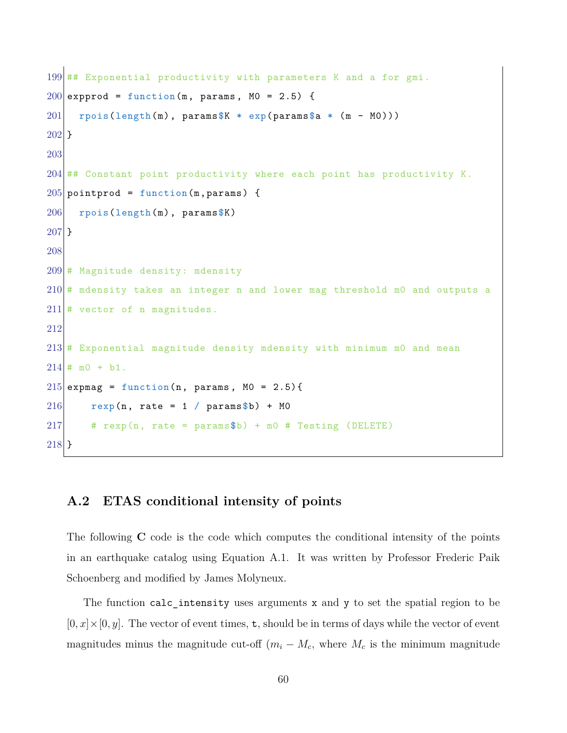```
## Exponential productivity with parameters K and a for gmi.
expprod = function(m, params, M0 = 2.5) {
  rpois(length(m), params$K * exp(params$a * (m - M0)))
}

## Constant point productivity where each point has productivity K.
pointprod = function(m,params) {
  rpois(length(m), params$K)
}

# Magnitude density: mdensity
# mdensity takes an integer n and lower mag threshold m0 and outputs a
# vector of n magnitudes.

# Exponential magnitude density mdensity with minimum m0 and mean
# m0 + b1.
expmag = function(n, params, M0 = 2.5){
    rexp(n, rate = 1 / params$b) + M0
    # rexp(n, rate = params$b) + m0 # Testing (DELETE)
}
```

## A.2 ETAS conditional intensity of points

The following **C** code is the code which computes the conditional intensity of the points in an earthquake catalog using Equation A.1. It was written by Professor Frederic Paik Schoenberg and modified by James Molyneux.

The function `calc_intensity` uses arguments `x` and `y` to set the spatial region to be $[0, x] \times [0, y]$. The vector of event times, `t`, should be in terms of days while the vector of event magnitudes minus the magnitude cut-off ($m_i - M_c$, where $M_c$ is the minimum magnitude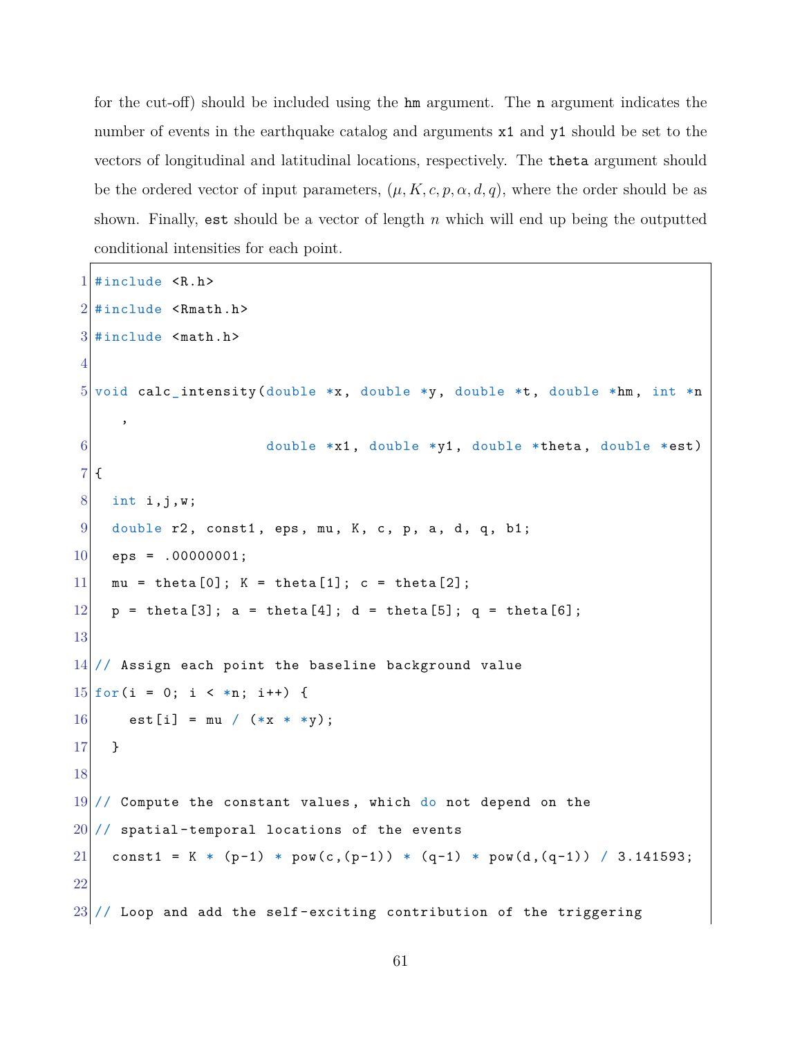for the cut-off) should be included using the `hm` argument. The `n` argument indicates the number of events in the earthquake catalog and arguments `x1` and `y1` should be set to the vectors of longitudinal and latitudinal locations, respectively. The `theta` argument should be the ordered vector of input parameters, $(\mu, K, c, p, \alpha, d, q)$, where the order should be as shown. Finally, `est` should be a vector of length $n$ which will end up being the outputted conditional intensities for each point.

```
#include <R.h>
#include <Rmath.h>
#include <math.h>

void calc_intensity(double *x, double *y, double *t, double *hm, int *n
    ,
                    double *x1, double *y1, double *theta, double *est)
{
  int i,j,w;
  double r2, const1, eps, mu, K, c, p, a, d, q, b1;
  eps = .00000001;
  mu = theta[0]; K = theta[1]; c = theta[2];
  p = theta[3]; a = theta[4]; d = theta[5]; q = theta[6];

// Assign each point the baseline background value
for(i = 0; i < *n; i++) {
    est[i] = mu / (*x * *y);
  }

// Compute the constant values, which do not depend on the
// spatial-temporal locations of the events
  const1 = K * (p-1) * pow(c,(p-1)) * (q-1) * pow(d,(q-1)) / 3.141593;

// Loop and add the self-exciting contribution of the triggering
```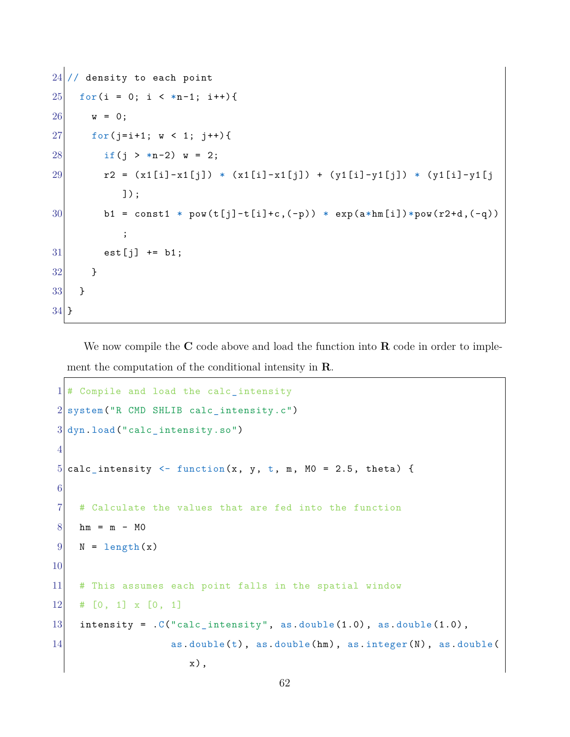```c
// density to each point
  for(i = 0; i < *n-1; i++){
    w = 0;
    for(j=i+1; w < 1; j++){
      if(j > *n-2) w = 2;
      r2 = (x1[i]-x1[j]) * (x1[i]-x1[j]) + (y1[i]-y1[j]) * (y1[i]-y1[j
         ]);
      b1 = const1 * pow(t[j]-t[i]+c,(-p)) * exp(a*hm[i])*pow(r2+d,(-q))
         ;
      est[j] += b1;
    }
  }
}
```

We now compile the **C** code above and load the function into **R** code in order to implement the computation of the conditional intensity in **R**.

```r
# Compile and load the calc_intensity
system("R CMD SHLIB calc_intensity.c")
dyn.load("calc_intensity.so")

calc_intensity <- function(x, y, t, m, M0 = 2.5, theta) {

  # Calculate the values that are fed into the function
  hm = m - M0
  N = length(x)

  # This assumes each point falls in the spatial window
  # [0, 1] x [0, 1]
  intensity = .C("calc_intensity", as.double(1.0), as.double(1.0),
                 as.double(t), as.double(hm), as.integer(N), as.double(
                    x),
```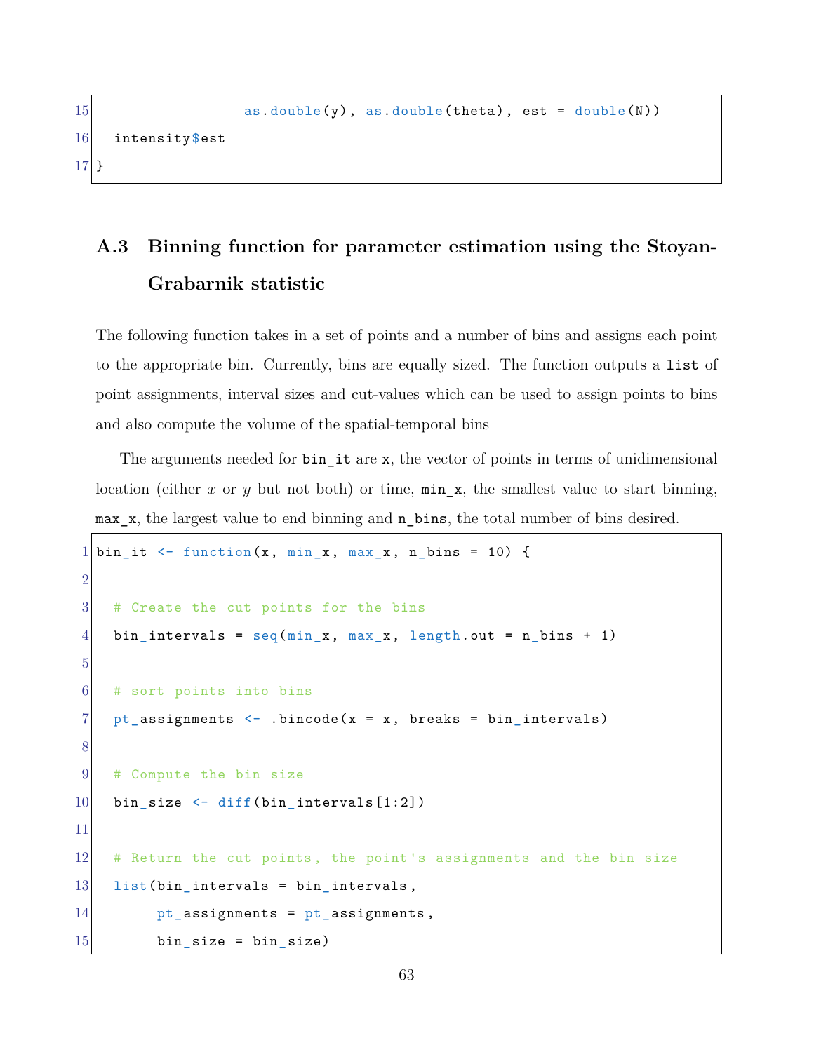```
                  as.double(y), as.double(theta), est = double(N))
  intensity$est
}
```

### A.3 Binning function for parameter estimation using the Stoyan-Grabarnik statistic

The following function takes in a set of points and a number of bins and assigns each point to the appropriate bin. Currently, bins are equally sized. The function outputs a `list` of point assignments, interval sizes and cut-values which can be used to assign points to bins and also compute the volume of the spatial-temporal bins

The arguments needed for `bin_it` are `x`, the vector of points in terms of unidimensional location (either $x$ or $y$ but not both) or time, `min_x`, the smallest value to start binning, `max_x`, the largest value to end binning and `n_bins`, the total number of bins desired.

```
bin_it <- function(x, min_x, max_x, n_bins = 10) {

  # Create the cut points for the bins
  bin_intervals = seq(min_x, max_x, length.out = n_bins + 1)

  # sort points into bins
  pt_assignments <- .bincode(x = x, breaks = bin_intervals)

  # Compute the bin size
  bin_size <- diff(bin_intervals[1:2])

  # Return the cut points, the point's assignments and the bin size
  list(bin_intervals = bin_intervals,
       pt_assignments = pt_assignments,
       bin_size = bin_size)
```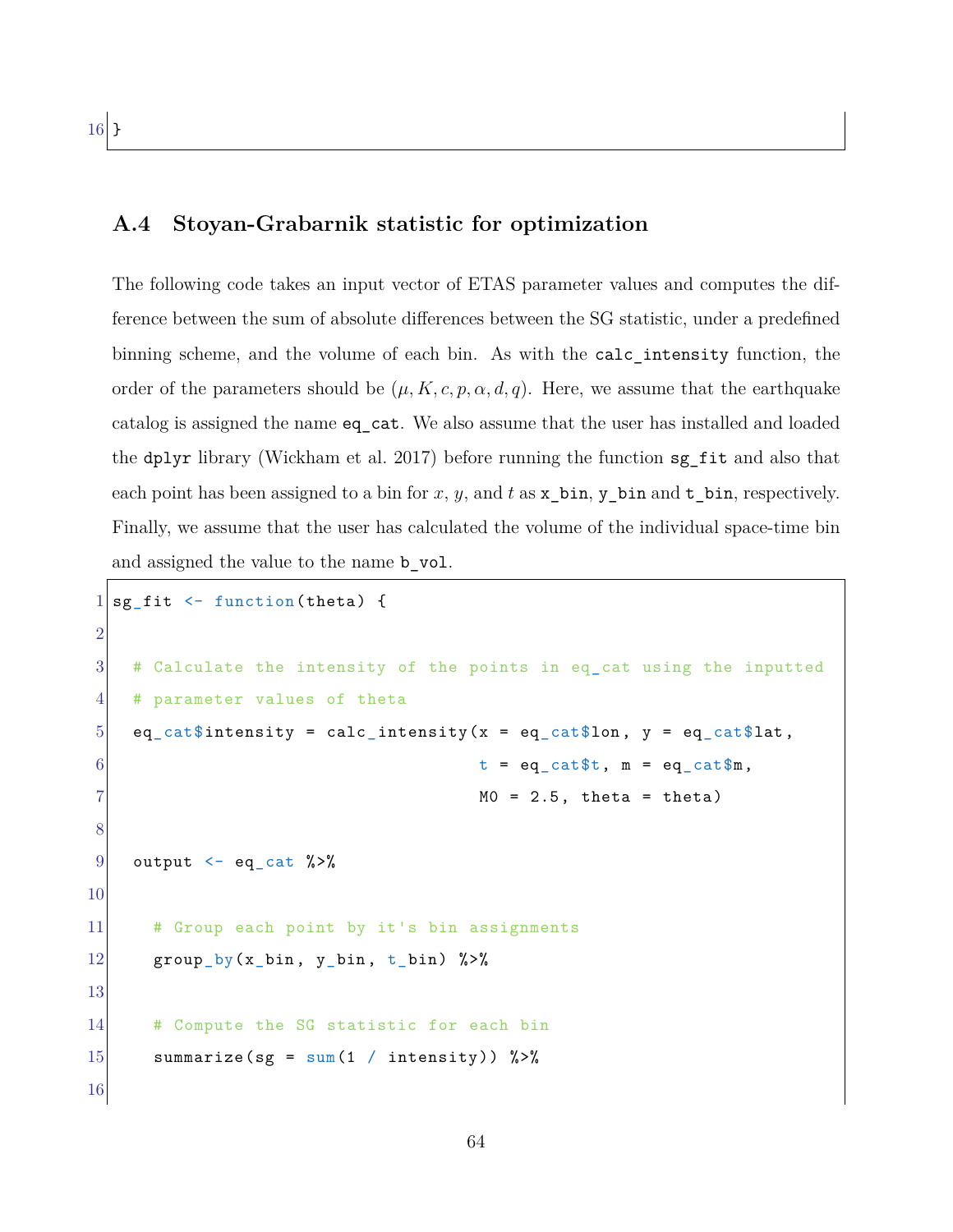```
}
```

## A.4 Stoyan-Grabarnik statistic for optimization

The following code takes an input vector of ETAS parameter values and computes the difference between the sum of absolute differences between the SG statistic, under a predefined binning scheme, and the volume of each bin. As with the `calc_intensity` function, the order of the parameters should be $(\mu, K, c, p, \alpha, d, q)$. Here, we assume that the earthquake catalog is assigned the name `eq_cat`. We also assume that the user has installed and loaded the `dplyr` library (Wickham et al. 2017) before running the function `sg_fit` and also that each point has been assigned to a bin for $x$, $y$, and $t$ as `x_bin`, `y_bin` and `t_bin`, respectively. Finally, we assume that the user has calculated the volume of the individual space-time bin and assigned the value to the name `b_vol`.

```
sg_fit <- function(theta) {

  # Calculate the intensity of the points in eq_cat using the inputted
  # parameter values of theta
  eq_cat$intensity = calc_intensity(x = eq_cat$lon, y = eq_cat$lat,
                                    t = eq_cat$t, m = eq_cat$m,
                                    M0 = 2.5, theta = theta)

  output <- eq_cat %>%

    # Group each point by it's bin assignments
    group_by(x_bin, y_bin, t_bin) %>%

    # Compute the SG statistic for each bin
    summarize(sg = sum(1 / intensity)) %>%

```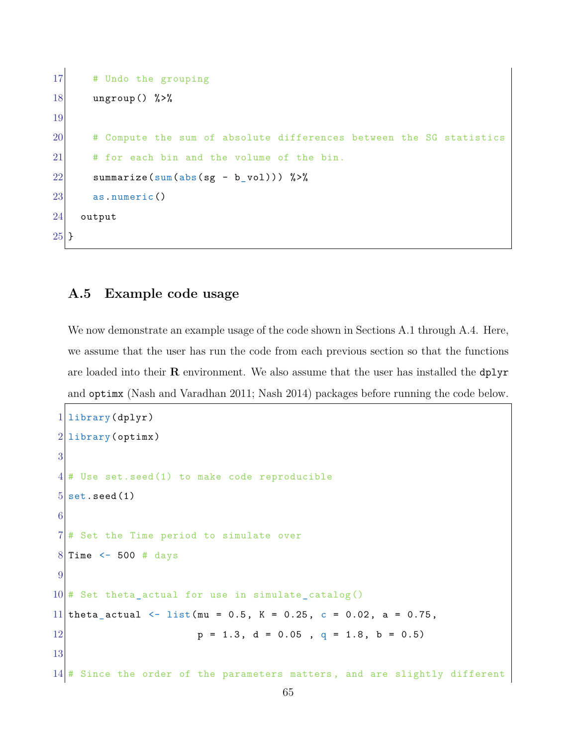```
    # Undo the grouping
    ungroup() %>%

    # Compute the sum of absolute differences between the SG statistics
    # for each bin and the volume of the bin.
    summarize(sum(abs(sg - b_vol))) %>%
    as.numeric()
  output
}
```

### A.5 Example code usage

We now demonstrate an example usage of the code shown in Sections A.1 through A.4. Here, we assume that the user has run the code from each previous section so that the functions are loaded into their **R** environment. We also assume that the user has installed the `dplyr` and `optimx` (Nash and Varadhan 2011; Nash 2014) packages before running the code below.

```
library(dplyr)
library(optimx)

# Use set.seed(1) to make code reproducible
set.seed(1)

# Set the Time period to simulate over
Time <- 500 # days

# Set theta_actual for use in simulate_catalog()
theta_actual <- list(mu = 0.5, K = 0.25, c = 0.02, a = 0.75,
                     p = 1.3, d = 0.05 , q = 1.8, b = 0.5)

# Since the order of the parameters matters, and are slightly different
```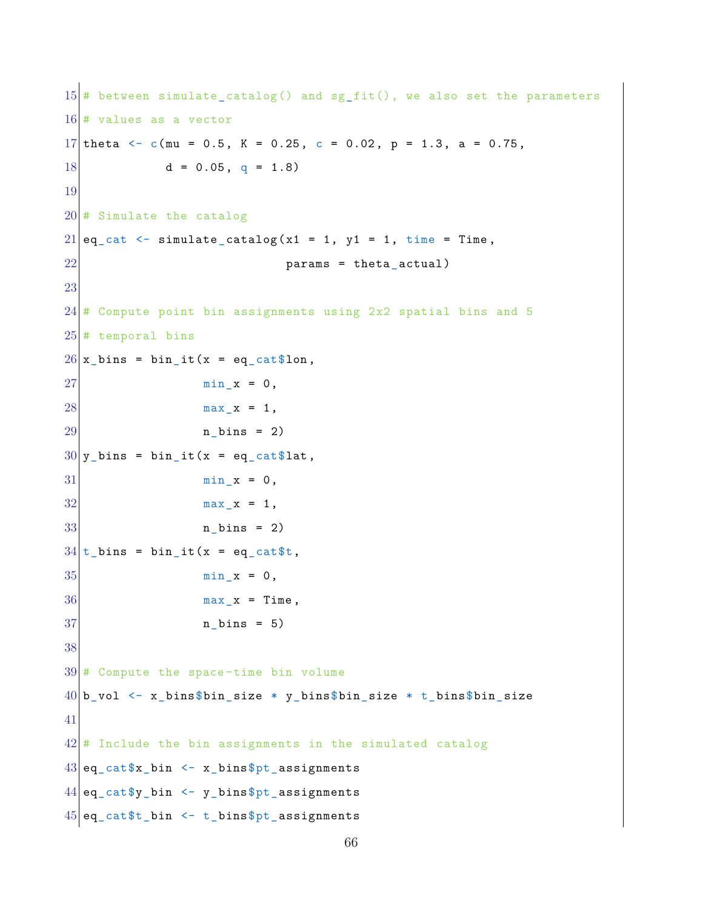```r
# between simulate_catalog() and sg_fit(), we also set the parameters
# values as a vector
theta <- c(mu = 0.5, K = 0.25, c = 0.02, p = 1.3, a = 0.75,
           d = 0.05, q = 1.8)

# Simulate the catalog
eq_cat <- simulate_catalog(x1 = 1, y1 = 1, time = Time,
                           params = theta_actual)

# Compute point bin assignments using 2x2 spatial bins and 5
# temporal bins
x_bins = bin_it(x = eq_cat$lon,
                min_x = 0,
                max_x = 1,
                n_bins = 2)
y_bins = bin_it(x = eq_cat$lat,
                min_x = 0,
                max_x = 1,
                n_bins = 2)
t_bins = bin_it(x = eq_cat$t,
                min_x = 0,
                max_x = Time,
                n_bins = 5)

# Compute the space-time bin volume
b_vol <- x_bins$bin_size * y_bins$bin_size * t_bins$bin_size

# Include the bin assignments in the simulated catalog
eq_cat$x_bin <- x_bins$pt_assignments
eq_cat$y_bin <- y_bins$pt_assignments
eq_cat$t_bin <- t_bins$pt_assignments
```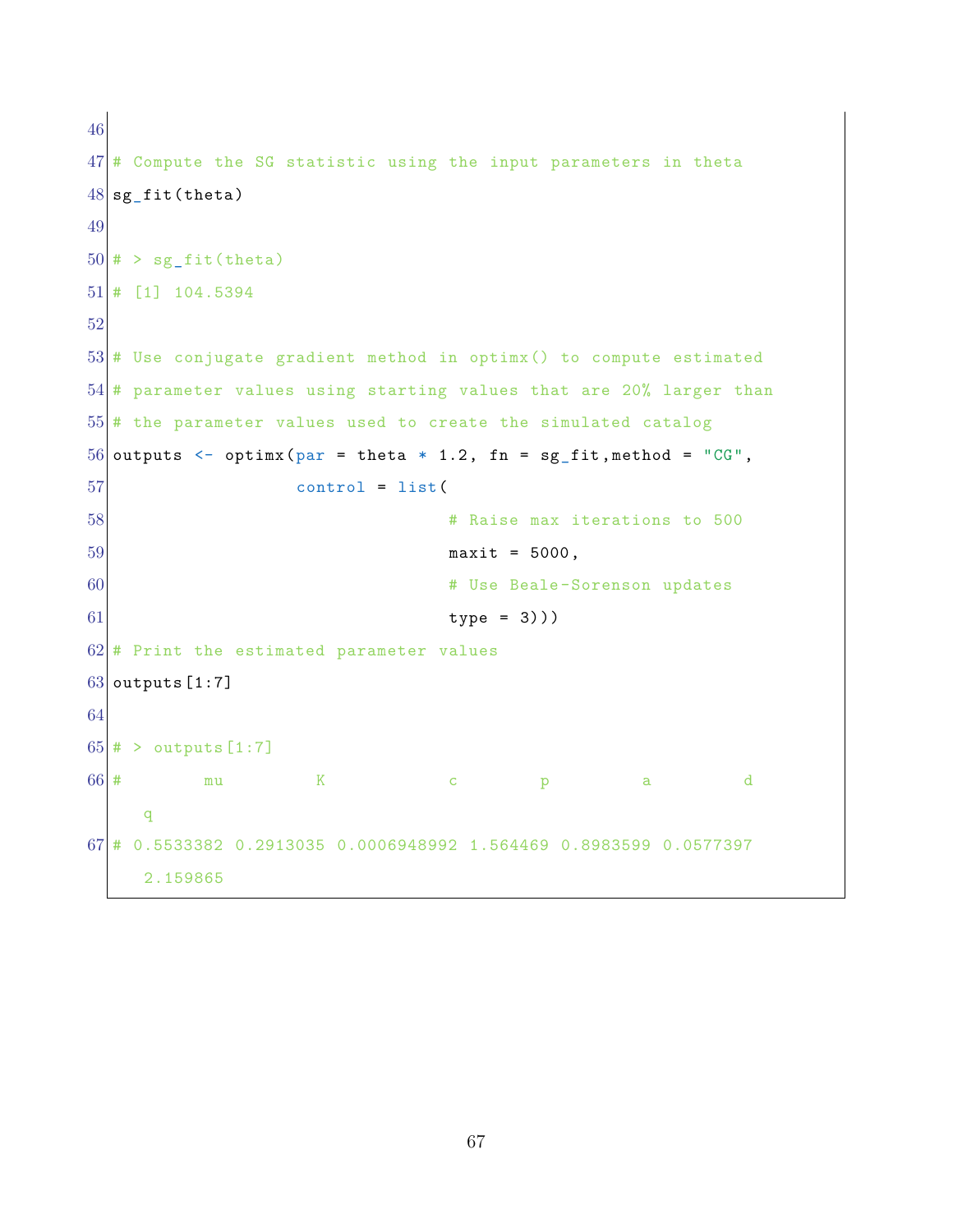```
# Compute the SG statistic using the input parameters in theta
sg_fit(theta)

# > sg_fit(theta)
# [1] 104.5394

# Use conjugate gradient method in optimx() to compute estimated
# parameter values using starting values that are 20% larger than
# the parameter values used to create the simulated catalog
outputs <- optimx(par = theta * 1.2, fn = sg_fit,method = "CG",
                  control = list(
                                # Raise max iterations to 500
                                maxit = 5000,
                                # Use Beale-Sorenson updates
                                type = 3)))
# Print the estimated parameter values
outputs[1:7]

# > outputs[1:7]
#        mu         K            c        p         a         d
   q
# 0.5533382 0.2913035 0.0006948992 1.564469 0.8983599 0.0577397
   2.159865
```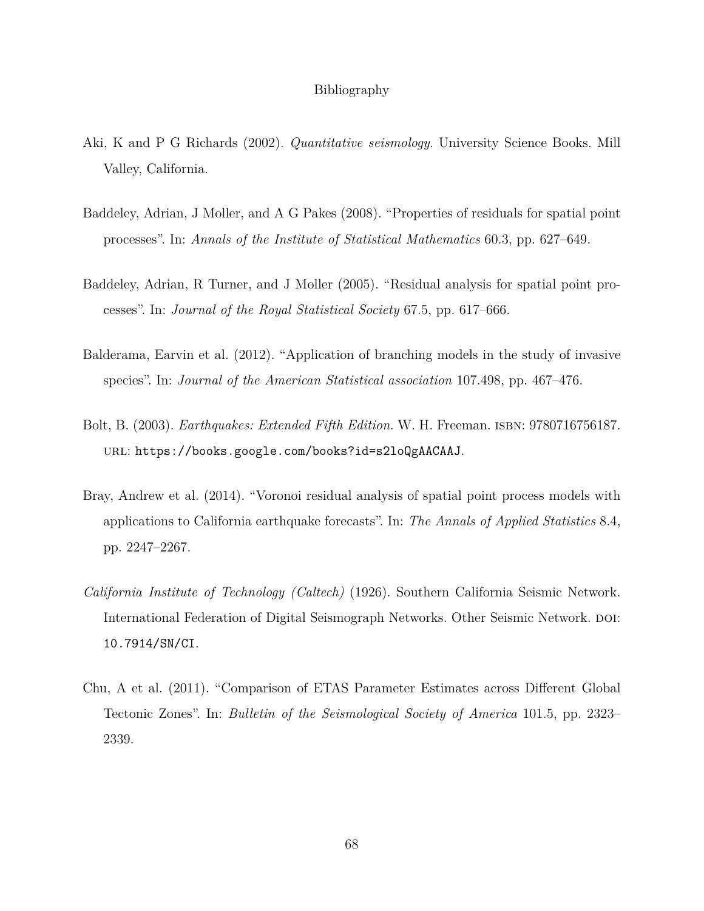# Bibliography

Aki, K and P G Richards (2002). *Quantitative seismology*. University Science Books. Mill Valley, California.

Baddeley, Adrian, J Moller, and A G Pakes (2008). "Properties of residuals for spatial point processes". In: *Annals of the Institute of Statistical Mathematics* 60.3, pp. 627–649.

Baddeley, Adrian, R Turner, and J Moller (2005). "Residual analysis for spatial point processes". In: *Journal of the Royal Statistical Society* 67.5, pp. 617–666.

Balderama, Earvin et al. (2012). "Application of branching models in the study of invasive species". In: *Journal of the American Statistical association* 107.498, pp. 467–476.

Bolt, B. (2003). *Earthquakes: Extended Fifth Edition*. W. H. Freeman. ISBN: 9780716756187. URL: https://books.google.com/books?id=s2loQgAACAAJ.

Bray, Andrew et al. (2014). "Voronoi residual analysis of spatial point process models with applications to California earthquake forecasts". In: *The Annals of Applied Statistics* 8.4, pp. 2247–2267.

*California Institute of Technology (Caltech)* (1926). Southern California Seismic Network. International Federation of Digital Seismograph Networks. Other Seismic Network. DOI: 10.7914/SN/CI.

Chu, A et al. (2011). "Comparison of ETAS Parameter Estimates across Different Global Tectonic Zones". In: *Bulletin of the Seismological Society of America* 101.5, pp. 2323–2339.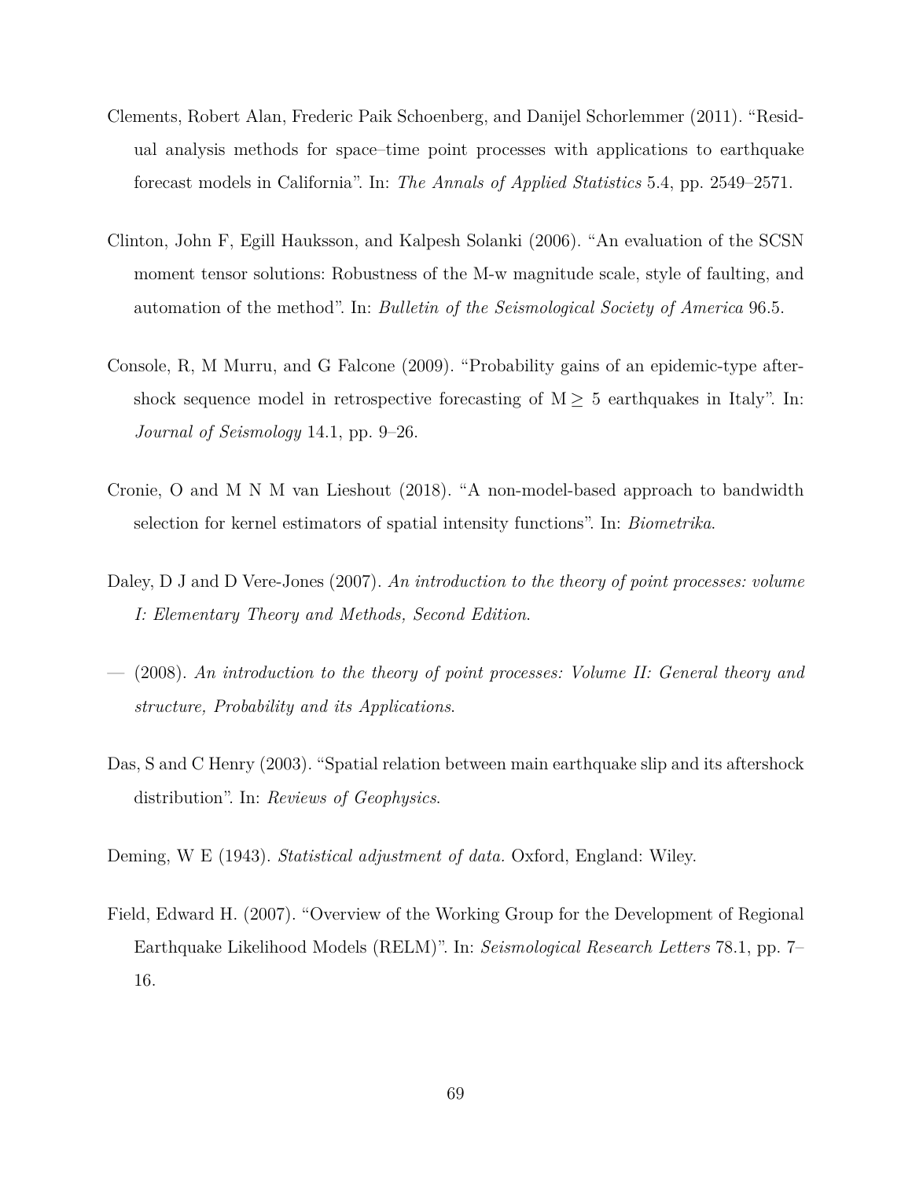Clements, Robert Alan, Frederic Paik Schoenberg, and Danijel Schorlemmer (2011). "Residual analysis methods for space–time point processes with applications to earthquake forecast models in California". In: *The Annals of Applied Statistics* 5.4, pp. 2549–2571.

Clinton, John F, Egill Hauksson, and Kalpesh Solanki (2006). "An evaluation of the SCSN moment tensor solutions: Robustness of the M-w magnitude scale, style of faulting, and automation of the method". In: *Bulletin of the Seismological Society of America* 96.5.

Console, R, M Murru, and G Falcone (2009). "Probability gains of an epidemic-type aftershock sequence model in retrospective forecasting of $\mathrm{M} \geq 5$ earthquakes in Italy". In: *Journal of Seismology* 14.1, pp. 9–26.

Cronie, O and M N M van Lieshout (2018). "A non-model-based approach to bandwidth selection for kernel estimators of spatial intensity functions". In: *Biometrika*.

Daley, D J and D Vere-Jones (2007). *An introduction to the theory of point processes: volume I: Elementary Theory and Methods, Second Edition.*

— (2008). *An introduction to the theory of point processes: Volume II: General theory and structure, Probability and its Applications.*

Das, S and C Henry (2003). "Spatial relation between main earthquake slip and its aftershock distribution". In: *Reviews of Geophysics*.

Deming, W E (1943). *Statistical adjustment of data.* Oxford, England: Wiley.

Field, Edward H. (2007). "Overview of the Working Group for the Development of Regional Earthquake Likelihood Models (RELM)". In: *Seismological Research Letters* 78.1, pp. 7–16.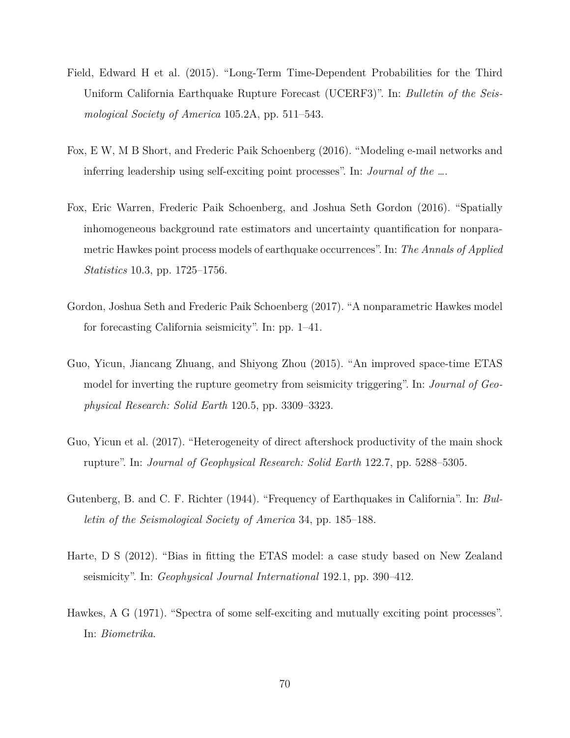Field, Edward H et al. (2015). "Long-Term Time-Dependent Probabilities for the Third Uniform California Earthquake Rupture Forecast (UCERF3)". In: *Bulletin of the Seismological Society of America* 105.2A, pp. 511–543.

Fox, E W, M B Short, and Frederic Paik Schoenberg (2016). "Modeling e-mail networks and inferring leadership using self-exciting point processes". In: *Journal of the ...*.

Fox, Eric Warren, Frederic Paik Schoenberg, and Joshua Seth Gordon (2016). "Spatially inhomogeneous background rate estimators and uncertainty quantification for nonparametric Hawkes point process models of earthquake occurrences". In: *The Annals of Applied Statistics* 10.3, pp. 1725–1756.

Gordon, Joshua Seth and Frederic Paik Schoenberg (2017). "A nonparametric Hawkes model for forecasting California seismicity". In: pp. 1–41.

Guo, Yicun, Jiancang Zhuang, and Shiyong Zhou (2015). "An improved space-time ETAS model for inverting the rupture geometry from seismicity triggering". In: *Journal of Geophysical Research: Solid Earth* 120.5, pp. 3309–3323.

Guo, Yicun et al. (2017). "Heterogeneity of direct aftershock productivity of the main shock rupture". In: *Journal of Geophysical Research: Solid Earth* 122.7, pp. 5288–5305.

Gutenberg, B. and C. F. Richter (1944). "Frequency of Earthquakes in California". In: *Bulletin of the Seismological Society of America* 34, pp. 185–188.

Harte, D S (2012). "Bias in fitting the ETAS model: a case study based on New Zealand seismicity". In: *Geophysical Journal International* 192.1, pp. 390–412.

Hawkes, A G (1971). "Spectra of some self-exciting and mutually exciting point processes". In: *Biometrika*.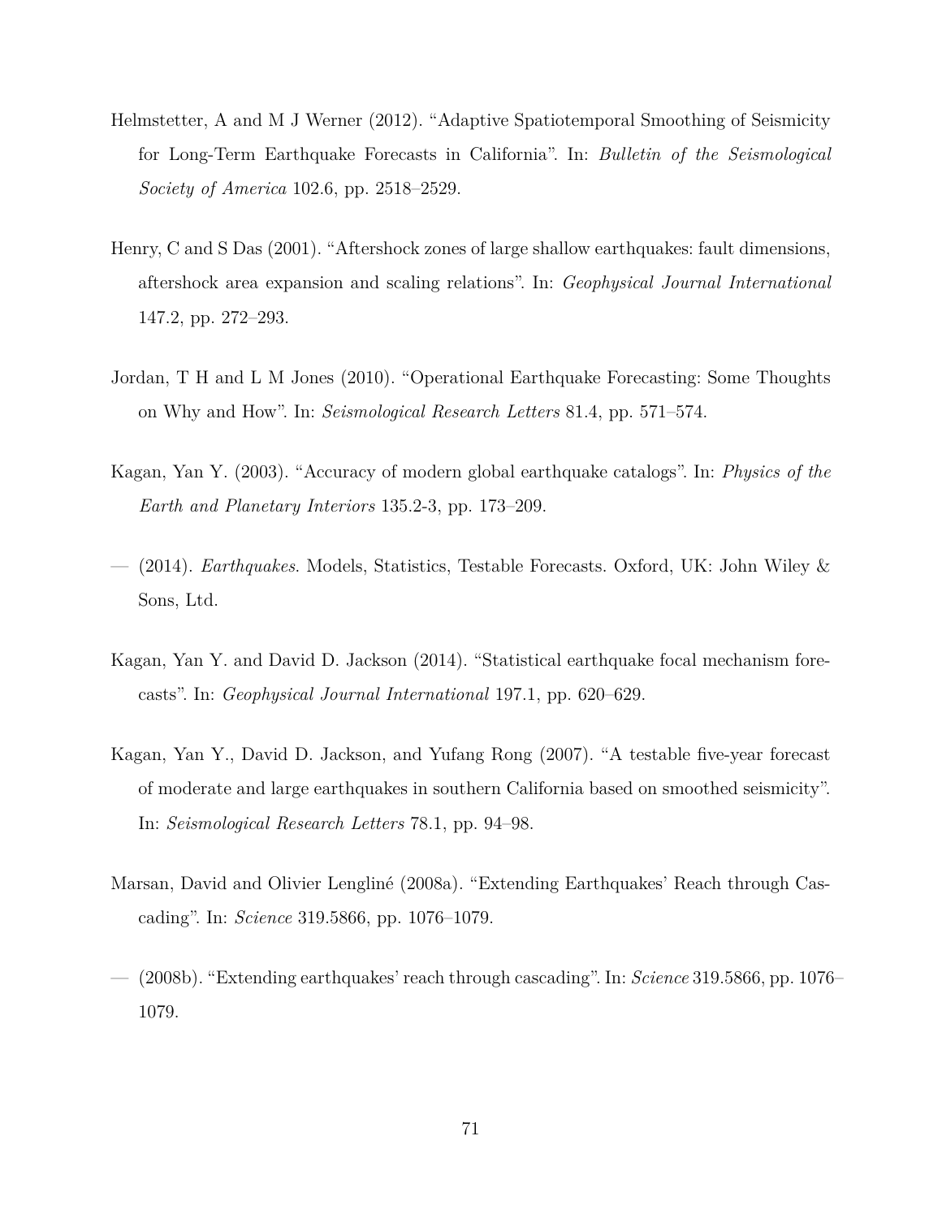Helmstetter, A and M J Werner (2012). "Adaptive Spatiotemporal Smoothing of Seismicity for Long-Term Earthquake Forecasts in California". In: *Bulletin of the Seismological Society of America* 102.6, pp. 2518–2529.

Henry, C and S Das (2001). "Aftershock zones of large shallow earthquakes: fault dimensions, aftershock area expansion and scaling relations". In: *Geophysical Journal International* 147.2, pp. 272–293.

Jordan, T H and L M Jones (2010). "Operational Earthquake Forecasting: Some Thoughts on Why and How". In: *Seismological Research Letters* 81.4, pp. 571–574.

Kagan, Yan Y. (2003). "Accuracy of modern global earthquake catalogs". In: *Physics of the Earth and Planetary Interiors* 135.2-3, pp. 173–209.

— (2014). *Earthquakes*. Models, Statistics, Testable Forecasts. Oxford, UK: John Wiley & Sons, Ltd.

Kagan, Yan Y. and David D. Jackson (2014). "Statistical earthquake focal mechanism forecasts". In: *Geophysical Journal International* 197.1, pp. 620–629.

Kagan, Yan Y., David D. Jackson, and Yufang Rong (2007). "A testable five-year forecast of moderate and large earthquakes in southern California based on smoothed seismicity". In: *Seismological Research Letters* 78.1, pp. 94–98.

Marsan, David and Olivier Lengliné (2008a). "Extending Earthquakes' Reach through Cascading". In: *Science* 319.5866, pp. 1076–1079.

— (2008b). "Extending earthquakes' reach through cascading". In: *Science* 319.5866, pp. 1076–1079.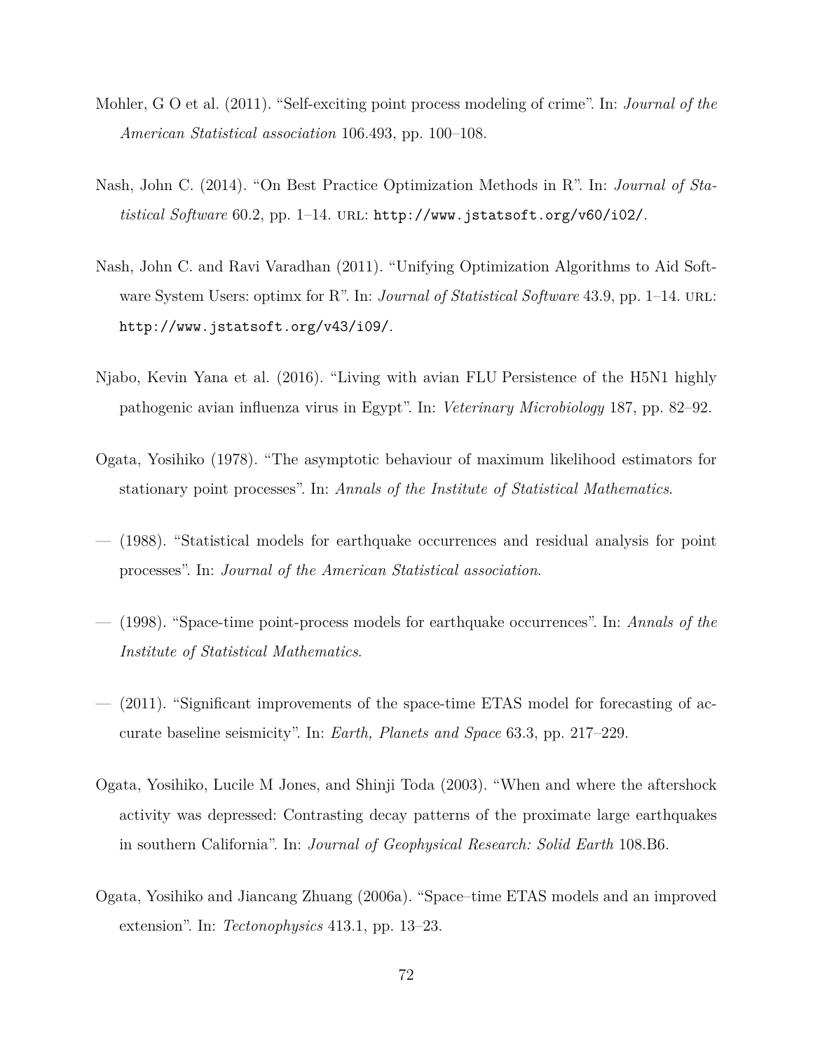Mohler, G O et al. (2011). “Self-exciting point process modeling of crime”. In: *Journal of the American Statistical association* 106.493, pp. 100–108.

Nash, John C. (2014). “On Best Practice Optimization Methods in R”. In: *Journal of Statistical Software* 60.2, pp. 1–14. URL: http://www.jstatsoft.org/v60/i02/.

Nash, John C. and Ravi Varadhan (2011). “Unifying Optimization Algorithms to Aid Software System Users: optimx for R”. In: *Journal of Statistical Software* 43.9, pp. 1–14. URL: http://www.jstatsoft.org/v43/i09/.

Njabo, Kevin Yana et al. (2016). “Living with avian FLU Persistence of the H5N1 highly pathogenic avian influenza virus in Egypt”. In: *Veterinary Microbiology* 187, pp. 82–92.

Ogata, Yosihiko (1978). “The asymptotic behaviour of maximum likelihood estimators for stationary point processes”. In: *Annals of the Institute of Statistical Mathematics*.

— (1988). “Statistical models for earthquake occurrences and residual analysis for point processes”. In: *Journal of the American Statistical association*.

— (1998). “Space-time point-process models for earthquake occurrences”. In: *Annals of the Institute of Statistical Mathematics*.

— (2011). “Significant improvements of the space-time ETAS model for forecasting of accurate baseline seismicity”. In: *Earth, Planets and Space* 63.3, pp. 217–229.

Ogata, Yosihiko, Lucile M Jones, and Shinji Toda (2003). “When and where the aftershock activity was depressed: Contrasting decay patterns of the proximate large earthquakes in southern California”. In: *Journal of Geophysical Research: Solid Earth* 108.B6.

Ogata, Yosihiko and Jiancang Zhuang (2006a). “Space–time ETAS models and an improved extension”. In: *Tectonophysics* 413.1, pp. 13–23.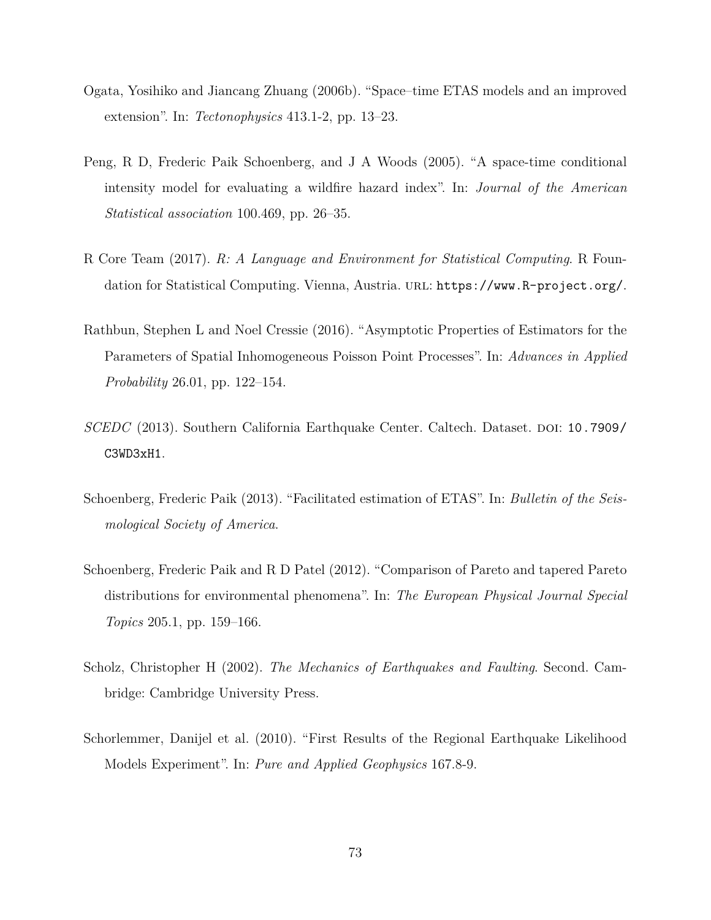Ogata, Yosihiko and Jiancang Zhuang (2006b). "Space–time ETAS models and an improved extension". In: *Tectonophysics* 413.1-2, pp. 13–23.

Peng, R D, Frederic Paik Schoenberg, and J A Woods (2005). "A space-time conditional intensity model for evaluating a wildfire hazard index". In: *Journal of the American Statistical association* 100.469, pp. 26–35.

R Core Team (2017). *R: A Language and Environment for Statistical Computing*. R Foundation for Statistical Computing. Vienna, Austria. URL: `https://www.R-project.org/`.

Rathbun, Stephen L and Noel Cressie (2016). "Asymptotic Properties of Estimators for the Parameters of Spatial Inhomogeneous Poisson Point Processes". In: *Advances in Applied Probability* 26.01, pp. 122–154.

*SCEDC* (2013). Southern California Earthquake Center. Caltech. Dataset. DOI: `10.7909/C3WD3xH1`.

Schoenberg, Frederic Paik (2013). "Facilitated estimation of ETAS". In: *Bulletin of the Seismological Society of America*.

Schoenberg, Frederic Paik and R D Patel (2012). "Comparison of Pareto and tapered Pareto distributions for environmental phenomena". In: *The European Physical Journal Special Topics* 205.1, pp. 159–166.

Scholz, Christopher H (2002). *The Mechanics of Earthquakes and Faulting*. Second. Cambridge: Cambridge University Press.

Schorlemmer, Danijel et al. (2010). "First Results of the Regional Earthquake Likelihood Models Experiment". In: *Pure and Applied Geophysics* 167.8-9.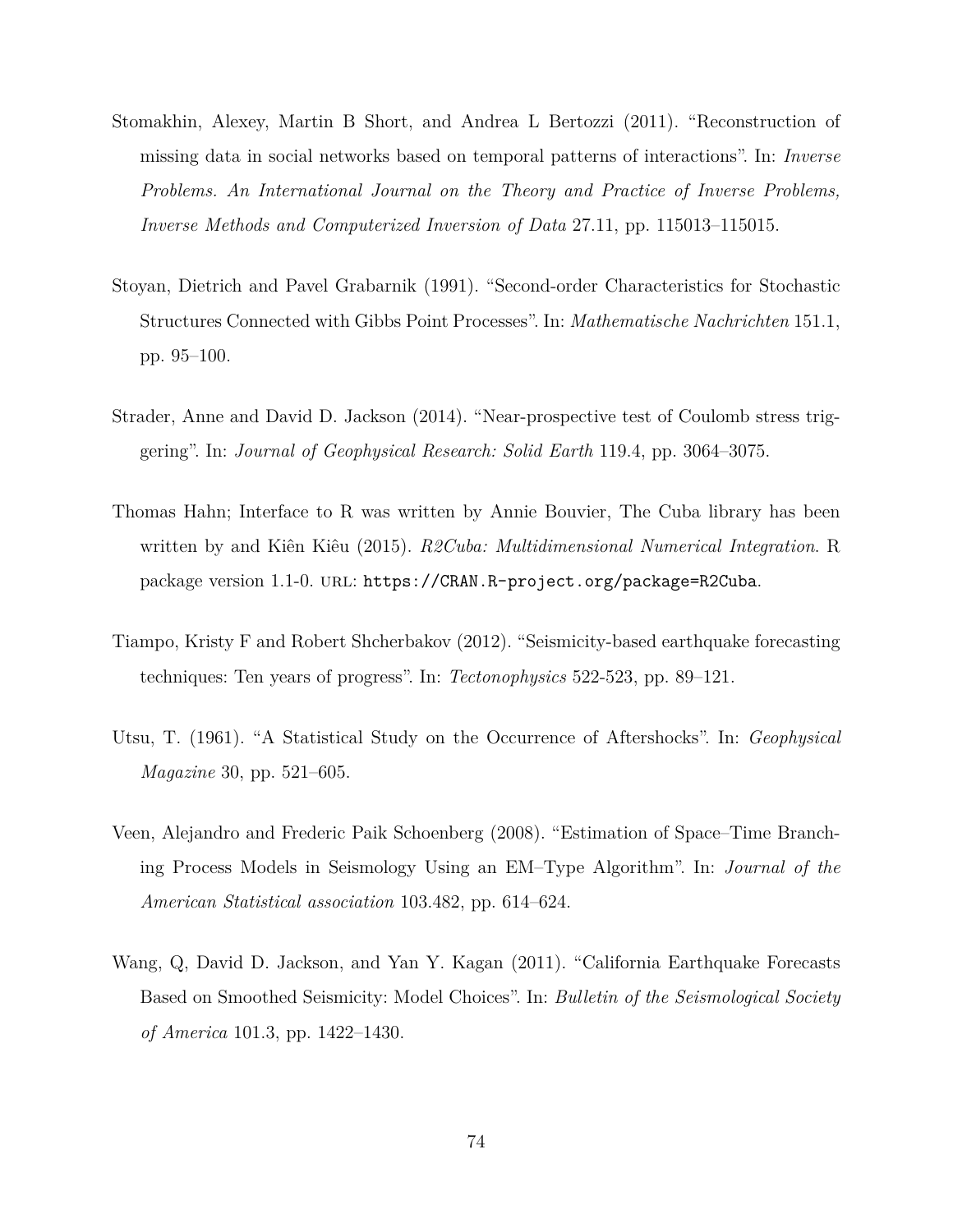Stomakhin, Alexey, Martin B Short, and Andrea L Bertozzi (2011). "Reconstruction of missing data in social networks based on temporal patterns of interactions". In: *Inverse Problems. An International Journal on the Theory and Practice of Inverse Problems, Inverse Methods and Computerized Inversion of Data* 27.11, pp. 115013–115015.

Stoyan, Dietrich and Pavel Grabarnik (1991). "Second-order Characteristics for Stochastic Structures Connected with Gibbs Point Processes". In: *Mathematische Nachrichten* 151.1, pp. 95–100.

Strader, Anne and David D. Jackson (2014). "Near-prospective test of Coulomb stress triggering". In: *Journal of Geophysical Research: Solid Earth* 119.4, pp. 3064–3075.

Thomas Hahn; Interface to R was written by Annie Bouvier, The Cuba library has been written by and Kiên Kiêu (2015). *R2Cuba: Multidimensional Numerical Integration*. R package version 1.1-0. URL: `https://CRAN.R-project.org/package=R2Cuba`.

Tiampo, Kristy F and Robert Shcherbakov (2012). "Seismicity-based earthquake forecasting techniques: Ten years of progress". In: *Tectonophysics* 522-523, pp. 89–121.

Utsu, T. (1961). "A Statistical Study on the Occurrence of Aftershocks". In: *Geophysical Magazine* 30, pp. 521–605.

Veen, Alejandro and Frederic Paik Schoenberg (2008). "Estimation of Space–Time Branching Process Models in Seismology Using an EM–Type Algorithm". In: *Journal of the American Statistical association* 103.482, pp. 614–624.

Wang, Q, David D. Jackson, and Yan Y. Kagan (2011). "California Earthquake Forecasts Based on Smoothed Seismicity: Model Choices". In: *Bulletin of the Seismological Society of America* 101.3, pp. 1422–1430.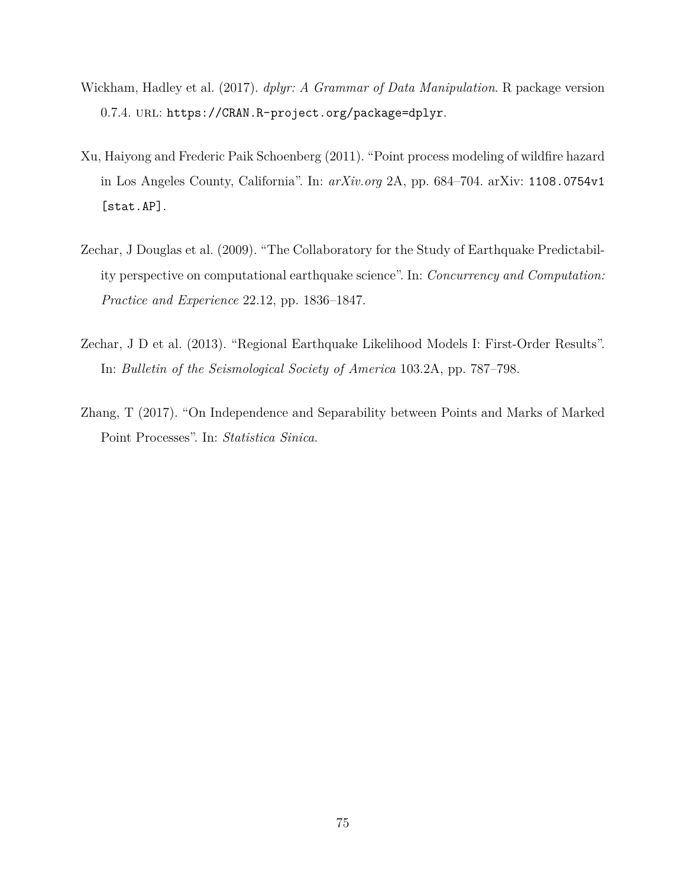Wickham, Hadley et al. (2017). *dplyr: A Grammar of Data Manipulation*. R package version 0.7.4. URL: `https://CRAN.R-project.org/package=dplyr`.

Xu, Haiyong and Frederic Paik Schoenberg (2011). "Point process modeling of wildfire hazard in Los Angeles County, California". In: *arXiv.org* 2A, pp. 684–704. arXiv: `1108.0754v1 [stat.AP]`.

Zechar, J Douglas et al. (2009). "The Collaboratory for the Study of Earthquake Predictability perspective on computational earthquake science". In: *Concurrency and Computation: Practice and Experience* 22.12, pp. 1836–1847.

Zechar, J D et al. (2013). "Regional Earthquake Likelihood Models I: First-Order Results". In: *Bulletin of the Seismological Society of America* 103.2A, pp. 787–798.

Zhang, T (2017). "On Independence and Separability between Points and Marks of Marked Point Processes". In: *Statistica Sinica*.